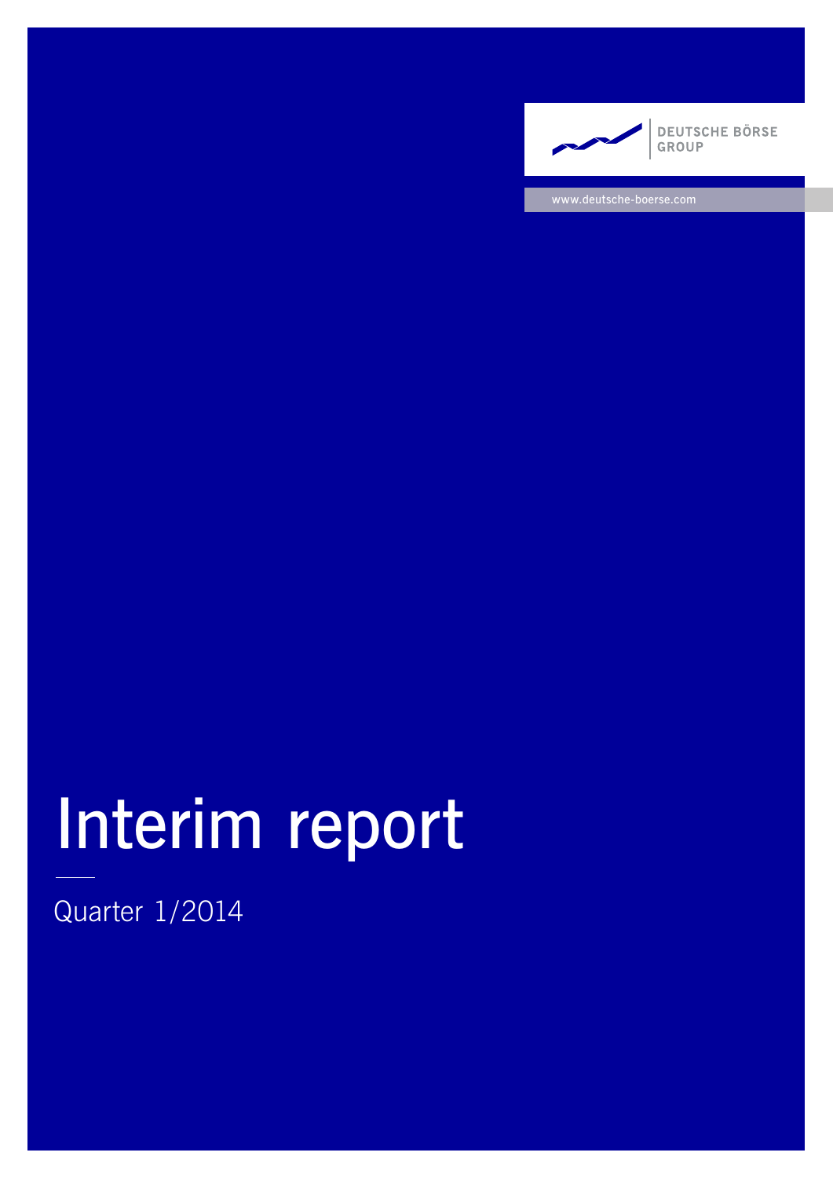DEUTSCHE BÖRSE GROUP

www.deutsche-boerse.com

# Interim report

Quarter 1/2014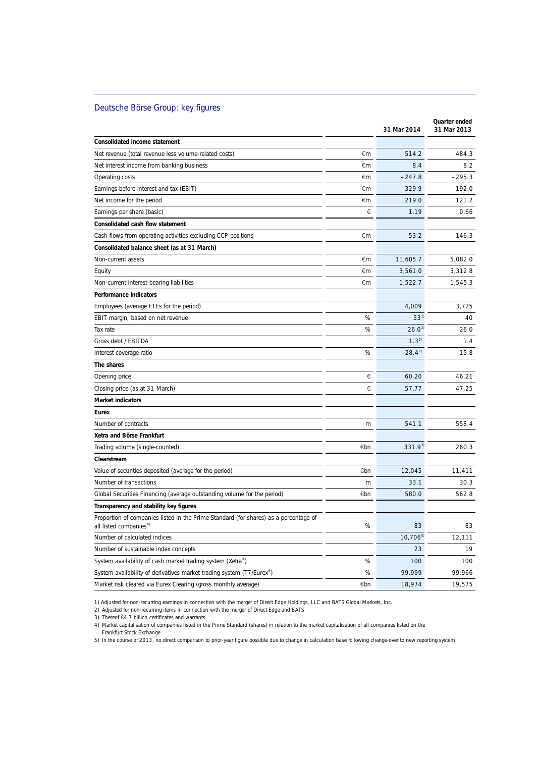## Deutsche Börse Group: key figures

| | | Quarter ended 31 Mar 2014 | 31 Mar 2013 |
|---|---|---|---|
| **Consolidated income statement** | | | |
| Net revenue (total revenue less volume-related costs) | €m | 514.2 | 484.3 |
| Net interest income from banking business | €m | 8.4 | 8.2 |
| Operating costs | €m | –247.8 | –295.3 |
| Earnings before interest and tax (EBIT) | €m | 329.9 | 192.0 |
| Net income for the period | €m | 219.0 | 121.2 |
| Earnings per share (basic) | € | 1.19 | 0.66 |
| **Consolidated cash flow statement** | | | |
| Cash flows from operating activities excluding CCP positions | €m | 53.2 | 146.3 |
| **Consolidated balance sheet (as at 31 March)** | | | |
| Non-current assets | €m | 11,605.7 | 5,082.0 |
| Equity | €m | 3,561.0 | 3,312.8 |
| Non-current interest-bearing liabilities | €m | 1,522.7 | 1,545.3 |
| **Performance indicators** | | | |
| Employees (average FTEs for the period) | | 4,009 | 3,725 |
| EBIT margin, based on net revenue | % | 53[1] | 40 |
| Tax rate | % | 26.0[2] | 26.0 |
| Gross debt / EBITDA | | 1.3[2] | 1.4 |
| Interest coverage ratio | % | 28.4[2] | 15.8 |
| **The shares** | | | |
| Opening price | € | 60.20 | 46.21 |
| Closing price (as at 31 March) | € | 57.77 | 47.25 |
| **Market indicators** | | | |
| **Eurex** | | | |
| Number of contracts | m | 541.1 | 558.4 |
| **Xetra and Börse Frankfurt** | | | |
| Trading volume (single-counted) | €bn | 331.9[3] | 260.3 |
| **Clearstream** | | | |
| Value of securities deposited (average for the period) | €bn | 12,045 | 11,411 |
| Number of transactions | m | 33.1 | 30.3 |
| Global Securities Financing (average outstanding volume for the period) | €bn | 580.0 | 562.8 |
| **Transparency and stability key figures** | | | |
| Proportion of companies listed in the Prime Standard (for shares) as a percentage of all listed companies[4] | % | 83 | 83 |
| Number of calculated indices | | 10,706[5] | 12,111 |
| Number of sustainable index concepts | | 23 | 19 |
| System availability of cash market trading system (Xetra®) | % | 100 | 100 |
| System availability of derivatives market trading system (T7/Eurex®) | % | 99.999 | 99.966 |
| Market risk cleared via Eurex Clearing (gross monthly average) | €bn | 18,974 | 19,575 |

1) Adjusted for non-recurring earnings in connection with the merger of Direct Edge Holdings, LLC and BATS Global Markets, Inc.

2) Adjusted for non-recurring items in connection with the merger of Direct Edge and BATS

3) Thereof €4.7 billion certificates and warrants

4) Market capitalisation of companies listed in the Prime Standard (shares) in relation to the market capitalisation of all companies listed on the Frankfurt Stock Exchange

5) In the course of 2013, no direct comparison to prior-year figure possible due to change in calculation base following change-over to new reporting system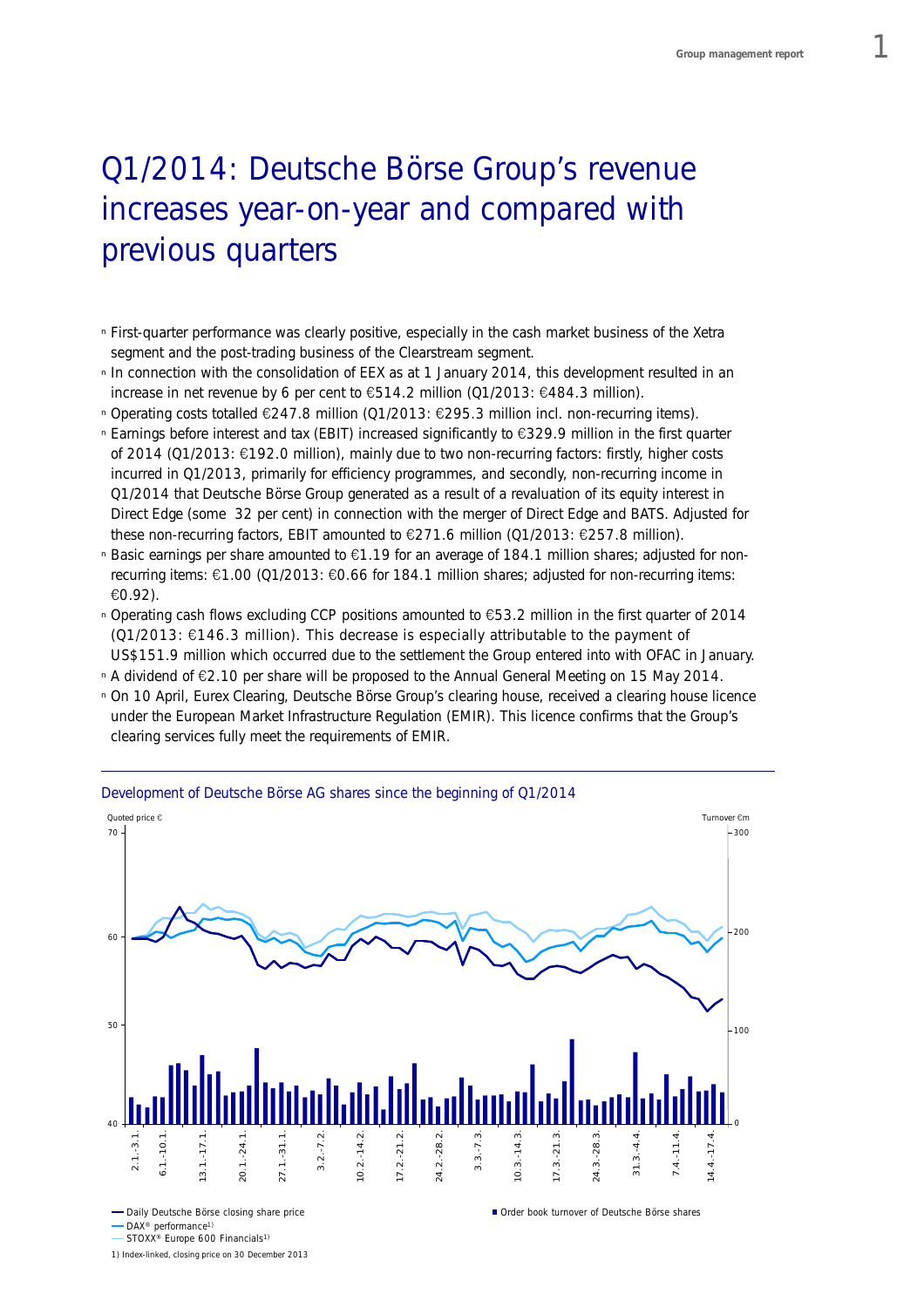# Q1/2014: Deutsche Börse Group's revenue increases year-on-year and compared with previous quarters

- First-quarter performance was clearly positive, especially in the cash market business of the Xetra segment and the post-trading business of the Clearstream segment.
- In connection with the consolidation of EEX as at 1 January 2014, this development resulted in an increase in net revenue by 6 per cent to €514.2 million (Q1/2013: €484.3 million).
- Operating costs totalled €247.8 million (Q1/2013: €295.3 million incl. non-recurring items).
- Earnings before interest and tax (EBIT) increased significantly to €329.9 million in the first quarter of 2014 (Q1/2013: €192.0 million), mainly due to two non-recurring factors: firstly, higher costs incurred in Q1/2013, primarily for efficiency programmes, and secondly, non-recurring income in Q1/2014 that Deutsche Börse Group generated as a result of a revaluation of its equity interest in Direct Edge (some 32 per cent) in connection with the merger of Direct Edge and BATS. Adjusted for these non-recurring factors, EBIT amounted to €271.6 million (Q1/2013: €257.8 million).
- Basic earnings per share amounted to €1.19 for an average of 184.1 million shares; adjusted for non-recurring items: €1.00 (Q1/2013: €0.66 for 184.1 million shares; adjusted for non-recurring items: €0.92).
- Operating cash flows excluding CCP positions amounted to €53.2 million in the first quarter of 2014 (Q1/2013: €146.3 million). This decrease is especially attributable to the payment of US$151.9 million which occurred due to the settlement the Group entered into with OFAC in January.
- A dividend of €2.10 per share will be proposed to the Annual General Meeting on 15 May 2014.
- On 10 April, Eurex Clearing, Deutsche Börse Group's clearing house, received a clearing house licence under the European Market Infrastructure Regulation (EMIR). This licence confirms that the Group's clearing services fully meet the requirements of EMIR.

Development of Deutsche Börse AG shares since the beginning of Q1/2014

Quoted price € / Turnover €m

- Daily Deutsche Börse closing share price
- DAX® performance[1]
- STOXX® Europe 600 Financials[1]
- Order book turnover of Deutsche Börse shares

1) Index-linked, closing price on 30 December 2013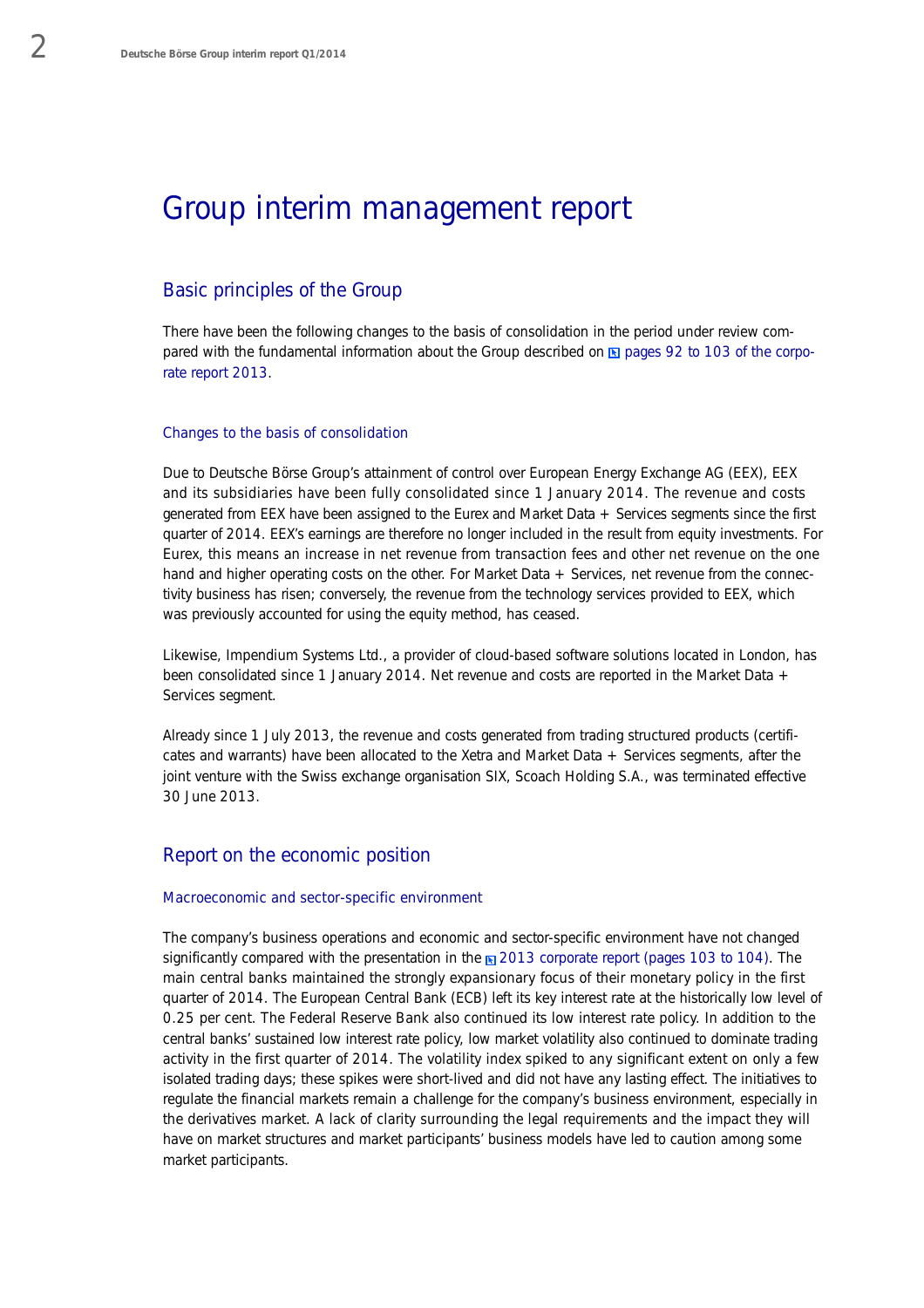# Group interim management report

## Basic principles of the Group

There have been the following changes to the basis of consolidation in the period under review compared with the fundamental information about the Group described on pages 92 to 103 of the corporate report 2013.

### Changes to the basis of consolidation

Due to Deutsche Börse Group's attainment of control over European Energy Exchange AG (EEX), EEX and its subsidiaries have been fully consolidated since 1 January 2014. The revenue and costs generated from EEX have been assigned to the Eurex and Market Data + Services segments since the first quarter of 2014. EEX's earnings are therefore no longer included in the result from equity investments. For Eurex, this means an increase in net revenue from transaction fees and other net revenue on the one hand and higher operating costs on the other. For Market Data + Services, net revenue from the connectivity business has risen; conversely, the revenue from the technology services provided to EEX, which was previously accounted for using the equity method, has ceased.

Likewise, Impendium Systems Ltd., a provider of cloud-based software solutions located in London, has been consolidated since 1 January 2014. Net revenue and costs are reported in the Market Data + Services segment.

Already since 1 July 2013, the revenue and costs generated from trading structured products (certificates and warrants) have been allocated to the Xetra and Market Data + Services segments, after the joint venture with the Swiss exchange organisation SIX, Scoach Holding S.A., was terminated effective 30 June 2013.

## Report on the economic position

### Macroeconomic and sector-specific environment

The company's business operations and economic and sector-specific environment have not changed significantly compared with the presentation in the 2013 corporate report (pages 103 to 104). The main central banks maintained the strongly expansionary focus of their monetary policy in the first quarter of 2014. The European Central Bank (ECB) left its key interest rate at the historically low level of 0.25 per cent. The Federal Reserve Bank also continued its low interest rate policy. In addition to the central banks' sustained low interest rate policy, low market volatility also continued to dominate trading activity in the first quarter of 2014. The volatility index spiked to any significant extent on only a few isolated trading days; these spikes were short-lived and did not have any lasting effect. The initiatives to regulate the financial markets remain a challenge for the company's business environment, especially in the derivatives market. A lack of clarity surrounding the legal requirements and the impact they will have on market structures and market participants' business models have led to caution among some market participants.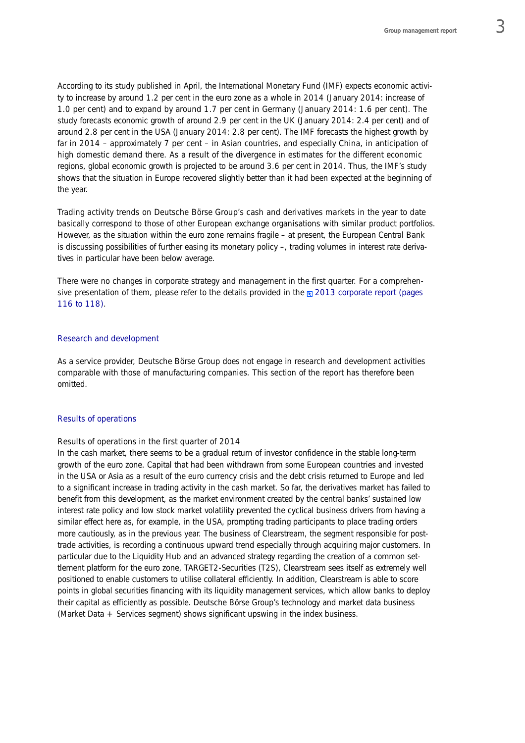According to its study published in April, the International Monetary Fund (IMF) expects economic activity to increase by around 1.2 per cent in the euro zone as a whole in 2014 (January 2014: increase of 1.0 per cent) and to expand by around 1.7 per cent in Germany (January 2014: 1.6 per cent). The study forecasts economic growth of around 2.9 per cent in the UK (January 2014: 2.4 per cent) and of around 2.8 per cent in the USA (January 2014: 2.8 per cent). The IMF forecasts the highest growth by far in 2014 – approximately 7 per cent – in Asian countries, and especially China, in anticipation of high domestic demand there. As a result of the divergence in estimates for the different economic regions, global economic growth is projected to be around 3.6 per cent in 2014. Thus, the IMF's study shows that the situation in Europe recovered slightly better than it had been expected at the beginning of the year.

Trading activity trends on Deutsche Börse Group's cash and derivatives markets in the year to date basically correspond to those of other European exchange organisations with similar product portfolios. However, as the situation within the euro zone remains fragile – at present, the European Central Bank is discussing possibilities of further easing its monetary policy –, trading volumes in interest rate derivatives in particular have been below average.

There were no changes in corporate strategy and management in the first quarter. For a comprehensive presentation of them, please refer to the details provided in the 2013 corporate report (pages 116 to 118).

## Research and development

As a service provider, Deutsche Börse Group does not engage in research and development activities comparable with those of manufacturing companies. This section of the report has therefore been omitted.

## Results of operations

### Results of operations in the first quarter of 2014

In the cash market, there seems to be a gradual return of investor confidence in the stable long-term growth of the euro zone. Capital that had been withdrawn from some European countries and invested in the USA or Asia as a result of the euro currency crisis and the debt crisis returned to Europe and led to a significant increase in trading activity in the cash market. So far, the derivatives market has failed to benefit from this development, as the market environment created by the central banks' sustained low interest rate policy and low stock market volatility prevented the cyclical business drivers from having a similar effect here as, for example, in the USA, prompting trading participants to place trading orders more cautiously, as in the previous year. The business of Clearstream, the segment responsible for post-trade activities, is recording a continuous upward trend especially through acquiring major customers. In particular due to the Liquidity Hub and an advanced strategy regarding the creation of a common settlement platform for the euro zone, TARGET2-Securities (T2S), Clearstream sees itself as extremely well positioned to enable customers to utilise collateral efficiently. In addition, Clearstream is able to score points in global securities financing with its liquidity management services, which allow banks to deploy their capital as efficiently as possible. Deutsche Börse Group's technology and market data business (Market Data + Services segment) shows significant upswing in the index business.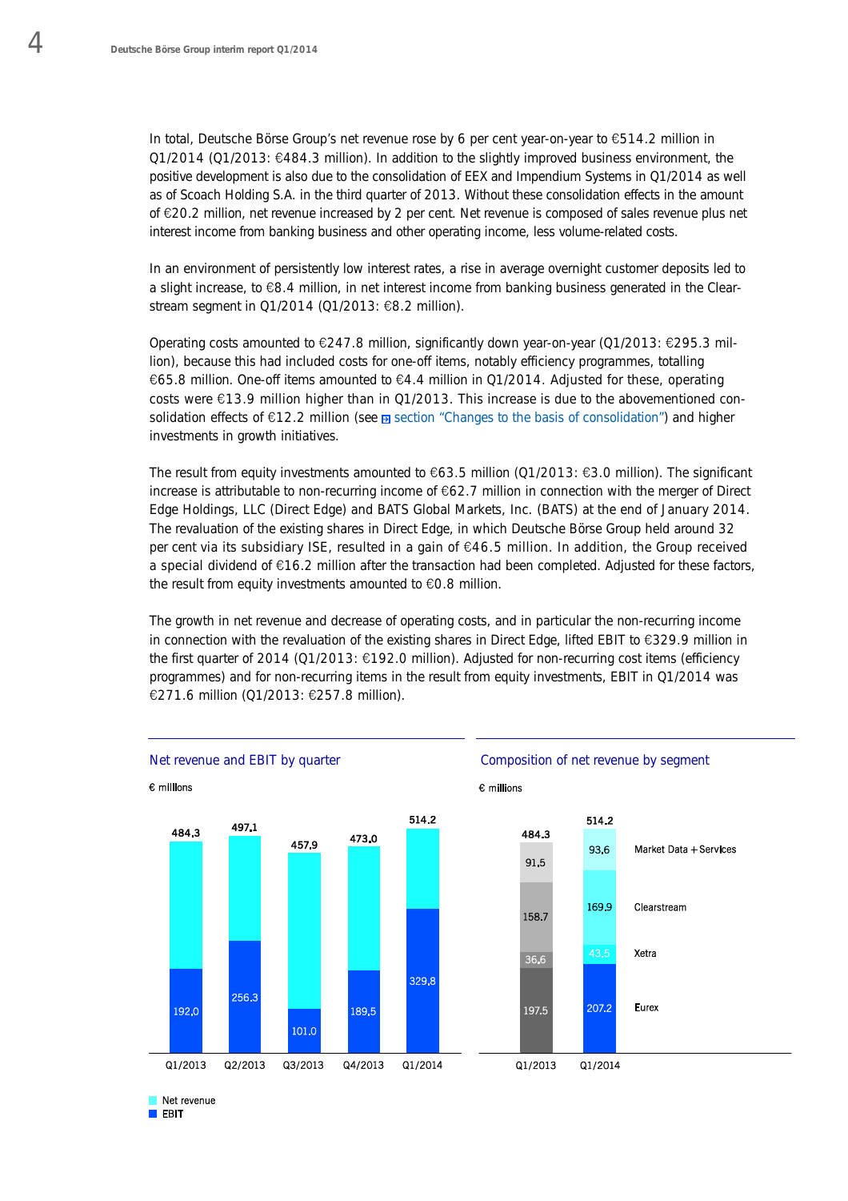In total, Deutsche Börse Group's net revenue rose by 6 per cent year-on-year to €514.2 million in Q1/2014 (Q1/2013: €484.3 million). In addition to the slightly improved business environment, the positive development is also due to the consolidation of EEX and Impendium Systems in Q1/2014 as well as of Scoach Holding S.A. in the third quarter of 2013. Without these consolidation effects in the amount of €20.2 million, net revenue increased by 2 per cent. Net revenue is composed of sales revenue plus net interest income from banking business and other operating income, less volume-related costs.

In an environment of persistently low interest rates, a rise in average overnight customer deposits led to a slight increase, to €8.4 million, in net interest income from banking business generated in the Clearstream segment in Q1/2014 (Q1/2013: €8.2 million).

Operating costs amounted to €247.8 million, significantly down year-on-year (Q1/2013: €295.3 million), because this had included costs for one-off items, notably efficiency programmes, totalling €65.8 million. One-off items amounted to €4.4 million in Q1/2014. Adjusted for these, operating costs were €13.9 million higher than in Q1/2013. This increase is due to the abovementioned consolidation effects of €12.2 million (see section "Changes to the basis of consolidation") and higher investments in growth initiatives.

The result from equity investments amounted to €63.5 million (Q1/2013: €3.0 million). The significant increase is attributable to non-recurring income of €62.7 million in connection with the merger of Direct Edge Holdings, LLC (Direct Edge) and BATS Global Markets, Inc. (BATS) at the end of January 2014. The revaluation of the existing shares in Direct Edge, in which Deutsche Börse Group held around 32 per cent via its subsidiary ISE, resulted in a gain of €46.5 million. In addition, the Group received a special dividend of €16.2 million after the transaction had been completed. Adjusted for these factors, the result from equity investments amounted to €0.8 million.

The growth in net revenue and decrease of operating costs, and in particular the non-recurring income in connection with the revaluation of the existing shares in Direct Edge, lifted EBIT to €329.9 million in the first quarter of 2014 (Q1/2013: €192.0 million). Adjusted for non-recurring cost items (efficiency programmes) and for non-recurring items in the result from equity investments, EBIT in Q1/2014 was €271.6 million (Q1/2013: €257.8 million).

**Net revenue and EBIT by quarter**

€ millions

| | Q1/2013 | Q2/2013 | Q3/2013 | Q4/2013 | Q1/2014 |
|---|---|---|---|---|---|
| Net revenue | 484.3 | 497.1 | 457.9 | 473.0 | 514.2 |
| EBIT | 192.0 | 256.3 | 101.0 | 189.5 | 329.8 |

**Composition of net revenue by segment**

€ millions

| | Q1/2013 | Q1/2014 |
|---|---|---|
| Market Data + Services | 91.5 | 93.6 |
| Clearstream | 158.7 | 169.9 |
| Xetra | 36.6 | 43.5 |
| Eurex | 197.5 | 207.2 |
| Total | 484.3 | 514.2 |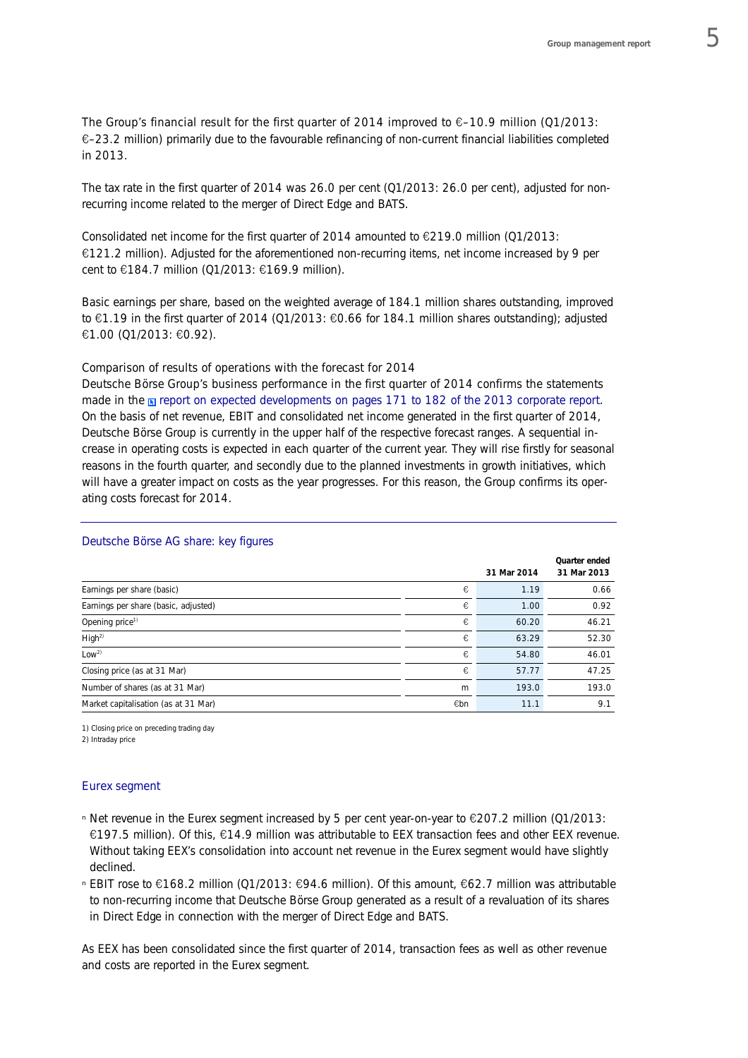The Group's financial result for the first quarter of 2014 improved to €–10.9 million (Q1/2013: €–23.2 million) primarily due to the favourable refinancing of non-current financial liabilities completed in 2013.

The tax rate in the first quarter of 2014 was 26.0 per cent (Q1/2013: 26.0 per cent), adjusted for non-recurring income related to the merger of Direct Edge and BATS.

Consolidated net income for the first quarter of 2014 amounted to €219.0 million (Q1/2013: €121.2 million). Adjusted for the aforementioned non-recurring items, net income increased by 9 per cent to €184.7 million (Q1/2013: €169.9 million).

Basic earnings per share, based on the weighted average of 184.1 million shares outstanding, improved to €1.19 in the first quarter of 2014 (Q1/2013: €0.66 for 184.1 million shares outstanding); adjusted €1.00 (Q1/2013: €0.92).

Comparison of results of operations with the forecast for 2014

Deutsche Börse Group's business performance in the first quarter of 2014 confirms the statements made in the report on expected developments on pages 171 to 182 of the 2013 corporate report. On the basis of net revenue, EBIT and consolidated net income generated in the first quarter of 2014, Deutsche Börse Group is currently in the upper half of the respective forecast ranges. A sequential increase in operating costs is expected in each quarter of the current year. They will rise firstly for seasonal reasons in the fourth quarter, and secondly due to the planned investments in growth initiatives, which will have a greater impact on costs as the year progresses. For this reason, the Group confirms its operating costs forecast for 2014.

## Deutsche Börse AG share: key figures

| | | Quarter ended 31 Mar 2014 | 31 Mar 2013 |
|---|---|---|---|
| Earnings per share (basic) | € | 1.19 | 0.66 |
| Earnings per share (basic, adjusted) | € | 1.00 | 0.92 |
| Opening price[1] | € | 60.20 | 46.21 |
| High[2] | € | 63.29 | 52.30 |
| Low[2] | € | 54.80 | 46.01 |
| Closing price (as at 31 Mar) | € | 57.77 | 47.25 |
| Number of shares (as at 31 Mar) | m | 193.0 | 193.0 |
| Market capitalisation (as at 31 Mar) | €bn | 11.1 | 9.1 |

1) Closing price on preceding trading day
2) Intraday price

## Eurex segment

- Net revenue in the Eurex segment increased by 5 per cent year-on-year to €207.2 million (Q1/2013: €197.5 million). Of this, €14.9 million was attributable to EEX transaction fees and other EEX revenue. Without taking EEX's consolidation into account net revenue in the Eurex segment would have slightly declined.
- EBIT rose to €168.2 million (Q1/2013: €94.6 million). Of this amount, €62.7 million was attributable to non-recurring income that Deutsche Börse Group generated as a result of a revaluation of its shares in Direct Edge in connection with the merger of Direct Edge and BATS.

As EEX has been consolidated since the first quarter of 2014, transaction fees as well as other revenue and costs are reported in the Eurex segment.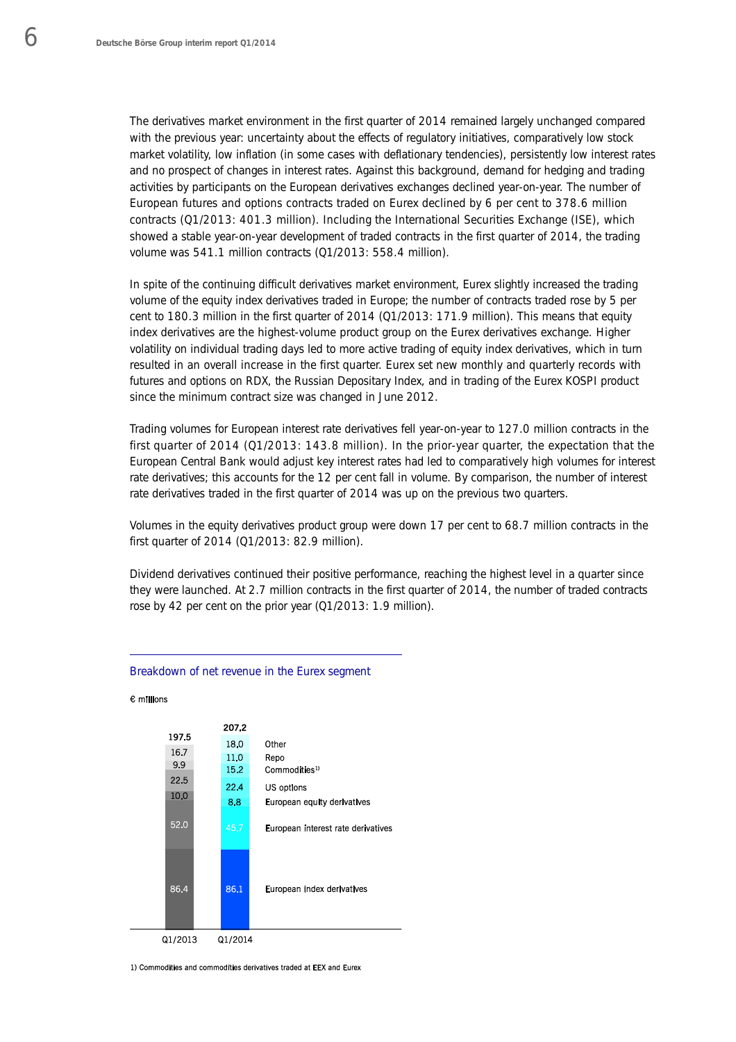The derivatives market environment in the first quarter of 2014 remained largely unchanged compared with the previous year: uncertainty about the effects of regulatory initiatives, comparatively low stock market volatility, low inflation (in some cases with deflationary tendencies), persistently low interest rates and no prospect of changes in interest rates. Against this background, demand for hedging and trading activities by participants on the European derivatives exchanges declined year-on-year. The number of European futures and options contracts traded on Eurex declined by 6 per cent to 378.6 million contracts (Q1/2013: 401.3 million). Including the International Securities Exchange (ISE), which showed a stable year-on-year development of traded contracts in the first quarter of 2014, the trading volume was 541.1 million contracts (Q1/2013: 558.4 million).

In spite of the continuing difficult derivatives market environment, Eurex slightly increased the trading volume of the equity index derivatives traded in Europe; the number of contracts traded rose by 5 per cent to 180.3 million in the first quarter of 2014 (Q1/2013: 171.9 million). This means that equity index derivatives are the highest-volume product group on the Eurex derivatives exchange. Higher volatility on individual trading days led to more active trading of equity index derivatives, which in turn resulted in an overall increase in the first quarter. Eurex set new monthly and quarterly records with futures and options on RDX, the Russian Depositary Index, and in trading of the Eurex KOSPI product since the minimum contract size was changed in June 2012.

Trading volumes for European interest rate derivatives fell year-on-year to 127.0 million contracts in the first quarter of 2014 (Q1/2013: 143.8 million). In the prior-year quarter, the expectation that the European Central Bank would adjust key interest rates had led to comparatively high volumes for interest rate derivatives; this accounts for the 12 per cent fall in volume. By comparison, the number of interest rate derivatives traded in the first quarter of 2014 was up on the previous two quarters.

Volumes in the equity derivatives product group were down 17 per cent to 68.7 million contracts in the first quarter of 2014 (Q1/2013: 82.9 million).

Dividend derivatives continued their positive performance, reaching the highest level in a quarter since they were launched. At 2.7 million contracts in the first quarter of 2014, the number of traded contracts rose by 42 per cent on the prior year (Q1/2013: 1.9 million).

### Breakdown of net revenue in the Eurex segment

€ millions

| | Q1/2013 | Q1/2014 |
|---|---|---|
| Other | 16.7 | 18.0 |
| Repo | 9.9 | 11.0 |
| Commodities[1] | – | 15.2 |
| US options | 22.5 | 22.4 |
| European equity derivatives | 10.0 | 8.8 |
| European interest rate derivatives | 52.0 | 45.7 |
| European index derivatives | 86.4 | 86.1 |
| **Total** | **197.5** | **207.2** |

1) Commodities and commodities derivatives traded at EEX and Eurex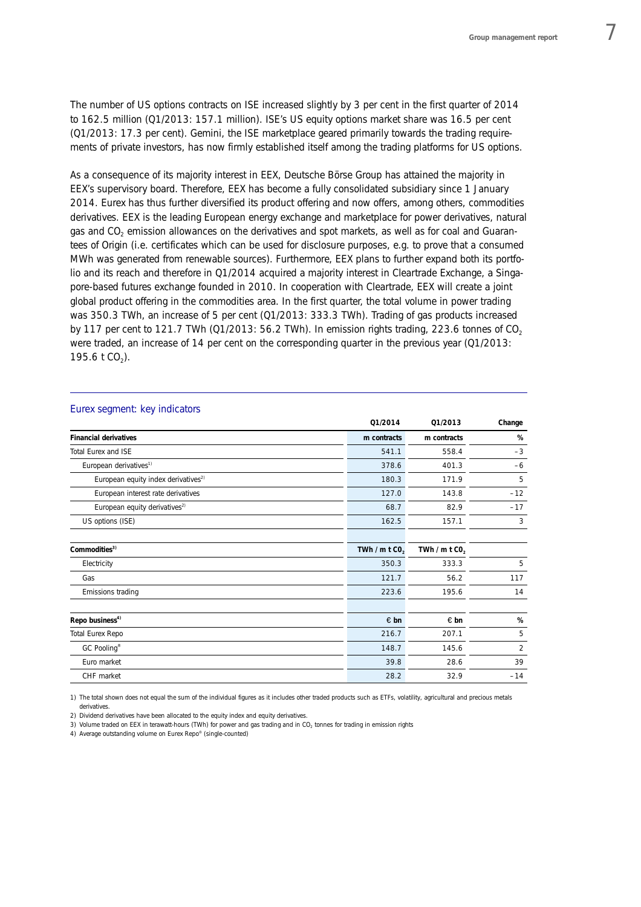The number of US options contracts on ISE increased slightly by 3 per cent in the first quarter of 2014 to 162.5 million (Q1/2013: 157.1 million). ISE's US equity options market share was 16.5 per cent (Q1/2013: 17.3 per cent). Gemini, the ISE marketplace geared primarily towards the trading requirements of private investors, has now firmly established itself among the trading platforms for US options.

As a consequence of its majority interest in EEX, Deutsche Börse Group has attained the majority in EEX's supervisory board. Therefore, EEX has become a fully consolidated subsidiary since 1 January 2014. Eurex has thus further diversified its product offering and now offers, among others, commodities derivatives. EEX is the leading European energy exchange and marketplace for power derivatives, natural gas and $CO_2$ emission allowances on the derivatives and spot markets, as well as for coal and Guarantees of Origin (i.e. certificates which can be used for disclosure purposes, e.g. to prove that a consumed MWh was generated from renewable sources). Furthermore, EEX plans to further expand both its portfolio and its reach and therefore in Q1/2014 acquired a majority interest in Cleartrade Exchange, a Singapore-based futures exchange founded in 2010. In cooperation with Cleartrade, EEX will create a joint global product offering in the commodities area. In the first quarter, the total volume in power trading was 350.3 TWh, an increase of 5 per cent (Q1/2013: 333.3 TWh). Trading of gas products increased by 117 per cent to 121.7 TWh (Q1/2013: 56.2 TWh). In emission rights trading, 223.6 tonnes of $CO_2$ were traded, an increase of 14 per cent on the corresponding quarter in the previous year (Q1/2013: 195.6 t $CO_2$).

## Eurex segment: key indicators

| | Q1/2014 | Q1/2013 | Change |
|---|---|---|---|
| **Financial derivatives** | **m contracts** | **m contracts** | **%** |
| Total Eurex and ISE | 541.1 | 558.4 | –3 |
| European derivatives[1] | 378.6 | 401.3 | –6 |
| European equity index derivatives[2] | 180.3 | 171.9 | 5 |
| European interest rate derivatives | 127.0 | 143.8 | –12 |
| European equity derivatives[2] | 68.7 | 82.9 | –17 |
| US options (ISE) | 162.5 | 157.1 | 3 |
| | | | |
| **Commodities[3]** | **TWh / m t $CO_2$** | **TWh / m t $CO_2$** | |
| Electricity | 350.3 | 333.3 | 5 |
| Gas | 121.7 | 56.2 | 117 |
| Emissions trading | 223.6 | 195.6 | 14 |
| | | | |
| **Repo business[4]** | **€ bn** | **€ bn** | **%** |
| Total Eurex Repo | 216.7 | 207.1 | 5 |
| GC Pooling® | 148.7 | 145.6 | 2 |
| Euro market | 39.8 | 28.6 | 39 |
| CHF market | 28.2 | 32.9 | –14 |

1) The total shown does not equal the sum of the individual figures as it includes other traded products such as ETFs, volatility, agricultural and precious metals derivatives.

2) Dividend derivatives have been allocated to the equity index and equity derivatives.

3) Volume traded on EEX in terawatt-hours (TWh) for power and gas trading and in $CO_2$ tonnes for trading in emission rights

4) Average outstanding volume on Eurex Repo® (single-counted)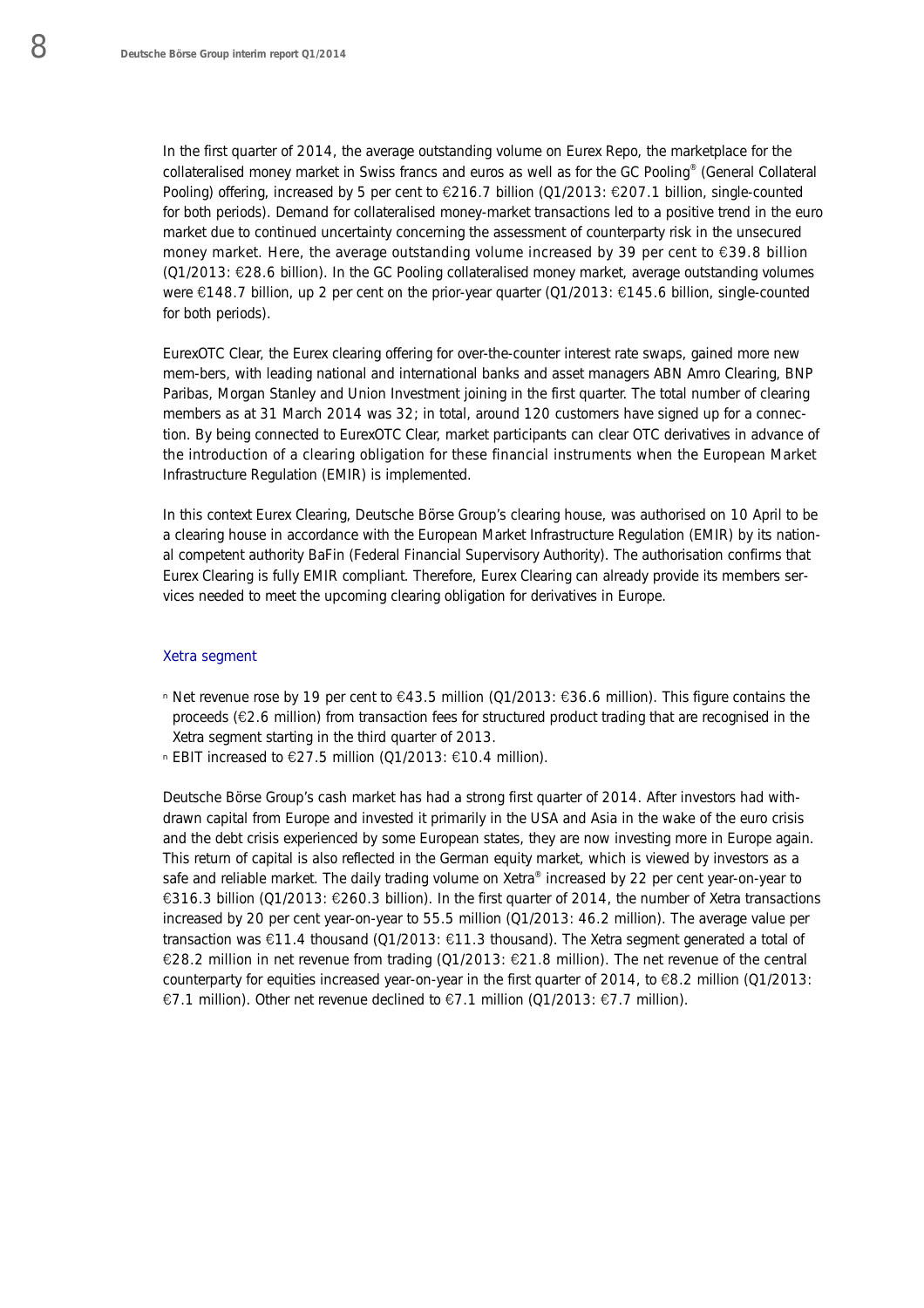In the first quarter of 2014, the average outstanding volume on Eurex Repo, the marketplace for the collateralised money market in Swiss francs and euros as well as for the GC Pooling® (General Collateral Pooling) offering, increased by 5 per cent to €216.7 billion (Q1/2013: €207.1 billion, single-counted for both periods). Demand for collateralised money-market transactions led to a positive trend in the euro market due to continued uncertainty concerning the assessment of counterparty risk in the unsecured money market. Here, the average outstanding volume increased by 39 per cent to €39.8 billion (Q1/2013: €28.6 billion). In the GC Pooling collateralised money market, average outstanding volumes were €148.7 billion, up 2 per cent on the prior-year quarter (Q1/2013: €145.6 billion, single-counted for both periods).

EurexOTC Clear, the Eurex clearing offering for over-the-counter interest rate swaps, gained more new mem-bers, with leading national and international banks and asset managers ABN Amro Clearing, BNP Paribas, Morgan Stanley and Union Investment joining in the first quarter. The total number of clearing members as at 31 March 2014 was 32; in total, around 120 customers have signed up for a connection. By being connected to EurexOTC Clear, market participants can clear OTC derivatives in advance of the introduction of a clearing obligation for these financial instruments when the European Market Infrastructure Regulation (EMIR) is implemented.

In this context Eurex Clearing, Deutsche Börse Group's clearing house, was authorised on 10 April to be a clearing house in accordance with the European Market Infrastructure Regulation (EMIR) by its national competent authority BaFin (Federal Financial Supervisory Authority). The authorisation confirms that Eurex Clearing is fully EMIR compliant. Therefore, Eurex Clearing can already provide its members services needed to meet the upcoming clearing obligation for derivatives in Europe.

### Xetra segment

- Net revenue rose by 19 per cent to €43.5 million (Q1/2013: €36.6 million). This figure contains the proceeds (€2.6 million) from transaction fees for structured product trading that are recognised in the Xetra segment starting in the third quarter of 2013.
- EBIT increased to €27.5 million (Q1/2013: €10.4 million).

Deutsche Börse Group's cash market has had a strong first quarter of 2014. After investors had withdrawn capital from Europe and invested it primarily in the USA and Asia in the wake of the euro crisis and the debt crisis experienced by some European states, they are now investing more in Europe again. This return of capital is also reflected in the German equity market, which is viewed by investors as a safe and reliable market. The daily trading volume on Xetra® increased by 22 per cent year-on-year to €316.3 billion (Q1/2013: €260.3 billion). In the first quarter of 2014, the number of Xetra transactions increased by 20 per cent year-on-year to 55.5 million (Q1/2013: 46.2 million). The average value per transaction was €11.4 thousand (Q1/2013: €11.3 thousand). The Xetra segment generated a total of €28.2 million in net revenue from trading (Q1/2013: €21.8 million). The net revenue of the central counterparty for equities increased year-on-year in the first quarter of 2014, to €8.2 million (Q1/2013: €7.1 million). Other net revenue declined to €7.1 million (Q1/2013: €7.7 million).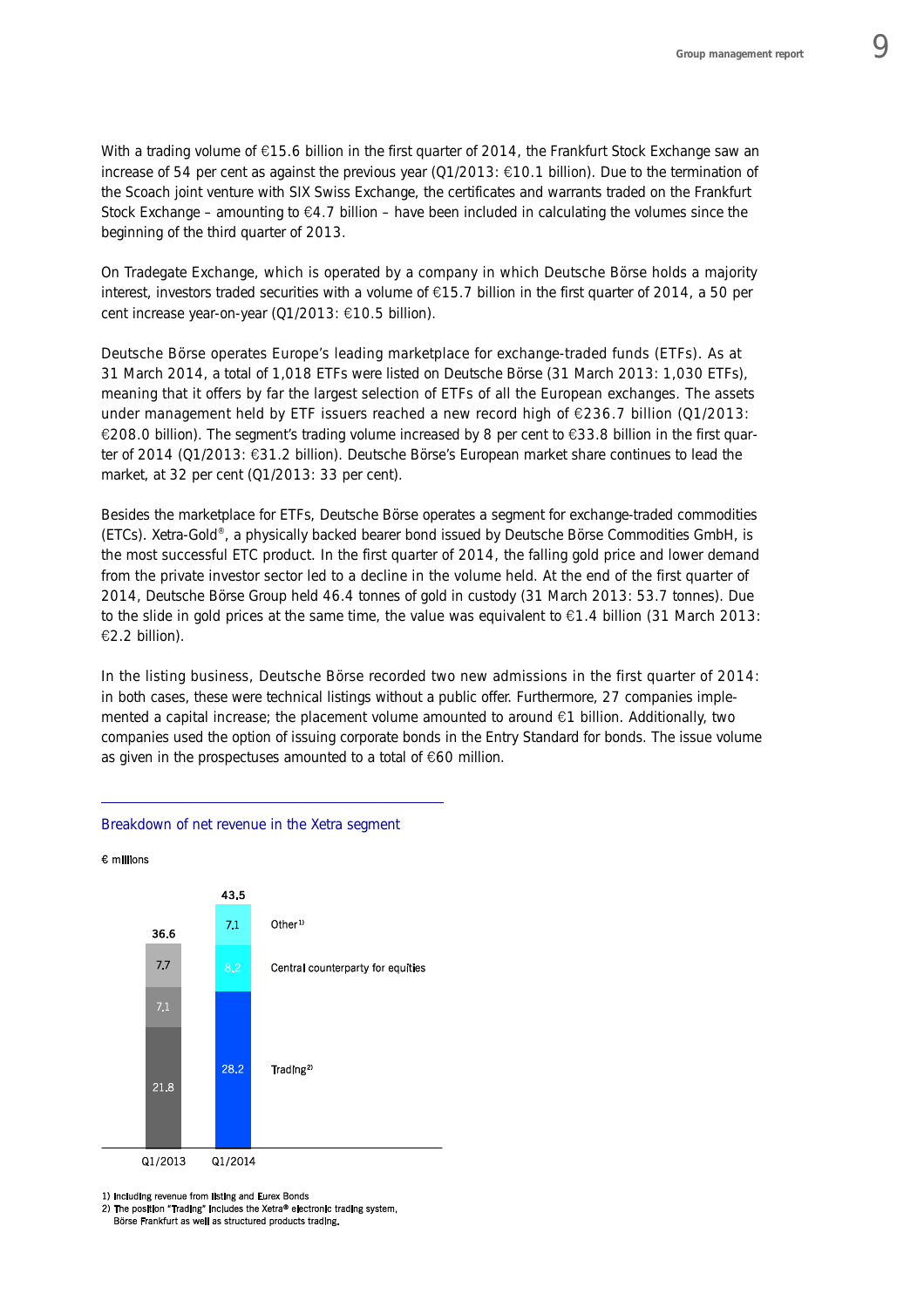With a trading volume of €15.6 billion in the first quarter of 2014, the Frankfurt Stock Exchange saw an increase of 54 per cent as against the previous year (Q1/2013: €10.1 billion). Due to the termination of the Scoach joint venture with SIX Swiss Exchange, the certificates and warrants traded on the Frankfurt Stock Exchange – amounting to €4.7 billion – have been included in calculating the volumes since the beginning of the third quarter of 2013.

On Tradegate Exchange, which is operated by a company in which Deutsche Börse holds a majority interest, investors traded securities with a volume of €15.7 billion in the first quarter of 2014, a 50 per cent increase year-on-year (Q1/2013: €10.5 billion).

Deutsche Börse operates Europe's leading marketplace for exchange-traded funds (ETFs). As at 31 March 2014, a total of 1,018 ETFs were listed on Deutsche Börse (31 March 2013: 1,030 ETFs), meaning that it offers by far the largest selection of ETFs of all the European exchanges. The assets under management held by ETF issuers reached a new record high of €236.7 billion (Q1/2013: €208.0 billion). The segment's trading volume increased by 8 per cent to €33.8 billion in the first quarter of 2014 (Q1/2013: €31.2 billion). Deutsche Börse's European market share continues to lead the market, at 32 per cent (Q1/2013: 33 per cent).

Besides the marketplace for ETFs, Deutsche Börse operates a segment for exchange-traded commodities (ETCs). Xetra-Gold®, a physically backed bearer bond issued by Deutsche Börse Commodities GmbH, is the most successful ETC product. In the first quarter of 2014, the falling gold price and lower demand from the private investor sector led to a decline in the volume held. At the end of the first quarter of 2014, Deutsche Börse Group held 46.4 tonnes of gold in custody (31 March 2013: 53.7 tonnes). Due to the slide in gold prices at the same time, the value was equivalent to €1.4 billion (31 March 2013: €2.2 billion).

In the listing business, Deutsche Börse recorded two new admissions in the first quarter of 2014: in both cases, these were technical listings without a public offer. Furthermore, 27 companies implemented a capital increase; the placement volume amounted to around €1 billion. Additionally, two companies used the option of issuing corporate bonds in the Entry Standard for bonds. The issue volume as given in the prospectuses amounted to a total of €60 million.

**Breakdown of net revenue in the Xetra segment**

€ millions

| | Q1/2013 | Q1/2014 |
|---|---|---|
| Other[1] | 7.7 | 7.1 |
| Central counterparty for equities | 7.1 | 8.2 |
| Trading[2] | 21.8 | 28.2 |
| Total | 36.6 | 43.5 |

1) Including revenue from listing and Eurex Bonds
2) The position "Trading" includes the Xetra® electronic trading system, Börse Frankfurt as well as structured products trading.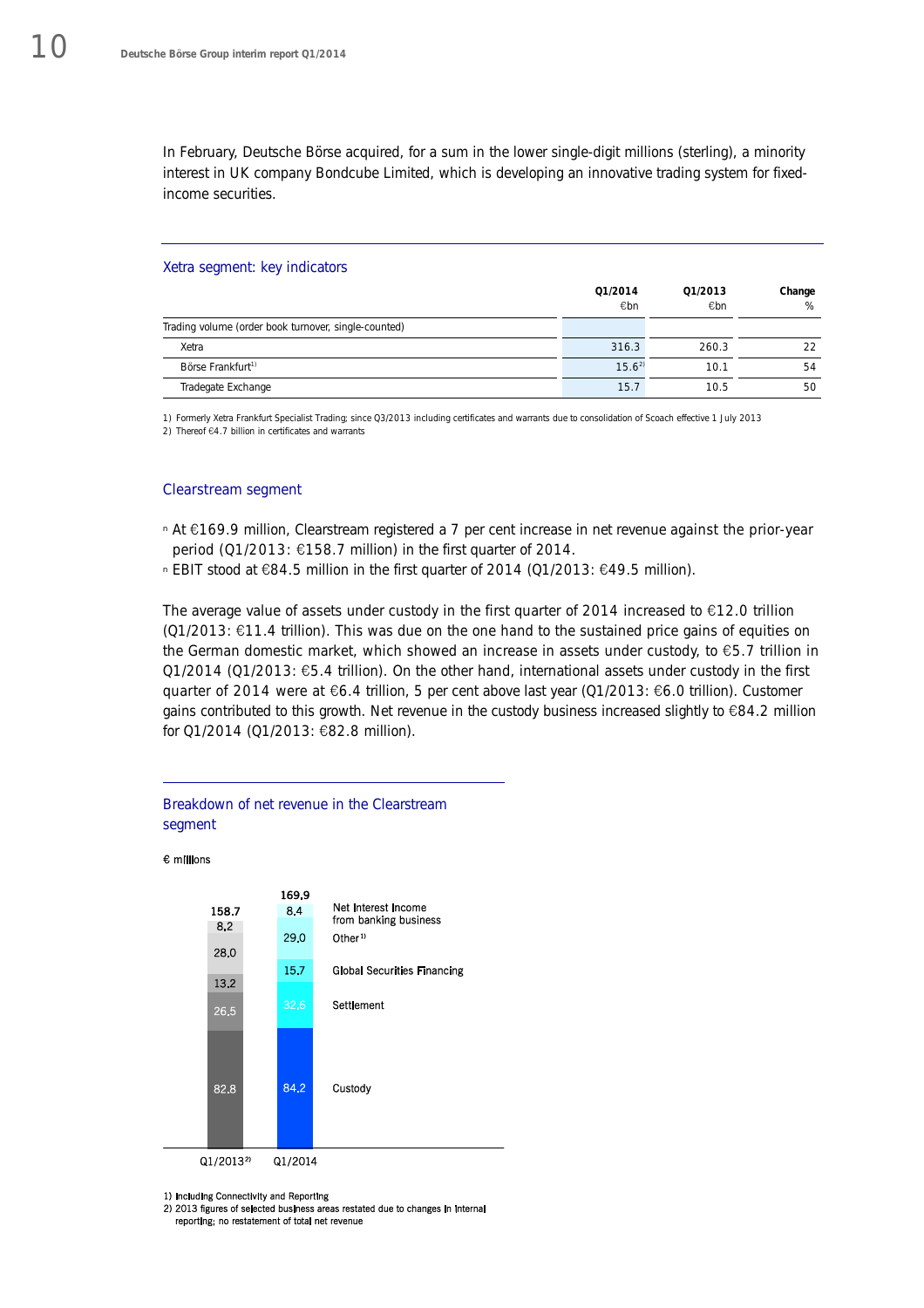In February, Deutsche Börse acquired, for a sum in the lower single-digit millions (sterling), a minority interest in UK company Bondcube Limited, which is developing an innovative trading system for fixed-income securities.

### Xetra segment: key indicators

| | Q1/2014 €bn | Q1/2013 €bn | Change % |
|---|---|---|---|
| Trading volume (order book turnover, single-counted) | | | |
| Xetra | 316.3 | 260.3 | 22 |
| Börse Frankfurt[1)] | 15.6[2)] | 10.1 | 54 |
| Tradegate Exchange | 15.7 | 10.5 | 50 |

1) Formerly Xetra Frankfurt Specialist Trading; since Q3/2013 including certificates and warrants due to consolidation of Scoach effective 1 July 2013
2) Thereof €4.7 billion in certificates and warrants

## Clearstream segment

- At €169.9 million, Clearstream registered a 7 per cent increase in net revenue against the prior-year period (Q1/2013: €158.7 million) in the first quarter of 2014.
- EBIT stood at €84.5 million in the first quarter of 2014 (Q1/2013: €49.5 million).

The average value of assets under custody in the first quarter of 2014 increased to €12.0 trillion (Q1/2013: €11.4 trillion). This was due on the one hand to the sustained price gains of equities on the German domestic market, which showed an increase in assets under custody, to €5.7 trillion in Q1/2014 (Q1/2013: €5.4 trillion). On the other hand, international assets under custody in the first quarter of 2014 were at €6.4 trillion, 5 per cent above last year (Q1/2013: €6.0 trillion). Customer gains contributed to this growth. Net revenue in the custody business increased slightly to €84.2 million for Q1/2014 (Q1/2013: €82.8 million).

### Breakdown of net revenue in the Clearstream segment

€ millions

| | Q1/2013[2)] | Q1/2014 |
|---|---|---|
| Net Interest Income from banking business | 8.2 | 8.4 |
| Other[1)] | 28.0 | 29.0 |
| Global Securities Financing | 13.2 | 15.7 |
| Settlement | 26.5 | 32.6 |
| Custody | 82.8 | 84.2 |
| Total | 158.7 | 169.9 |

1) Including Connectivity and Reporting
2) 2013 figures of selected business areas restated due to changes in internal reporting; no restatement of total net revenue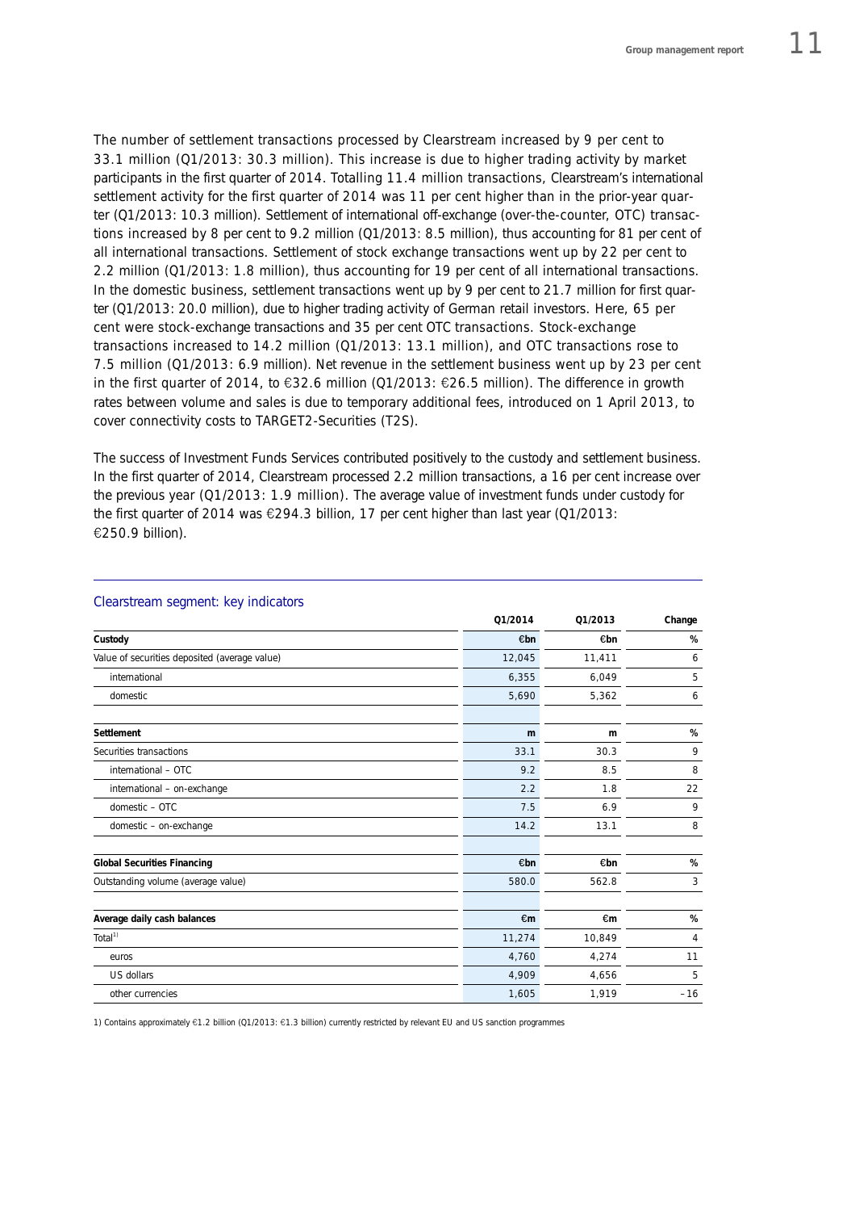The number of settlement transactions processed by Clearstream increased by 9 per cent to 33.1 million (Q1/2013: 30.3 million). This increase is due to higher trading activity by market participants in the first quarter of 2014. Totalling 11.4 million transactions, Clearstream's international settlement activity for the first quarter of 2014 was 11 per cent higher than in the prior-year quarter (Q1/2013: 10.3 million). Settlement of international off-exchange (over-the-counter, OTC) transactions increased by 8 per cent to 9.2 million (Q1/2013: 8.5 million), thus accounting for 81 per cent of all international transactions. Settlement of stock exchange transactions went up by 22 per cent to 2.2 million (Q1/2013: 1.8 million), thus accounting for 19 per cent of all international transactions. In the domestic business, settlement transactions went up by 9 per cent to 21.7 million for first quarter (Q1/2013: 20.0 million), due to higher trading activity of German retail investors. Here, 65 per cent were stock-exchange transactions and 35 per cent OTC transactions. Stock-exchange transactions increased to 14.2 million (Q1/2013: 13.1 million), and OTC transactions rose to 7.5 million (Q1/2013: 6.9 million). Net revenue in the settlement business went up by 23 per cent in the first quarter of 2014, to €32.6 million (Q1/2013: €26.5 million). The difference in growth rates between volume and sales is due to temporary additional fees, introduced on 1 April 2013, to cover connectivity costs to TARGET2-Securities (T2S).

The success of Investment Funds Services contributed positively to the custody and settlement business. In the first quarter of 2014, Clearstream processed 2.2 million transactions, a 16 per cent increase over the previous year (Q1/2013: 1.9 million). The average value of investment funds under custody for the first quarter of 2014 was €294.3 billion, 17 per cent higher than last year (Q1/2013: €250.9 billion).

## Clearstream segment: key indicators

| | Q1/2014 | Q1/2013 | Change |
|---|---|---|---|
| **Custody** | **€bn** | **€bn** | **%** |
| Value of securities deposited (average value) | 12,045 | 11,411 | 6 |
| international | 6,355 | 6,049 | 5 |
| domestic | 5,690 | 5,362 | 6 |
| | | | |
| **Settlement** | **m** | **m** | **%** |
| Securities transactions | 33.1 | 30.3 | 9 |
| international – OTC | 9.2 | 8.5 | 8 |
| international – on-exchange | 2.2 | 1.8 | 22 |
| domestic – OTC | 7.5 | 6.9 | 9 |
| domestic – on-exchange | 14.2 | 13.1 | 8 |
| | | | |
| **Global Securities Financing** | **€bn** | **€bn** | **%** |
| Outstanding volume (average value) | 580.0 | 562.8 | 3 |
| | | | |
| **Average daily cash balances** | **€m** | **€m** | **%** |
| Total[1] | 11,274 | 10,849 | 4 |
| euros | 4,760 | 4,274 | 11 |
| US dollars | 4,909 | 4,656 | 5 |
| other currencies | 1,605 | 1,919 | –16 |

1) Contains approximately €1.2 billion (Q1/2013: €1.3 billion) currently restricted by relevant EU and US sanction programmes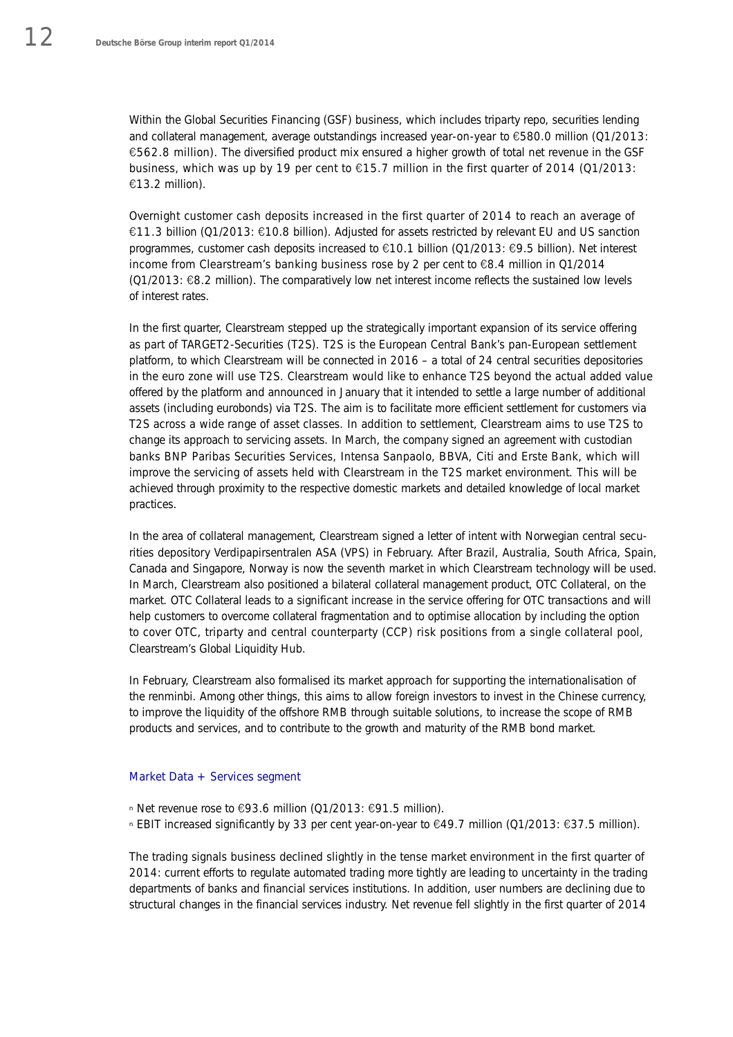Within the Global Securities Financing (GSF) business, which includes triparty repo, securities lending and collateral management, average outstandings increased year-on-year to €580.0 million (Q1/2013: €562.8 million). The diversified product mix ensured a higher growth of total net revenue in the GSF business, which was up by 19 per cent to €15.7 million in the first quarter of 2014 (Q1/2013: €13.2 million).

Overnight customer cash deposits increased in the first quarter of 2014 to reach an average of €11.3 billion (Q1/2013: €10.8 billion). Adjusted for assets restricted by relevant EU and US sanction programmes, customer cash deposits increased to €10.1 billion (Q1/2013: €9.5 billion). Net interest income from Clearstream's banking business rose by 2 per cent to €8.4 million in Q1/2014 (Q1/2013: €8.2 million). The comparatively low net interest income reflects the sustained low levels of interest rates.

In the first quarter, Clearstream stepped up the strategically important expansion of its service offering as part of TARGET2-Securities (T2S). T2S is the European Central Bank's pan-European settlement platform, to which Clearstream will be connected in 2016 – a total of 24 central securities depositories in the euro zone will use T2S. Clearstream would like to enhance T2S beyond the actual added value offered by the platform and announced in January that it intended to settle a large number of additional assets (including eurobonds) via T2S. The aim is to facilitate more efficient settlement for customers via T2S across a wide range of asset classes. In addition to settlement, Clearstream aims to use T2S to change its approach to servicing assets. In March, the company signed an agreement with custodian banks BNP Paribas Securities Services, Intensa Sanpaolo, BBVA, Citi and Erste Bank, which will improve the servicing of assets held with Clearstream in the T2S market environment. This will be achieved through proximity to the respective domestic markets and detailed knowledge of local market practices.

In the area of collateral management, Clearstream signed a letter of intent with Norwegian central securities depository Verdipapirsentralen ASA (VPS) in February. After Brazil, Australia, South Africa, Spain, Canada and Singapore, Norway is now the seventh market in which Clearstream technology will be used. In March, Clearstream also positioned a bilateral collateral management product, OTC Collateral, on the market. OTC Collateral leads to a significant increase in the service offering for OTC transactions and will help customers to overcome collateral fragmentation and to optimise allocation by including the option to cover OTC, triparty and central counterparty (CCP) risk positions from a single collateral pool, Clearstream's Global Liquidity Hub.

In February, Clearstream also formalised its market approach for supporting the internationalisation of the renminbi. Among other things, this aims to allow foreign investors to invest in the Chinese currency, to improve the liquidity of the offshore RMB through suitable solutions, to increase the scope of RMB products and services, and to contribute to the growth and maturity of the RMB bond market.

### Market Data + Services segment

- Net revenue rose to €93.6 million (Q1/2013: €91.5 million).
- EBIT increased significantly by 33 per cent year-on-year to €49.7 million (Q1/2013: €37.5 million).

The trading signals business declined slightly in the tense market environment in the first quarter of 2014: current efforts to regulate automated trading more tightly are leading to uncertainty in the trading departments of banks and financial services institutions. In addition, user numbers are declining due to structural changes in the financial services industry. Net revenue fell slightly in the first quarter of 2014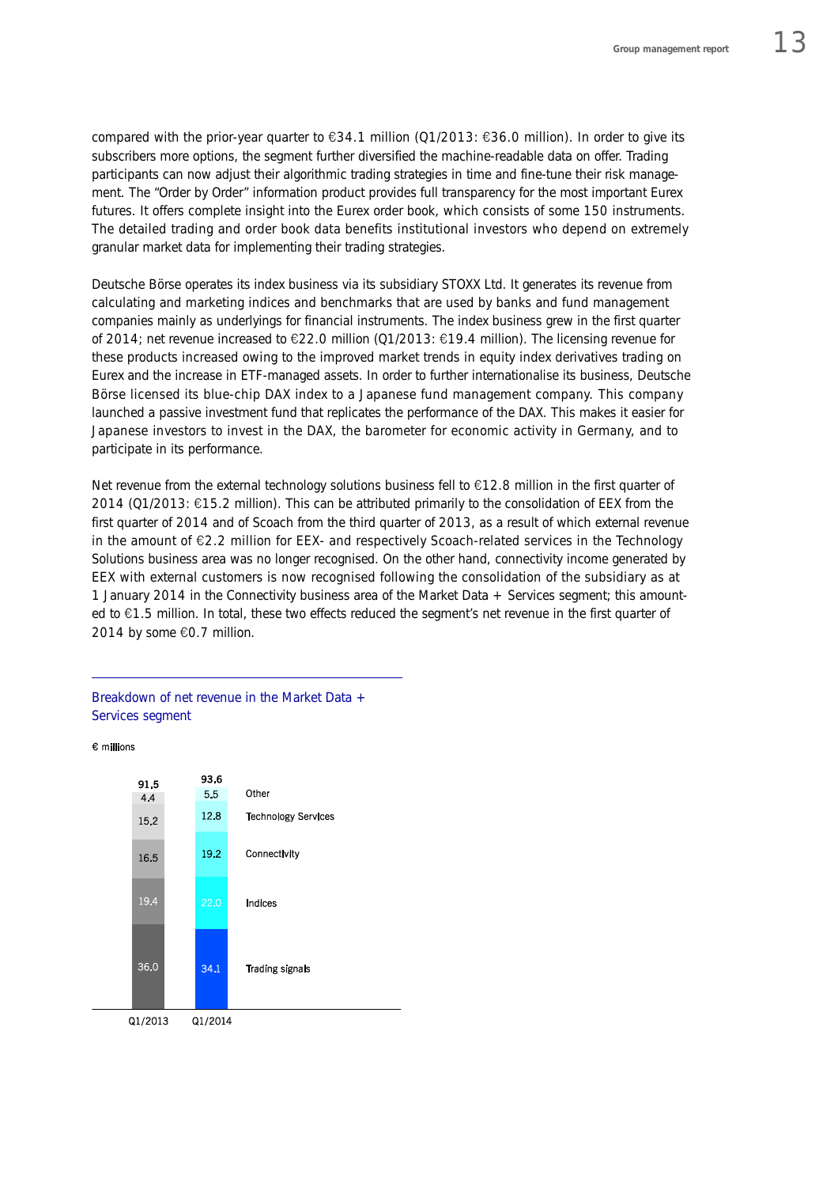compared with the prior-year quarter to €34.1 million (Q1/2013: €36.0 million). In order to give its subscribers more options, the segment further diversified the machine-readable data on offer. Trading participants can now adjust their algorithmic trading strategies in time and fine-tune their risk management. The "Order by Order" information product provides full transparency for the most important Eurex futures. It offers complete insight into the Eurex order book, which consists of some 150 instruments. The detailed trading and order book data benefits institutional investors who depend on extremely granular market data for implementing their trading strategies.

Deutsche Börse operates its index business via its subsidiary STOXX Ltd. It generates its revenue from calculating and marketing indices and benchmarks that are used by banks and fund management companies mainly as underlyings for financial instruments. The index business grew in the first quarter of 2014; net revenue increased to €22.0 million (Q1/2013: €19.4 million). The licensing revenue for these products increased owing to the improved market trends in equity index derivatives trading on Eurex and the increase in ETF-managed assets. In order to further internationalise its business, Deutsche Börse licensed its blue-chip DAX index to a Japanese fund management company. This company launched a passive investment fund that replicates the performance of the DAX. This makes it easier for Japanese investors to invest in the DAX, the barometer for economic activity in Germany, and to participate in its performance.

Net revenue from the external technology solutions business fell to €12.8 million in the first quarter of 2014 (Q1/2013: €15.2 million). This can be attributed primarily to the consolidation of EEX from the first quarter of 2014 and of Scoach from the third quarter of 2013, as a result of which external revenue in the amount of €2.2 million for EEX- and respectively Scoach-related services in the Technology Solutions business area was no longer recognised. On the other hand, connectivity income generated by EEX with external customers is now recognised following the consolidation of the subsidiary as at 1 January 2014 in the Connectivity business area of the Market Data + Services segment; this amounted to €1.5 million. In total, these two effects reduced the segment's net revenue in the first quarter of 2014 by some €0.7 million.

## Breakdown of net revenue in the Market Data + Services segment

€ millions

| | Q1/2013 | Q1/2014 |
|---|---|---|
| Other | 4.4 | 5.5 |
| Technology Services | 15.2 | 12.8 |
| Connectivity | 16.5 | 19.2 |
| Indices | 19.4 | 22.0 |
| Trading signals | 36.0 | 34.1 |
| Total | 91.5 | 93.6 |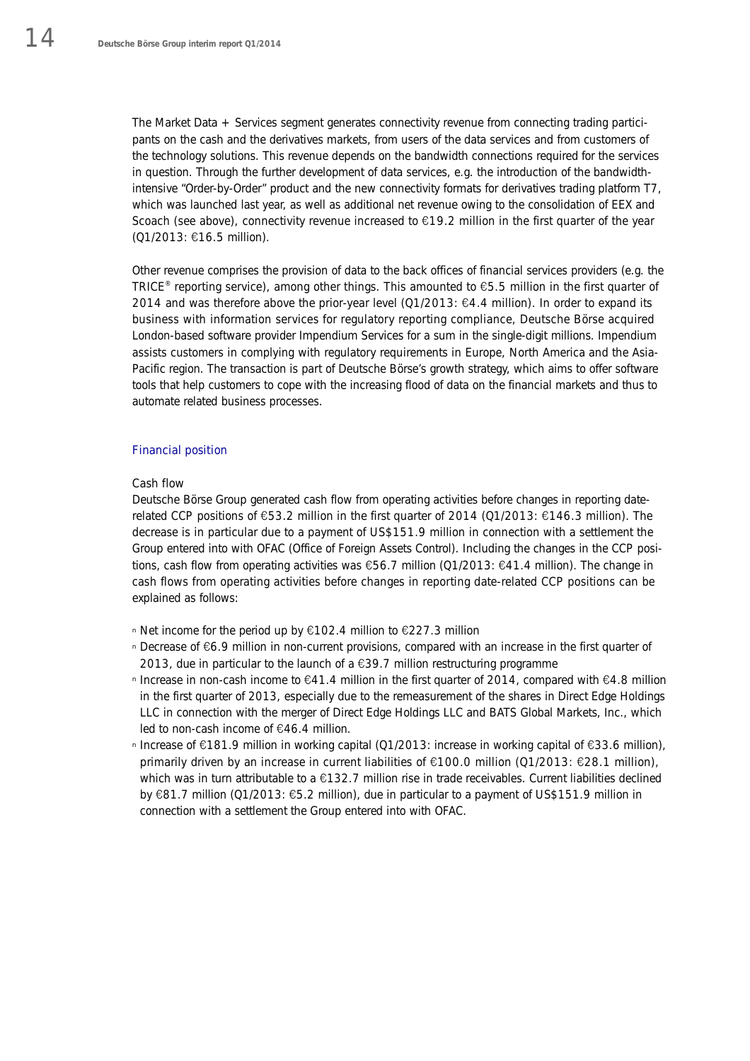The Market Data + Services segment generates connectivity revenue from connecting trading participants on the cash and the derivatives markets, from users of the data services and from customers of the technology solutions. This revenue depends on the bandwidth connections required for the services in question. Through the further development of data services, e.g. the introduction of the bandwidth-intensive "Order-by-Order" product and the new connectivity formats for derivatives trading platform T7, which was launched last year, as well as additional net revenue owing to the consolidation of EEX and Scoach (see above), connectivity revenue increased to €19.2 million in the first quarter of the year (Q1/2013: €16.5 million).

Other revenue comprises the provision of data to the back offices of financial services providers (e.g. the TRICE® reporting service), among other things. This amounted to €5.5 million in the first quarter of 2014 and was therefore above the prior-year level (Q1/2013: €4.4 million). In order to expand its business with information services for regulatory reporting compliance, Deutsche Börse acquired London-based software provider Impendium Services for a sum in the single-digit millions. Impendium assists customers in complying with regulatory requirements in Europe, North America and the Asia-Pacific region. The transaction is part of Deutsche Börse's growth strategy, which aims to offer software tools that help customers to cope with the increasing flood of data on the financial markets and thus to automate related business processes.

## Financial position

### Cash flow

Deutsche Börse Group generated cash flow from operating activities before changes in reporting date-related CCP positions of €53.2 million in the first quarter of 2014 (Q1/2013: €146.3 million). The decrease is in particular due to a payment of US$151.9 million in connection with a settlement the Group entered into with OFAC (Office of Foreign Assets Control). Including the changes in the CCP positions, cash flow from operating activities was €56.7 million (Q1/2013: €41.4 million). The change in cash flows from operating activities before changes in reporting date-related CCP positions can be explained as follows:

- Net income for the period up by €102.4 million to €227.3 million
- Decrease of €6.9 million in non-current provisions, compared with an increase in the first quarter of 2013, due in particular to the launch of a €39.7 million restructuring programme
- Increase in non-cash income to €41.4 million in the first quarter of 2014, compared with €4.8 million in the first quarter of 2013, especially due to the remeasurement of the shares in Direct Edge Holdings LLC in connection with the merger of Direct Edge Holdings LLC and BATS Global Markets, Inc., which led to non-cash income of €46.4 million.
- Increase of €181.9 million in working capital (Q1/2013: increase in working capital of €33.6 million), primarily driven by an increase in current liabilities of €100.0 million (Q1/2013: €28.1 million), which was in turn attributable to a €132.7 million rise in trade receivables. Current liabilities declined by €81.7 million (Q1/2013: €5.2 million), due in particular to a payment of US$151.9 million in connection with a settlement the Group entered into with OFAC.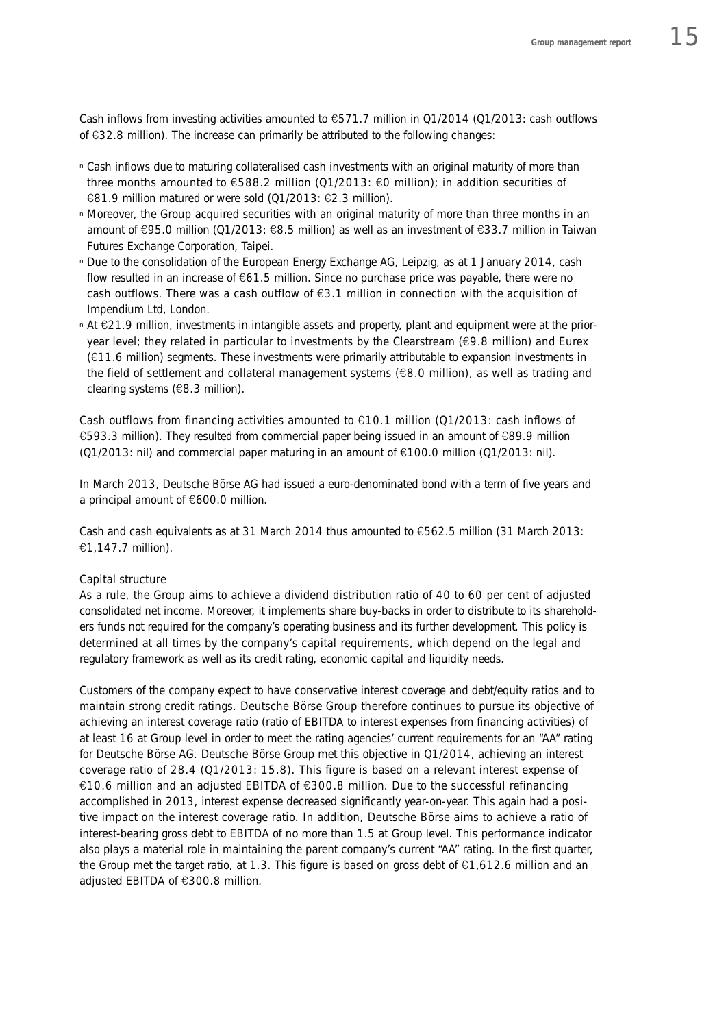Cash inflows from investing activities amounted to €571.7 million in Q1/2014 (Q1/2013: cash outflows of €32.8 million). The increase can primarily be attributed to the following changes:

- Cash inflows due to maturing collateralised cash investments with an original maturity of more than three months amounted to €588.2 million (Q1/2013: €0 million); in addition securities of €81.9 million matured or were sold (Q1/2013: €2.3 million).
- Moreover, the Group acquired securities with an original maturity of more than three months in an amount of €95.0 million (Q1/2013: €8.5 million) as well as an investment of €33.7 million in Taiwan Futures Exchange Corporation, Taipei.
- Due to the consolidation of the European Energy Exchange AG, Leipzig, as at 1 January 2014, cash flow resulted in an increase of €61.5 million. Since no purchase price was payable, there were no cash outflows. There was a cash outflow of €3.1 million in connection with the acquisition of Impendium Ltd, London.
- At €21.9 million, investments in intangible assets and property, plant and equipment were at the prior-year level; they related in particular to investments by the Clearstream (€9.8 million) and Eurex (€11.6 million) segments. These investments were primarily attributable to expansion investments in the field of settlement and collateral management systems (€8.0 million), as well as trading and clearing systems (€8.3 million).

Cash outflows from financing activities amounted to €10.1 million (Q1/2013: cash inflows of €593.3 million). They resulted from commercial paper being issued in an amount of €89.9 million (Q1/2013: nil) and commercial paper maturing in an amount of €100.0 million (Q1/2013: nil).

In March 2013, Deutsche Börse AG had issued a euro-denominated bond with a term of five years and a principal amount of €600.0 million.

Cash and cash equivalents as at 31 March 2014 thus amounted to €562.5 million (31 March 2013: €1,147.7 million).

### Capital structure

As a rule, the Group aims to achieve a dividend distribution ratio of 40 to 60 per cent of adjusted consolidated net income. Moreover, it implements share buy-backs in order to distribute to its shareholders funds not required for the company's operating business and its further development. This policy is determined at all times by the company's capital requirements, which depend on the legal and regulatory framework as well as its credit rating, economic capital and liquidity needs.

Customers of the company expect to have conservative interest coverage and debt/equity ratios and to maintain strong credit ratings. Deutsche Börse Group therefore continues to pursue its objective of achieving an interest coverage ratio (ratio of EBITDA to interest expenses from financing activities) of at least 16 at Group level in order to meet the rating agencies' current requirements for an "AA" rating for Deutsche Börse AG. Deutsche Börse Group met this objective in Q1/2014, achieving an interest coverage ratio of 28.4 (Q1/2013: 15.8). This figure is based on a relevant interest expense of €10.6 million and an adjusted EBITDA of €300.8 million. Due to the successful refinancing accomplished in 2013, interest expense decreased significantly year-on-year. This again had a positive impact on the interest coverage ratio. In addition, Deutsche Börse aims to achieve a ratio of interest-bearing gross debt to EBITDA of no more than 1.5 at Group level. This performance indicator also plays a material role in maintaining the parent company's current "AA" rating. In the first quarter, the Group met the target ratio, at 1.3. This figure is based on gross debt of €1,612.6 million and an adjusted EBITDA of €300.8 million.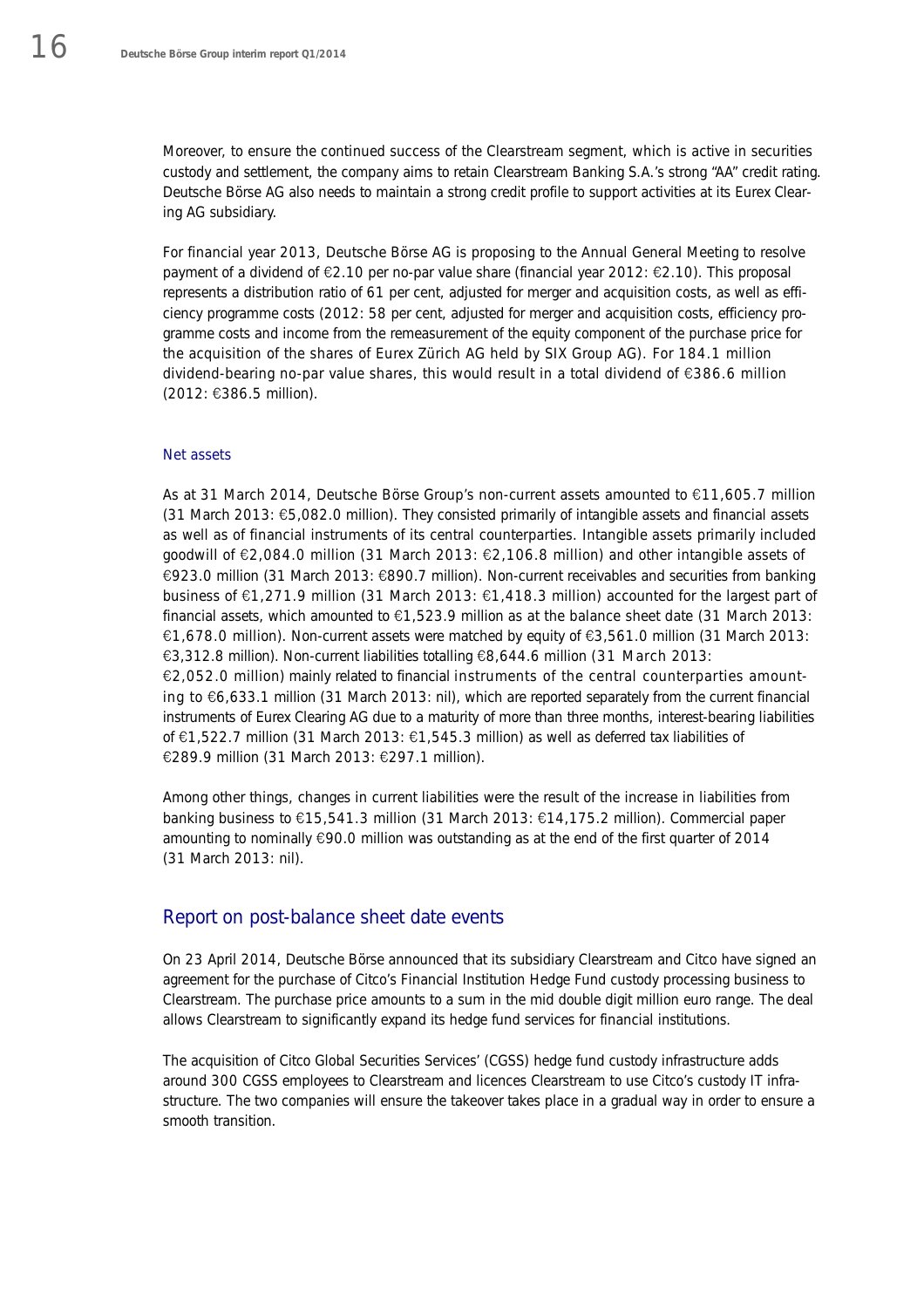Moreover, to ensure the continued success of the Clearstream segment, which is active in securities custody and settlement, the company aims to retain Clearstream Banking S.A.'s strong "AA" credit rating. Deutsche Börse AG also needs to maintain a strong credit profile to support activities at its Eurex Clearing AG subsidiary.

For financial year 2013, Deutsche Börse AG is proposing to the Annual General Meeting to resolve payment of a dividend of €2.10 per no-par value share (financial year 2012: €2.10). This proposal represents a distribution ratio of 61 per cent, adjusted for merger and acquisition costs, as well as efficiency programme costs (2012: 58 per cent, adjusted for merger and acquisition costs, efficiency programme costs and income from the remeasurement of the equity component of the purchase price for the acquisition of the shares of Eurex Zürich AG held by SIX Group AG). For 184.1 million dividend-bearing no-par value shares, this would result in a total dividend of €386.6 million (2012: €386.5 million).

### Net assets

As at 31 March 2014, Deutsche Börse Group's non-current assets amounted to €11,605.7 million (31 March 2013: €5,082.0 million). They consisted primarily of intangible assets and financial assets as well as of financial instruments of its central counterparties. Intangible assets primarily included goodwill of €2,084.0 million (31 March 2013: €2,106.8 million) and other intangible assets of €923.0 million (31 March 2013: €890.7 million). Non-current receivables and securities from banking business of €1,271.9 million (31 March 2013: €1,418.3 million) accounted for the largest part of financial assets, which amounted to €1,523.9 million as at the balance sheet date (31 March 2013: €1,678.0 million). Non-current assets were matched by equity of €3,561.0 million (31 March 2013: €3,312.8 million). Non-current liabilities totalling €8,644.6 million (31 March 2013: €2,052.0 million) mainly related to financial instruments of the central counterparties amounting to €6,633.1 million (31 March 2013: nil), which are reported separately from the current financial instruments of Eurex Clearing AG due to a maturity of more than three months, interest-bearing liabilities of €1,522.7 million (31 March 2013: €1,545.3 million) as well as deferred tax liabilities of €289.9 million (31 March 2013: €297.1 million).

Among other things, changes in current liabilities were the result of the increase in liabilities from banking business to €15,541.3 million (31 March 2013: €14,175.2 million). Commercial paper amounting to nominally €90.0 million was outstanding as at the end of the first quarter of 2014 (31 March 2013: nil).

## Report on post-balance sheet date events

On 23 April 2014, Deutsche Börse announced that its subsidiary Clearstream and Citco have signed an agreement for the purchase of Citco's Financial Institution Hedge Fund custody processing business to Clearstream. The purchase price amounts to a sum in the mid double digit million euro range. The deal allows Clearstream to significantly expand its hedge fund services for financial institutions.

The acquisition of Citco Global Securities Services' (CGSS) hedge fund custody infrastructure adds around 300 CGSS employees to Clearstream and licences Clearstream to use Citco's custody IT infrastructure. The two companies will ensure the takeover takes place in a gradual way in order to ensure a smooth transition.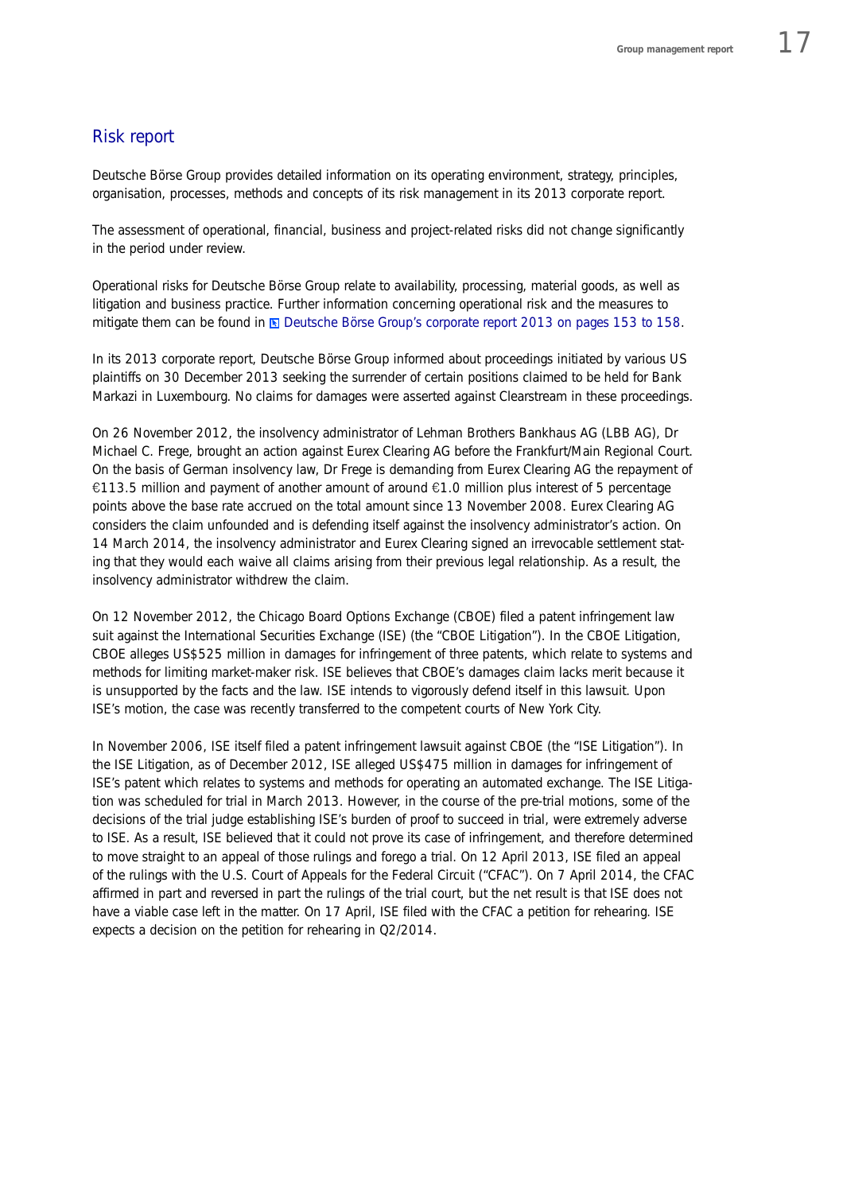## Risk report

Deutsche Börse Group provides detailed information on its operating environment, strategy, principles, organisation, processes, methods and concepts of its risk management in its 2013 corporate report.

The assessment of operational, financial, business and project-related risks did not change significantly in the period under review.

Operational risks for Deutsche Börse Group relate to availability, processing, material goods, as well as litigation and business practice. Further information concerning operational risk and the measures to mitigate them can be found in Deutsche Börse Group's corporate report 2013 on pages 153 to 158.

In its 2013 corporate report, Deutsche Börse Group informed about proceedings initiated by various US plaintiffs on 30 December 2013 seeking the surrender of certain positions claimed to be held for Bank Markazi in Luxembourg. No claims for damages were asserted against Clearstream in these proceedings.

On 26 November 2012, the insolvency administrator of Lehman Brothers Bankhaus AG (LBB AG), Dr Michael C. Frege, brought an action against Eurex Clearing AG before the Frankfurt/Main Regional Court. On the basis of German insolvency law, Dr Frege is demanding from Eurex Clearing AG the repayment of €113.5 million and payment of another amount of around €1.0 million plus interest of 5 percentage points above the base rate accrued on the total amount since 13 November 2008. Eurex Clearing AG considers the claim unfounded and is defending itself against the insolvency administrator's action. On 14 March 2014, the insolvency administrator and Eurex Clearing signed an irrevocable settlement stating that they would each waive all claims arising from their previous legal relationship. As a result, the insolvency administrator withdrew the claim.

On 12 November 2012, the Chicago Board Options Exchange (CBOE) filed a patent infringement law suit against the International Securities Exchange (ISE) (the "CBOE Litigation"). In the CBOE Litigation, CBOE alleges US$525 million in damages for infringement of three patents, which relate to systems and methods for limiting market-maker risk. ISE believes that CBOE's damages claim lacks merit because it is unsupported by the facts and the law. ISE intends to vigorously defend itself in this lawsuit. Upon ISE's motion, the case was recently transferred to the competent courts of New York City.

In November 2006, ISE itself filed a patent infringement lawsuit against CBOE (the "ISE Litigation"). In the ISE Litigation, as of December 2012, ISE alleged US$475 million in damages for infringement of ISE's patent which relates to systems and methods for operating an automated exchange. The ISE Litigation was scheduled for trial in March 2013. However, in the course of the pre-trial motions, some of the decisions of the trial judge establishing ISE's burden of proof to succeed in trial, were extremely adverse to ISE. As a result, ISE believed that it could not prove its case of infringement, and therefore determined to move straight to an appeal of those rulings and forego a trial. On 12 April 2013, ISE filed an appeal of the rulings with the U.S. Court of Appeals for the Federal Circuit ("CFAC"). On 7 April 2014, the CFAC affirmed in part and reversed in part the rulings of the trial court, but the net result is that ISE does not have a viable case left in the matter. On 17 April, ISE filed with the CFAC a petition for rehearing. ISE expects a decision on the petition for rehearing in Q2/2014.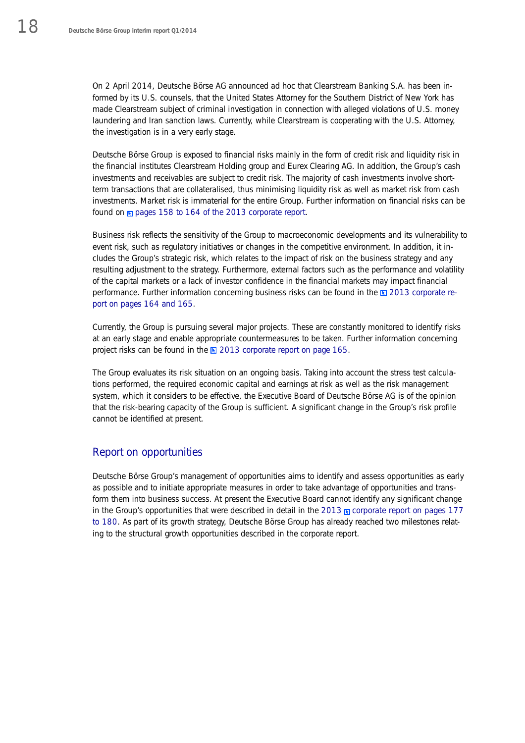On 2 April 2014, Deutsche Börse AG announced ad hoc that Clearstream Banking S.A. has been informed by its U.S. counsels, that the United States Attorney for the Southern District of New York has made Clearstream subject of criminal investigation in connection with alleged violations of U.S. money laundering and Iran sanction laws. Currently, while Clearstream is cooperating with the U.S. Attorney, the investigation is in a very early stage.

Deutsche Börse Group is exposed to financial risks mainly in the form of credit risk and liquidity risk in the financial institutes Clearstream Holding group and Eurex Clearing AG. In addition, the Group's cash investments and receivables are subject to credit risk. The majority of cash investments involve short-term transactions that are collateralised, thus minimising liquidity risk as well as market risk from cash investments. Market risk is immaterial for the entire Group. Further information on financial risks can be found on pages 158 to 164 of the 2013 corporate report.

Business risk reflects the sensitivity of the Group to macroeconomic developments and its vulnerability to event risk, such as regulatory initiatives or changes in the competitive environment. In addition, it includes the Group's strategic risk, which relates to the impact of risk on the business strategy and any resulting adjustment to the strategy. Furthermore, external factors such as the performance and volatility of the capital markets or a lack of investor confidence in the financial markets may impact financial performance. Further information concerning business risks can be found in the 2013 corporate report on pages 164 and 165.

Currently, the Group is pursuing several major projects. These are constantly monitored to identify risks at an early stage and enable appropriate countermeasures to be taken. Further information concerning project risks can be found in the 2013 corporate report on page 165.

The Group evaluates its risk situation on an ongoing basis. Taking into account the stress test calculations performed, the required economic capital and earnings at risk as well as the risk management system, which it considers to be effective, the Executive Board of Deutsche Börse AG is of the opinion that the risk-bearing capacity of the Group is sufficient. A significant change in the Group's risk profile cannot be identified at present.

## Report on opportunities

Deutsche Börse Group's management of opportunities aims to identify and assess opportunities as early as possible and to initiate appropriate measures in order to take advantage of opportunities and transform them into business success. At present the Executive Board cannot identify any significant change in the Group's opportunities that were described in detail in the 2013 corporate report on pages 177 to 180. As part of its growth strategy, Deutsche Börse Group has already reached two milestones relating to the structural growth opportunities described in the corporate report.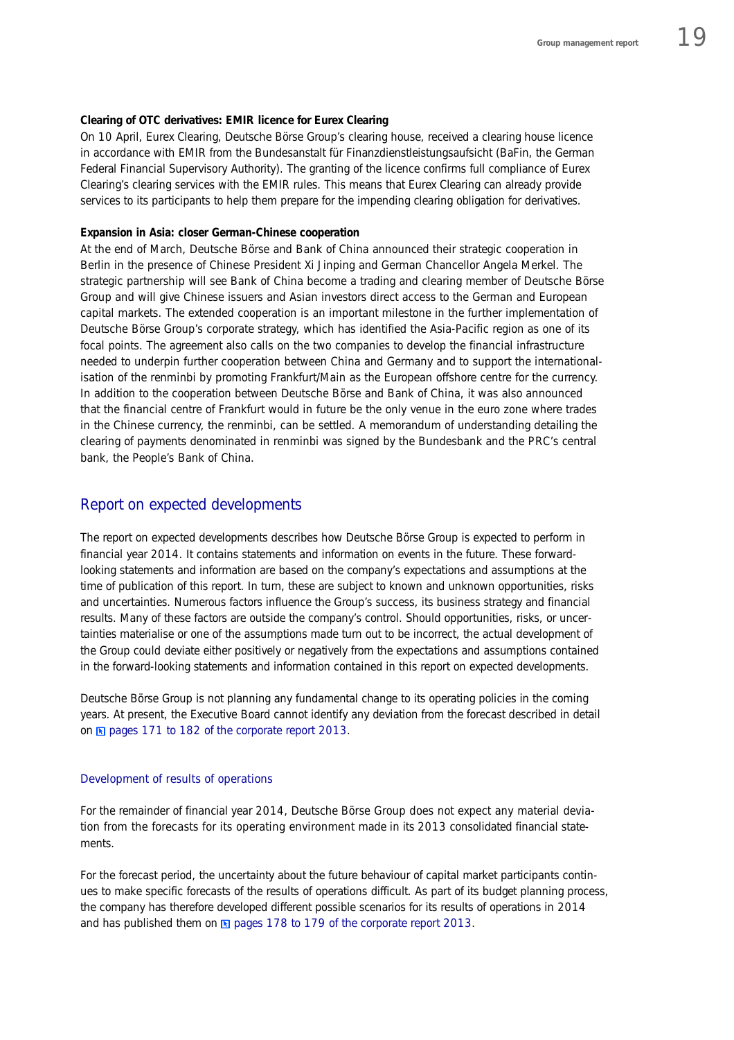**Clearing of OTC derivatives: EMIR licence for Eurex Clearing**

On 10 April, Eurex Clearing, Deutsche Börse Group's clearing house, received a clearing house licence in accordance with EMIR from the Bundesanstalt für Finanzdienstleistungsaufsicht (BaFin, the German Federal Financial Supervisory Authority). The granting of the licence confirms full compliance of Eurex Clearing's clearing services with the EMIR rules. This means that Eurex Clearing can already provide services to its participants to help them prepare for the impending clearing obligation for derivatives.

**Expansion in Asia: closer German-Chinese cooperation**

At the end of March, Deutsche Börse and Bank of China announced their strategic cooperation in Berlin in the presence of Chinese President Xi Jinping and German Chancellor Angela Merkel. The strategic partnership will see Bank of China become a trading and clearing member of Deutsche Börse Group and will give Chinese issuers and Asian investors direct access to the German and European capital markets. The extended cooperation is an important milestone in the further implementation of Deutsche Börse Group's corporate strategy, which has identified the Asia-Pacific region as one of its focal points. The agreement also calls on the two companies to develop the financial infrastructure needed to underpin further cooperation between China and Germany and to support the internationalisation of the renminbi by promoting Frankfurt/Main as the European offshore centre for the currency. In addition to the cooperation between Deutsche Börse and Bank of China, it was also announced that the financial centre of Frankfurt would in future be the only venue in the euro zone where trades in the Chinese currency, the renminbi, can be settled. A memorandum of understanding detailing the clearing of payments denominated in renminbi was signed by the Bundesbank and the PRC's central bank, the People's Bank of China.

## Report on expected developments

The report on expected developments describes how Deutsche Börse Group is expected to perform in financial year 2014. It contains statements and information on events in the future. These forward-looking statements and information are based on the company's expectations and assumptions at the time of publication of this report. In turn, these are subject to known and unknown opportunities, risks and uncertainties. Numerous factors influence the Group's success, its business strategy and financial results. Many of these factors are outside the company's control. Should opportunities, risks, or uncertainties materialise or one of the assumptions made turn out to be incorrect, the actual development of the Group could deviate either positively or negatively from the expectations and assumptions contained in the forward-looking statements and information contained in this report on expected developments.

Deutsche Börse Group is not planning any fundamental change to its operating policies in the coming years. At present, the Executive Board cannot identify any deviation from the forecast described in detail on pages 171 to 182 of the corporate report 2013.

### Development of results of operations

For the remainder of financial year 2014, Deutsche Börse Group does not expect any material deviation from the forecasts for its operating environment made in its 2013 consolidated financial statements.

For the forecast period, the uncertainty about the future behaviour of capital market participants continues to make specific forecasts of the results of operations difficult. As part of its budget planning process, the company has therefore developed different possible scenarios for its results of operations in 2014 and has published them on pages 178 to 179 of the corporate report 2013.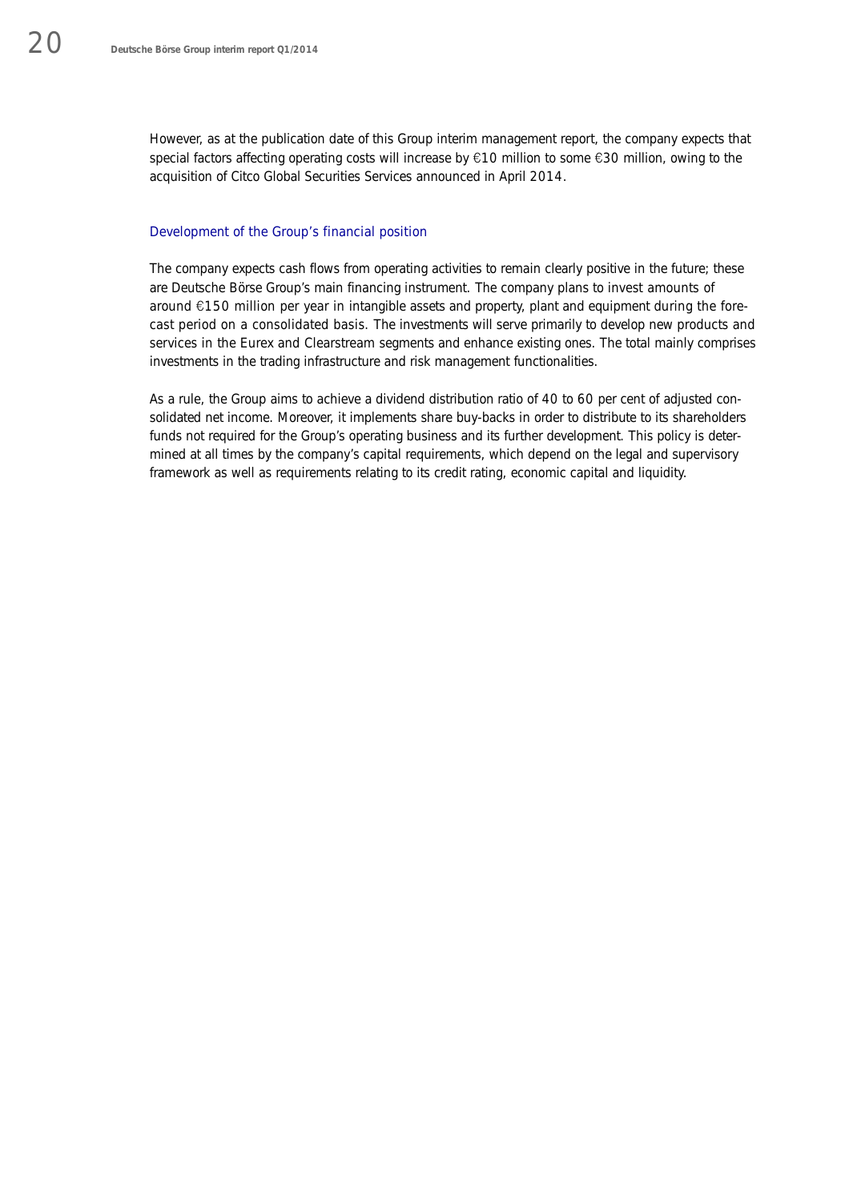However, as at the publication date of this Group interim management report, the company expects that special factors affecting operating costs will increase by €10 million to some €30 million, owing to the acquisition of Citco Global Securities Services announced in April 2014.

## Development of the Group's financial position

The company expects cash flows from operating activities to remain clearly positive in the future; these are Deutsche Börse Group's main financing instrument. The company plans to invest amounts of around €150 million per year in intangible assets and property, plant and equipment during the forecast period on a consolidated basis. The investments will serve primarily to develop new products and services in the Eurex and Clearstream segments and enhance existing ones. The total mainly comprises investments in the trading infrastructure and risk management functionalities.

As a rule, the Group aims to achieve a dividend distribution ratio of 40 to 60 per cent of adjusted consolidated net income. Moreover, it implements share buy-backs in order to distribute to its shareholders funds not required for the Group's operating business and its further development. This policy is determined at all times by the company's capital requirements, which depend on the legal and supervisory framework as well as requirements relating to its credit rating, economic capital and liquidity.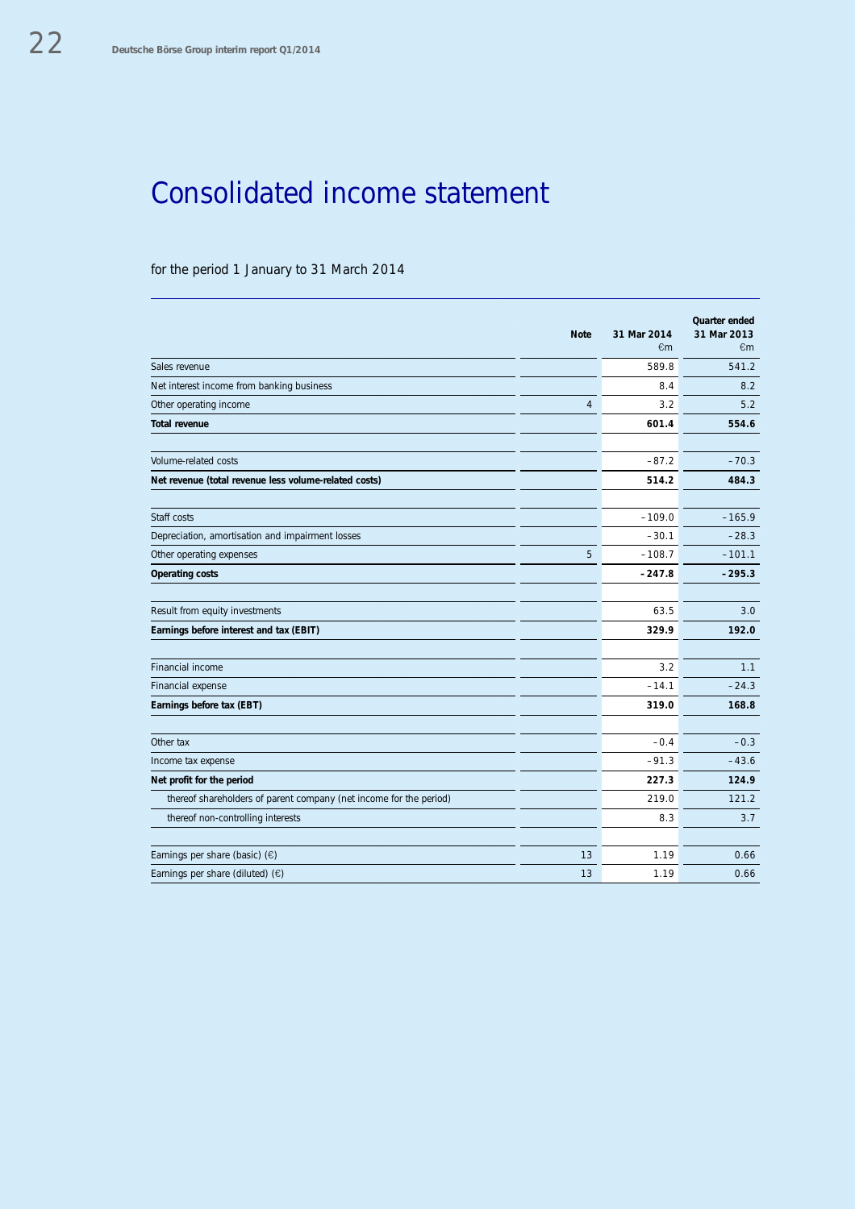# Consolidated income statement

for the period 1 January to 31 March 2014

| | Note | Quarter ended 31 Mar 2014 €m | 31 Mar 2013 €m |
|---|---|---|---|
| Sales revenue | | 589.8 | 541.2 |
| Net interest income from banking business | | 8.4 | 8.2 |
| Other operating income | 4 | 3.2 | 5.2 |
| **Total revenue** | | **601.4** | **554.6** |
| | | | |
| Volume-related costs | | –87.2 | –70.3 |
| **Net revenue (total revenue less volume-related costs)** | | **514.2** | **484.3** |
| | | | |
| Staff costs | | –109.0 | –165.9 |
| Depreciation, amortisation and impairment losses | | –30.1 | –28.3 |
| Other operating expenses | 5 | –108.7 | –101.1 |
| **Operating costs** | | **–247.8** | **–295.3** |
| | | | |
| Result from equity investments | | 63.5 | 3.0 |
| **Earnings before interest and tax (EBIT)** | | **329.9** | **192.0** |
| | | | |
| Financial income | | 3.2 | 1.1 |
| Financial expense | | –14.1 | –24.3 |
| **Earnings before tax (EBT)** | | **319.0** | **168.8** |
| | | | |
| Other tax | | –0.4 | –0.3 |
| Income tax expense | | –91.3 | –43.6 |
| **Net profit for the period** | | **227.3** | **124.9** |
| thereof shareholders of parent company (net income for the period) | | 219.0 | 121.2 |
| thereof non-controlling interests | | 8.3 | 3.7 |
| | | | |
| Earnings per share (basic) (€) | 13 | 1.19 | 0.66 |
| Earnings per share (diluted) (€) | 13 | 1.19 | 0.66 |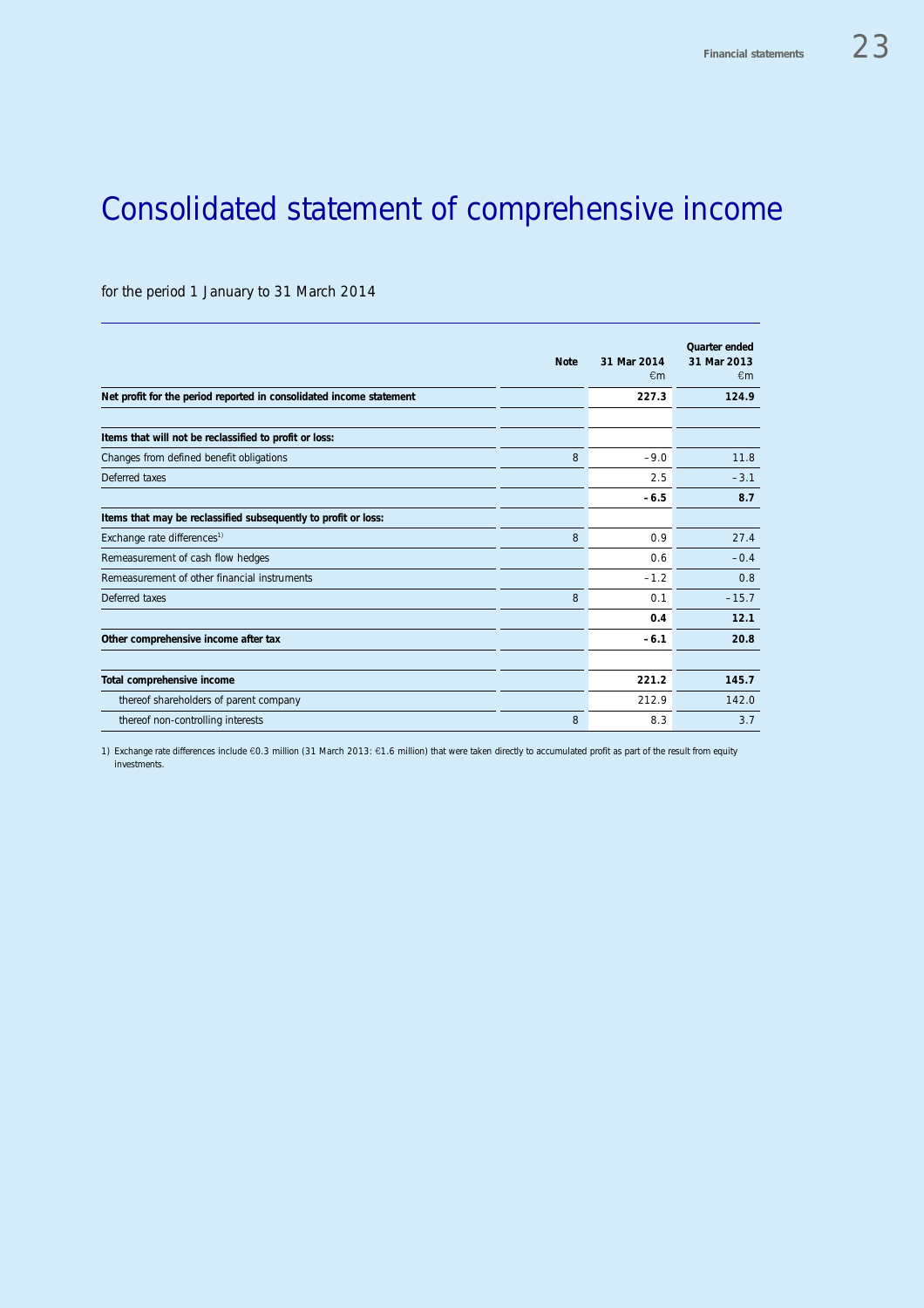# Consolidated statement of comprehensive income

for the period 1 January to 31 March 2014

| | Note | 31 Mar 2014 €m | Quarter ended 31 Mar 2013 €m |
|---|---|---|---|
| **Net profit for the period reported in consolidated income statement** | | **227.3** | **124.9** |
| | | | |
| **Items that will not be reclassified to profit or loss:** | | | |
| Changes from defined benefit obligations | 8 | –9.0 | 11.8 |
| Deferred taxes | | 2.5 | –3.1 |
| | | **–6.5** | **8.7** |
| **Items that may be reclassified subsequently to profit or loss:** | | | |
| Exchange rate differences[1] | 8 | 0.9 | 27.4 |
| Remeasurement of cash flow hedges | | 0.6 | –0.4 |
| Remeasurement of other financial instruments | | –1.2 | 0.8 |
| Deferred taxes | 8 | 0.1 | –15.7 |
| | | **0.4** | **12.1** |
| **Other comprehensive income after tax** | | **–6.1** | **20.8** |
| | | | |
| **Total comprehensive income** | | **221.2** | **145.7** |
| thereof shareholders of parent company | | 212.9 | 142.0 |
| thereof non-controlling interests | 8 | 8.3 | 3.7 |

1) Exchange rate differences include €0.3 million (31 March 2013: €1.6 million) that were taken directly to accumulated profit as part of the result from equity investments.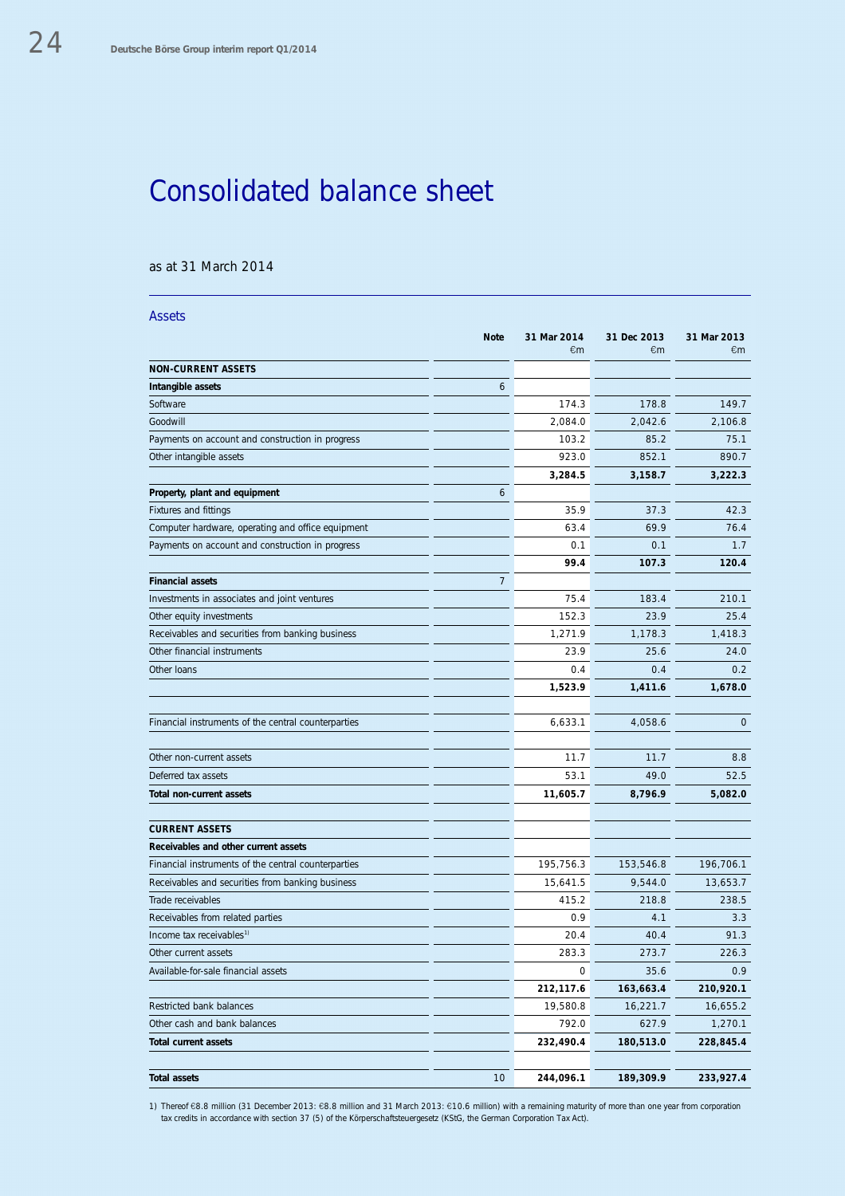# Consolidated balance sheet

as at 31 March 2014

## Assets

| | Note | 31 Mar 2014 €m | 31 Dec 2013 €m | 31 Mar 2013 €m |
|---|---|---|---|---|
| **NON-CURRENT ASSETS** | | | | |
| **Intangible assets** | 6 | | | |
| Software | | 174.3 | 178.8 | 149.7 |
| Goodwill | | 2,084.0 | 2,042.6 | 2,106.8 |
| Payments on account and construction in progress | | 103.2 | 85.2 | 75.1 |
| Other intangible assets | | 923.0 | 852.1 | 890.7 |
| | | **3,284.5** | **3,158.7** | **3,222.3** |
| **Property, plant and equipment** | 6 | | | |
| Fixtures and fittings | | 35.9 | 37.3 | 42.3 |
| Computer hardware, operating and office equipment | | 63.4 | 69.9 | 76.4 |
| Payments on account and construction in progress | | 0.1 | 0.1 | 1.7 |
| | | **99.4** | **107.3** | **120.4** |
| **Financial assets** | 7 | | | |
| Investments in associates and joint ventures | | 75.4 | 183.4 | 210.1 |
| Other equity investments | | 152.3 | 23.9 | 25.4 |
| Receivables and securities from banking business | | 1,271.9 | 1,178.3 | 1,418.3 |
| Other financial instruments | | 23.9 | 25.6 | 24.0 |
| Other loans | | 0.4 | 0.4 | 0.2 |
| | | **1,523.9** | **1,411.6** | **1,678.0** |
| | | | | |
| Financial instruments of the central counterparties | | 6,633.1 | 4,058.6 | 0 |
| | | | | |
| Other non-current assets | | 11.7 | 11.7 | 8.8 |
| Deferred tax assets | | 53.1 | 49.0 | 52.5 |
| **Total non-current assets** | | **11,605.7** | **8,796.9** | **5,082.0** |
| | | | | |
| **CURRENT ASSETS** | | | | |
| **Receivables and other current assets** | | | | |
| Financial instruments of the central counterparties | | 195,756.3 | 153,546.8 | 196,706.1 |
| Receivables and securities from banking business | | 15,641.5 | 9,544.0 | 13,653.7 |
| Trade receivables | | 415.2 | 218.8 | 238.5 |
| Receivables from related parties | | 0.9 | 4.1 | 3.3 |
| Income tax receivables[1] | | 20.4 | 40.4 | 91.3 |
| Other current assets | | 283.3 | 273.7 | 226.3 |
| Available-for-sale financial assets | | 0 | 35.6 | 0.9 |
| | | **212,117.6** | **163,663.4** | **210,920.1** |
| Restricted bank balances | | 19,580.8 | 16,221.7 | 16,655.2 |
| Other cash and bank balances | | 792.0 | 627.9 | 1,270.1 |
| **Total current assets** | | **232,490.4** | **180,513.0** | **228,845.4** |
| | | | | |
| **Total assets** | 10 | **244,096.1** | **189,309.9** | **233,927.4** |

1) Thereof €8.8 million (31 December 2013: €8.8 million and 31 March 2013: €10.6 million) with a remaining maturity of more than one year from corporation tax credits in accordance with section 37 (5) of the Körperschaftsteuergesetz (KStG, the German Corporation Tax Act).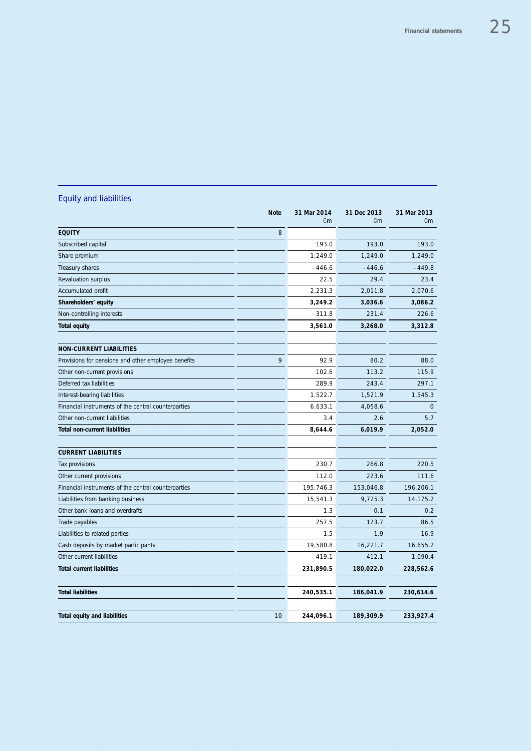## Equity and liabilities

| | Note | 31 Mar 2014 €m | 31 Dec 2013 €m | 31 Mar 2013 €m |
|---|---|---|---|---|
| **EQUITY** | 8 | | | |
| Subscribed capital | | 193.0 | 193.0 | 193.0 |
| Share premium | | 1,249.0 | 1,249.0 | 1,249.0 |
| Treasury shares | | –446.6 | –446.6 | –449.8 |
| Revaluation surplus | | 22.5 | 29.4 | 23.4 |
| Accumulated profit | | 2,231.3 | 2,011.8 | 2,070.6 |
| **Shareholders' equity** | | **3,249.2** | **3,036.6** | **3,086.2** |
| Non-controlling interests | | 311.8 | 231.4 | 226.6 |
| **Total equity** | | **3,561.0** | **3,268.0** | **3,312.8** |
| | | | | |
| **NON-CURRENT LIABILITIES** | | | | |
| Provisions for pensions and other employee benefits | 9 | 92.9 | 80.2 | 88.0 |
| Other non-current provisions | | 102.6 | 113.2 | 115.9 |
| Deferred tax liabilities | | 289.9 | 243.4 | 297.1 |
| Interest-bearing liabilities | | 1,522.7 | 1,521.9 | 1,545.3 |
| Financial instruments of the central counterparties | | 6,633.1 | 4,058.6 | 0 |
| Other non-current liabilities | | 3.4 | 2.6 | 5.7 |
| **Total non-current liabilities** | | **8,644.6** | **6,019.9** | **2,052.0** |
| | | | | |
| **CURRENT LIABILITIES** | | | | |
| Tax provisions | | 230.7 | 266.8 | 220.5 |
| Other current provisions | | 112.0 | 223.6 | 111.6 |
| Financial instruments of the central counterparties | | 195,746.3 | 153,046.8 | 196,206.1 |
| Liabilities from banking business | | 15,541.3 | 9,725.3 | 14,175.2 |
| Other bank loans and overdrafts | | 1.3 | 0.1 | 0.2 |
| Trade payables | | 257.5 | 123.7 | 86.5 |
| Liabilities to related parties | | 1.5 | 1.9 | 16.9 |
| Cash deposits by market participants | | 19,580.8 | 16,221.7 | 16,655.2 |
| Other current liabilities | | 419.1 | 412.1 | 1,090.4 |
| **Total current liabilities** | | **231,890.5** | **180,022.0** | **228,562.6** |
| | | | | |
| **Total liabilities** | | **240,535.1** | **186,041.9** | **230,614.6** |
| | | | | |
| **Total equity and liabilities** | 10 | **244,096.1** | **189,309.9** | **233,927.4** |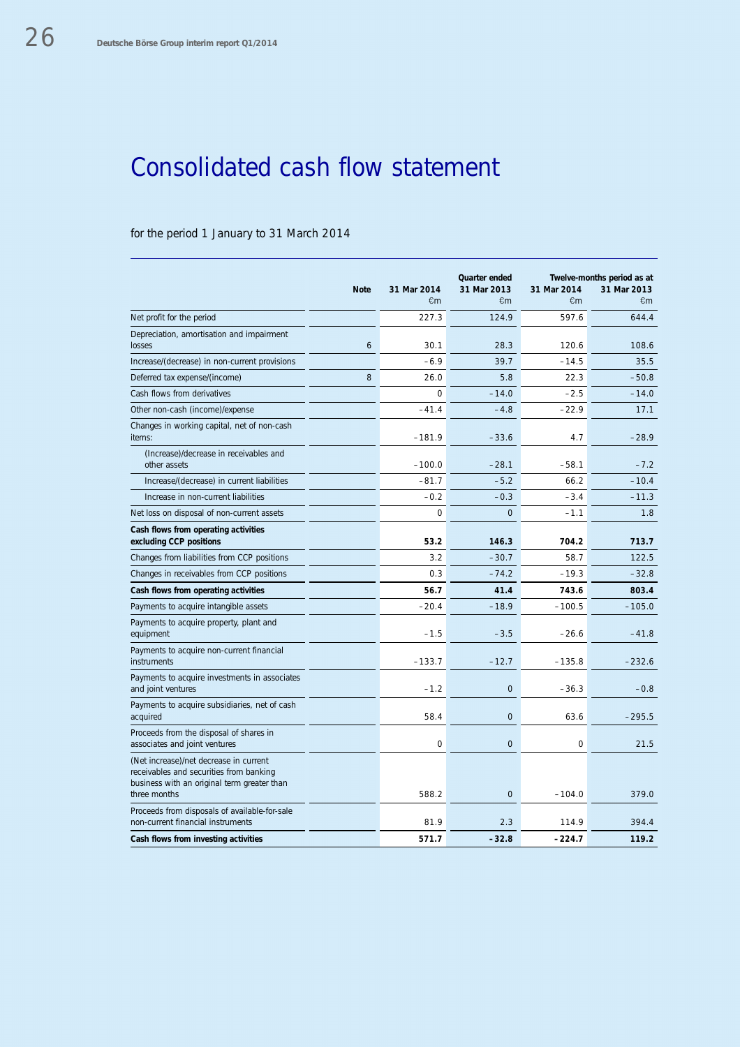# Consolidated cash flow statement

for the period 1 January to 31 March 2014

| | Note | Quarter ended | | Twelve-months period as at | |
|---|---|---|---|---|---|
| | | 31 Mar 2014 €m | 31 Mar 2013 €m | 31 Mar 2014 €m | 31 Mar 2013 €m |
| Net profit for the period | | 227.3 | 124.9 | 597.6 | 644.4 |
| Depreciation, amortisation and impairment losses | 6 | 30.1 | 28.3 | 120.6 | 108.6 |
| Increase/(decrease) in non-current provisions | | –6.9 | 39.7 | –14.5 | 35.5 |
| Deferred tax expense/(income) | 8 | 26.0 | 5.8 | 22.3 | –50.8 |
| Cash flows from derivatives | | 0 | –14.0 | –2.5 | –14.0 |
| Other non-cash (income)/expense | | –41.4 | –4.8 | –22.9 | 17.1 |
| Changes in working capital, net of non-cash items: | | –181.9 | –33.6 | 4.7 | –28.9 |
| (Increase)/decrease in receivables and other assets | | –100.0 | –28.1 | –58.1 | –7.2 |
| Increase/(decrease) in current liabilities | | –81.7 | –5.2 | 66.2 | –10.4 |
| Increase in non-current liabilities | | –0.2 | –0.3 | –3.4 | –11.3 |
| Net loss on disposal of non-current assets | | 0 | 0 | –1.1 | 1.8 |
| **Cash flows from operating activities excluding CCP positions** | | **53.2** | **146.3** | **704.2** | **713.7** |
| Changes from liabilities from CCP positions | | 3.2 | –30.7 | 58.7 | 122.5 |
| Changes in receivables from CCP positions | | 0.3 | –74.2 | –19.3 | –32.8 |
| **Cash flows from operating activities** | | **56.7** | **41.4** | **743.6** | **803.4** |
| Payments to acquire intangible assets | | –20.4 | –18.9 | –100.5 | –105.0 |
| Payments to acquire property, plant and equipment | | –1.5 | –3.5 | –26.6 | –41.8 |
| Payments to acquire non-current financial instruments | | –133.7 | –12.7 | –135.8 | –232.6 |
| Payments to acquire investments in associates and joint ventures | | –1.2 | 0 | –36.3 | –0.8 |
| Payments to acquire subsidiaries, net of cash acquired | | 58.4 | 0 | 63.6 | –295.5 |
| Proceeds from the disposal of shares in associates and joint ventures | | 0 | 0 | 0 | 21.5 |
| (Net increase)/net decrease in current receivables and securities from banking business with an original term greater than three months | | 588.2 | 0 | –104.0 | 379.0 |
| Proceeds from disposals of available-for-sale non-current financial instruments | | 81.9 | 2.3 | 114.9 | 394.4 |
| **Cash flows from investing activities** | | **571.7** | **–32.8** | **–224.7** | **119.2** |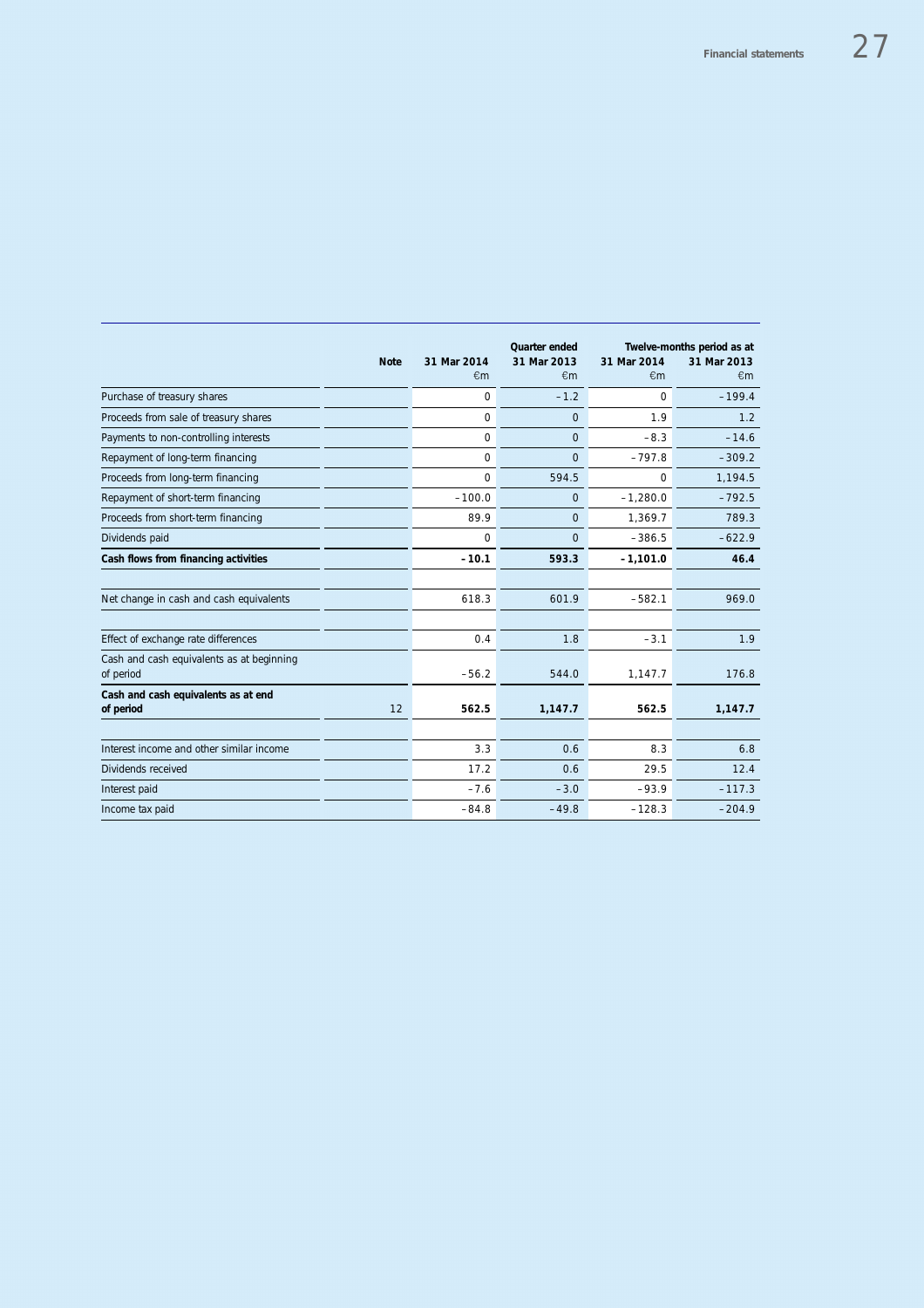| | Note | Quarter ended 31 Mar 2014 €m | 31 Mar 2013 €m | Twelve-months period as at 31 Mar 2014 €m | 31 Mar 2013 €m |
|---|---|---|---|---|---|
| Purchase of treasury shares | | 0 | –1.2 | 0 | –199.4 |
| Proceeds from sale of treasury shares | | 0 | 0 | 1.9 | 1.2 |
| Payments to non-controlling interests | | 0 | 0 | –8.3 | –14.6 |
| Repayment of long-term financing | | 0 | 0 | –797.8 | –309.2 |
| Proceeds from long-term financing | | 0 | 594.5 | 0 | 1,194.5 |
| Repayment of short-term financing | | –100.0 | 0 | –1,280.0 | –792.5 |
| Proceeds from short-term financing | | 89.9 | 0 | 1,369.7 | 789.3 |
| Dividends paid | | 0 | 0 | –386.5 | –622.9 |
| **Cash flows from financing activities** | | **–10.1** | **593.3** | **–1,101.0** | **46.4** |
| | | | | | |
| Net change in cash and cash equivalents | | 618.3 | 601.9 | –582.1 | 969.0 |
| | | | | | |
| Effect of exchange rate differences | | 0.4 | 1.8 | –3.1 | 1.9 |
| Cash and cash equivalents as at beginning of period | | –56.2 | 544.0 | 1,147.7 | 176.8 |
| **Cash and cash equivalents as at end of period** | 12 | **562.5** | **1,147.7** | **562.5** | **1,147.7** |
| | | | | | |
| Interest income and other similar income | | 3.3 | 0.6 | 8.3 | 6.8 |
| Dividends received | | 17.2 | 0.6 | 29.5 | 12.4 |
| Interest paid | | –7.6 | –3.0 | –93.9 | –117.3 |
| Income tax paid | | –84.8 | –49.8 | –128.3 | –204.9 |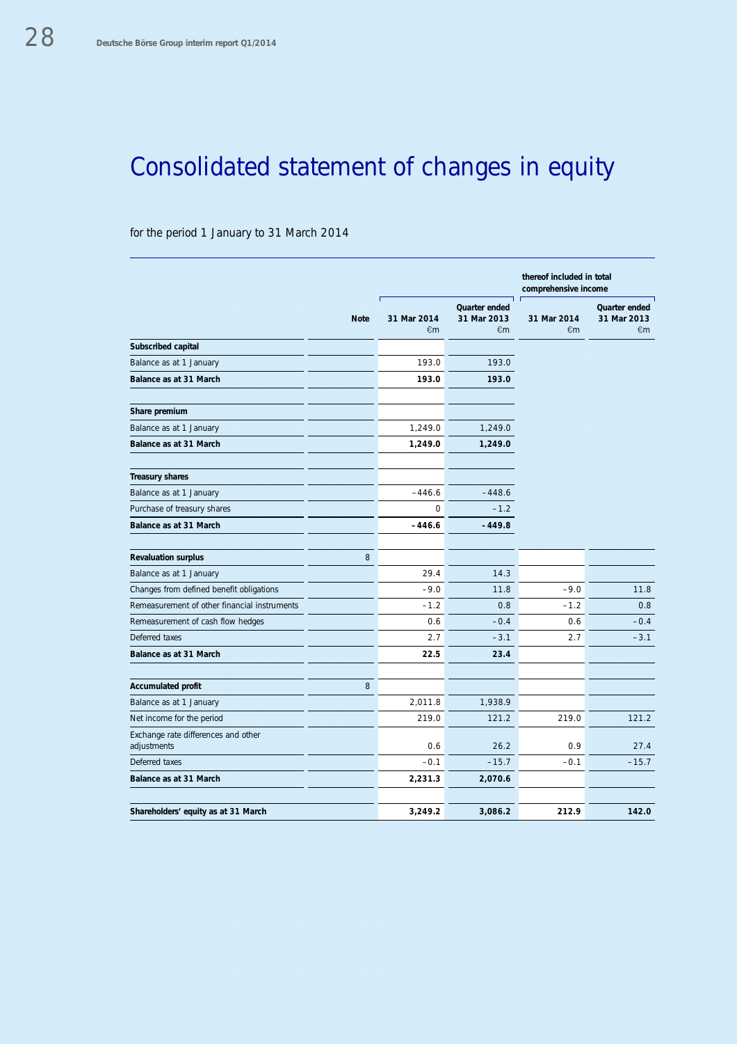# Consolidated statement of changes in equity

for the period 1 January to 31 March 2014

| | Note | 31 Mar 2014 €m | Quarter ended 31 Mar 2013 €m | thereof included in total comprehensive income 31 Mar 2014 €m | Quarter ended 31 Mar 2013 €m |
|---|---|---|---|---|---|
| **Subscribed capital** | | | | | |
| Balance as at 1 January | | 193.0 | 193.0 | | |
| **Balance as at 31 March** | | **193.0** | **193.0** | | |
| | | | | | |
| **Share premium** | | | | | |
| Balance as at 1 January | | 1,249.0 | 1,249.0 | | |
| **Balance as at 31 March** | | **1,249.0** | **1,249.0** | | |
| | | | | | |
| **Treasury shares** | | | | | |
| Balance as at 1 January | | –446.6 | –448.6 | | |
| Purchase of treasury shares | | 0 | –1.2 | | |
| **Balance as at 31 March** | | **–446.6** | **–449.8** | | |
| | | | | | |
| **Revaluation surplus** | 8 | | | | |
| Balance as at 1 January | | 29.4 | 14.3 | | |
| Changes from defined benefit obligations | | –9.0 | 11.8 | –9.0 | 11.8 |
| Remeasurement of other financial instruments | | –1.2 | 0.8 | –1.2 | 0.8 |
| Remeasurement of cash flow hedges | | 0.6 | –0.4 | 0.6 | –0.4 |
| Deferred taxes | | 2.7 | –3.1 | 2.7 | –3.1 |
| **Balance as at 31 March** | | **22.5** | **23.4** | | |
| | | | | | |
| **Accumulated profit** | 8 | | | | |
| Balance as at 1 January | | 2,011.8 | 1,938.9 | | |
| Net income for the period | | 219.0 | 121.2 | 219.0 | 121.2 |
| Exchange rate differences and other adjustments | | 0.6 | 26.2 | 0.9 | 27.4 |
| Deferred taxes | | –0.1 | –15.7 | –0.1 | –15.7 |
| **Balance as at 31 March** | | **2,231.3** | **2,070.6** | | |
| | | | | | |
| **Shareholders' equity as at 31 March** | | **3,249.2** | **3,086.2** | **212.9** | **142.0** |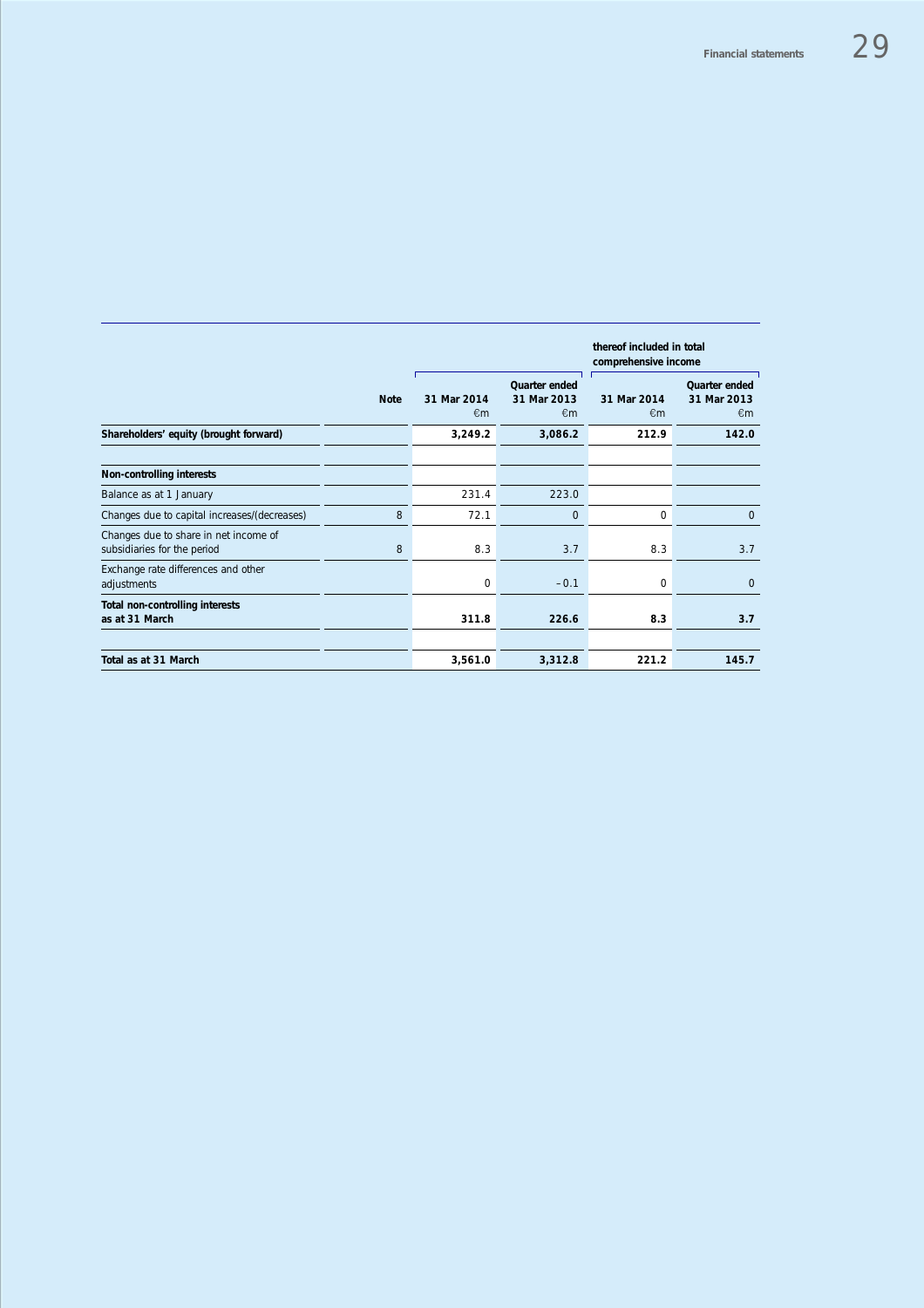| | Note | 31 Mar 2014 €m | Quarter ended 31 Mar 2013 €m | thereof included in total comprehensive income 31 Mar 2014 €m | Quarter ended 31 Mar 2013 €m |
|---|---|---|---|---|---|
| **Shareholders' equity (brought forward)** | | **3,249.2** | **3,086.2** | **212.9** | **142.0** |
| | | | | | |
| **Non-controlling interests** | | | | | |
| Balance as at 1 January | | 231.4 | 223.0 | | |
| Changes due to capital increases/(decreases) | 8 | 72.1 | 0 | 0 | 0 |
| Changes due to share in net income of subsidiaries for the period | 8 | 8.3 | 3.7 | 8.3 | 3.7 |
| Exchange rate differences and other adjustments | | 0 | – 0.1 | 0 | 0 |
| **Total non-controlling interests as at 31 March** | | **311.8** | **226.6** | **8.3** | **3.7** |
| | | | | | |
| **Total as at 31 March** | | **3,561.0** | **3,312.8** | **221.2** | **145.7** |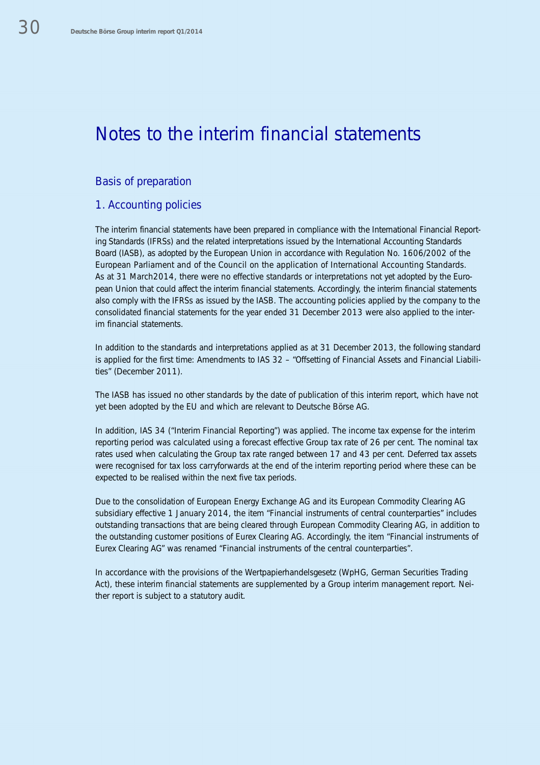# Notes to the interim financial statements

## Basis of preparation

### 1. Accounting policies

The interim financial statements have been prepared in compliance with the International Financial Reporting Standards (IFRSs) and the related interpretations issued by the International Accounting Standards Board (IASB), as adopted by the European Union in accordance with Regulation No. 1606/2002 of the European Parliament and of the Council on the application of International Accounting Standards. As at 31 March2014, there were no effective standards or interpretations not yet adopted by the European Union that could affect the interim financial statements. Accordingly, the interim financial statements also comply with the IFRSs as issued by the IASB. The accounting policies applied by the company to the consolidated financial statements for the year ended 31 December 2013 were also applied to the interim financial statements.

In addition to the standards and interpretations applied as at 31 December 2013, the following standard is applied for the first time: Amendments to IAS 32 – "Offsetting of Financial Assets and Financial Liabilities" (December 2011).

The IASB has issued no other standards by the date of publication of this interim report, which have not yet been adopted by the EU and which are relevant to Deutsche Börse AG.

In addition, IAS 34 ("Interim Financial Reporting") was applied. The income tax expense for the interim reporting period was calculated using a forecast effective Group tax rate of 26 per cent. The nominal tax rates used when calculating the Group tax rate ranged between 17 and 43 per cent. Deferred tax assets were recognised for tax loss carryforwards at the end of the interim reporting period where these can be expected to be realised within the next five tax periods.

Due to the consolidation of European Energy Exchange AG and its European Commodity Clearing AG subsidiary effective 1 January 2014, the item "Financial instruments of central counterparties" includes outstanding transactions that are being cleared through European Commodity Clearing AG, in addition to the outstanding customer positions of Eurex Clearing AG. Accordingly, the item "Financial instruments of Eurex Clearing AG" was renamed "Financial instruments of the central counterparties".

In accordance with the provisions of the Wertpapierhandelsgesetz (WpHG, German Securities Trading Act), these interim financial statements are supplemented by a Group interim management report. Neither report is subject to a statutory audit.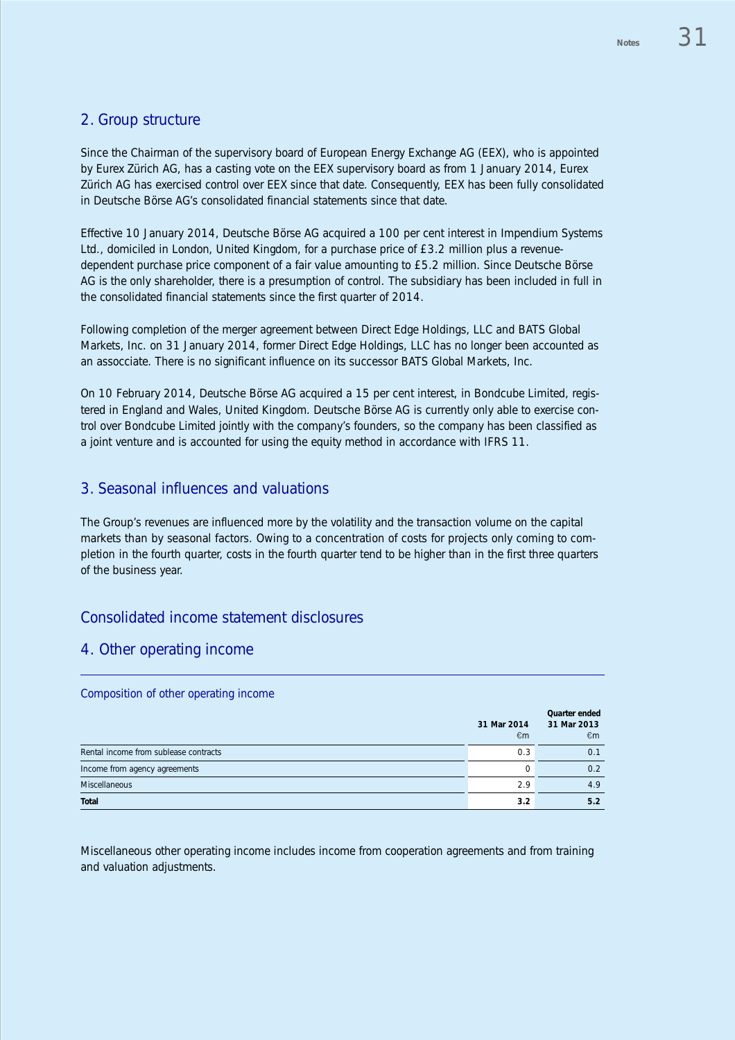## 2. Group structure

Since the Chairman of the supervisory board of European Energy Exchange AG (EEX), who is appointed by Eurex Zürich AG, has a casting vote on the EEX supervisory board as from 1 January 2014, Eurex Zürich AG has exercised control over EEX since that date. Consequently, EEX has been fully consolidated in Deutsche Börse AG's consolidated financial statements since that date.

Effective 10 January 2014, Deutsche Börse AG acquired a 100 per cent interest in Impendium Systems Ltd., domiciled in London, United Kingdom, for a purchase price of £3.2 million plus a revenue-dependent purchase price component of a fair value amounting to £5.2 million. Since Deutsche Börse AG is the only shareholder, there is a presumption of control. The subsidiary has been included in full in the consolidated financial statements since the first quarter of 2014.

Following completion of the merger agreement between Direct Edge Holdings, LLC and BATS Global Markets, Inc. on 31 January 2014, former Direct Edge Holdings, LLC has no longer been accounted as an assocciate. There is no significant influence on its successor BATS Global Markets, Inc.

On 10 February 2014, Deutsche Börse AG acquired a 15 per cent interest, in Bondcube Limited, registered in England and Wales, United Kingdom. Deutsche Börse AG is currently only able to exercise control over Bondcube Limited jointly with the company's founders, so the company has been classified as a joint venture and is accounted for using the equity method in accordance with IFRS 11.

## 3. Seasonal influences and valuations

The Group's revenues are influenced more by the volatility and the transaction volume on the capital markets than by seasonal factors. Owing to a concentration of costs for projects only coming to completion in the fourth quarter, costs in the fourth quarter tend to be higher than in the first three quarters of the business year.

# Consolidated income statement disclosures

## 4. Other operating income

### Composition of other operating income

| | Quarter ended 31 Mar 2014 €m | 31 Mar 2013 €m |
|---|---|---|
| Rental income from sublease contracts | 0.3 | 0.1 |
| Income from agency agreements | 0 | 0.2 |
| Miscellaneous | 2.9 | 4.9 |
| **Total** | **3.2** | **5.2** |

Miscellaneous other operating income includes income from cooperation agreements and from training and valuation adjustments.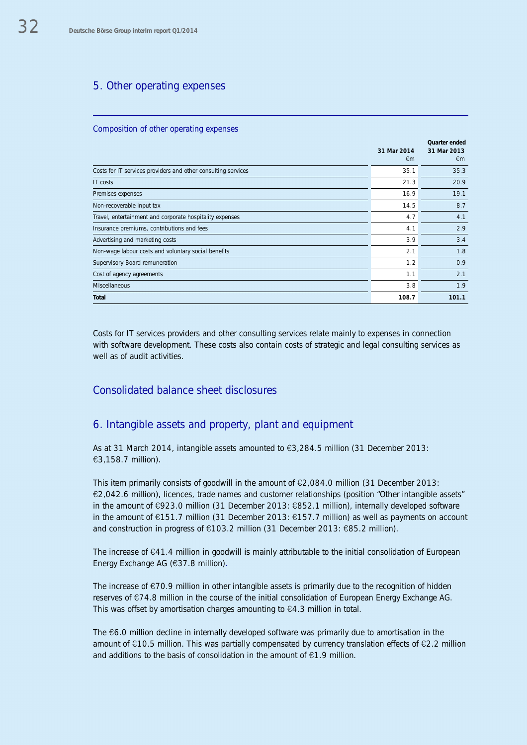## 5. Other operating expenses

### Composition of other operating expenses

| | 31 Mar 2014 €m | Quarter ended 31 Mar 2013 €m |
|---|---|---|
| Costs for IT services providers and other consulting services | 35.1 | 35.3 |
| IT costs | 21.3 | 20.9 |
| Premises expenses | 16.9 | 19.1 |
| Non-recoverable input tax | 14.5 | 8.7 |
| Travel, entertainment and corporate hospitality expenses | 4.7 | 4.1 |
| Insurance premiums, contributions and fees | 4.1 | 2.9 |
| Advertising and marketing costs | 3.9 | 3.4 |
| Non-wage labour costs and voluntary social benefits | 2.1 | 1.8 |
| Supervisory Board remuneration | 1.2 | 0.9 |
| Cost of agency agreements | 1.1 | 2.1 |
| Miscellaneous | 3.8 | 1.9 |
| **Total** | **108.7** | **101.1** |

Costs for IT services providers and other consulting services relate mainly to expenses in connection with software development. These costs also contain costs of strategic and legal consulting services as well as of audit activities.

## Consolidated balance sheet disclosures

## 6. Intangible assets and property, plant and equipment

As at 31 March 2014, intangible assets amounted to €3,284.5 million (31 December 2013: €3,158.7 million).

This item primarily consists of goodwill in the amount of €2,084.0 million (31 December 2013: €2,042.6 million), licences, trade names and customer relationships (position "Other intangible assets" in the amount of €923.0 million (31 December 2013: €852.1 million), internally developed software in the amount of €151.7 million (31 December 2013: €157.7 million) as well as payments on account and construction in progress of €103.2 million (31 December 2013: €85.2 million).

The increase of €41.4 million in goodwill is mainly attributable to the initial consolidation of European Energy Exchange AG (€37.8 million).

The increase of €70.9 million in other intangible assets is primarily due to the recognition of hidden reserves of €74.8 million in the course of the initial consolidation of European Energy Exchange AG. This was offset by amortisation charges amounting to €4.3 million in total.

The €6.0 million decline in internally developed software was primarily due to amortisation in the amount of €10.5 million. This was partially compensated by currency translation effects of €2.2 million and additions to the basis of consolidation in the amount of €1.9 million.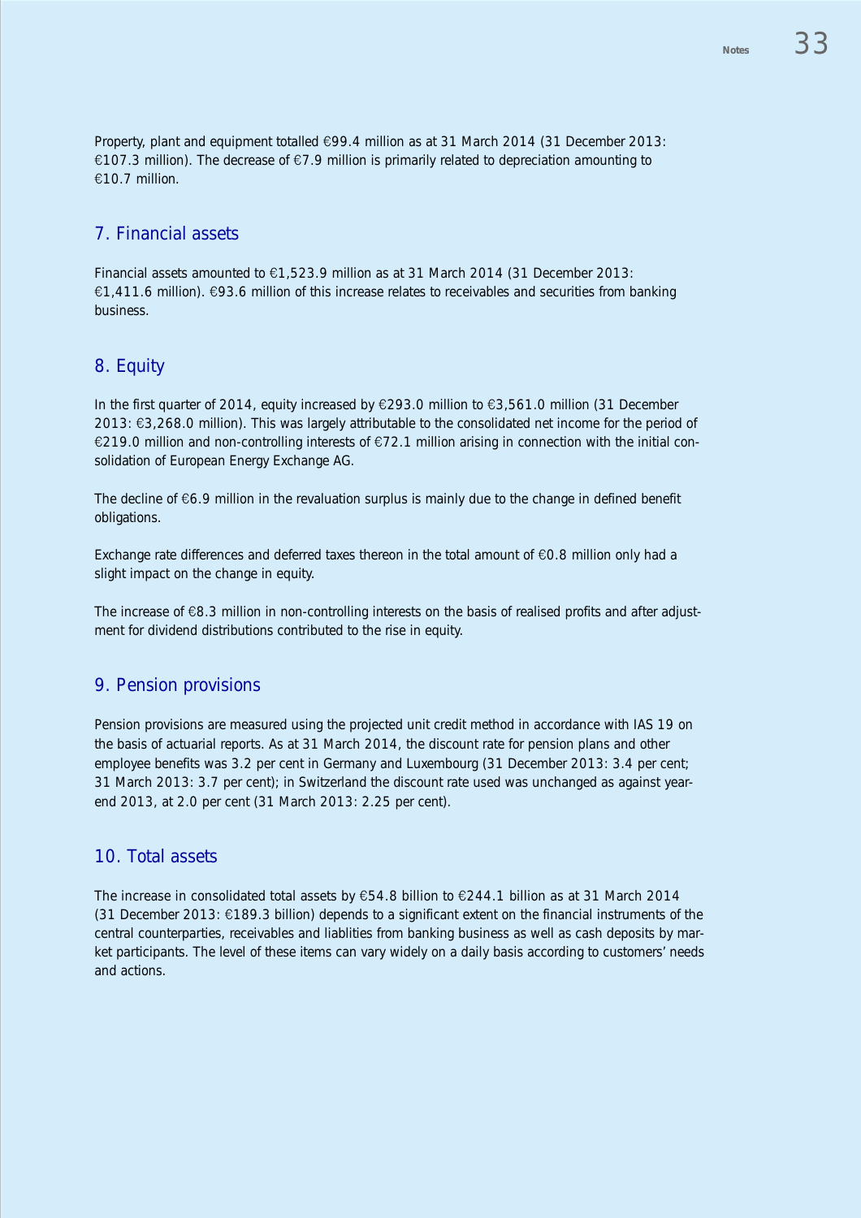Property, plant and equipment totalled €99.4 million as at 31 March 2014 (31 December 2013: €107.3 million). The decrease of €7.9 million is primarily related to depreciation amounting to €10.7 million.

## 7. Financial assets

Financial assets amounted to €1,523.9 million as at 31 March 2014 (31 December 2013: €1,411.6 million). €93.6 million of this increase relates to receivables and securities from banking business.

## 8. Equity

In the first quarter of 2014, equity increased by €293.0 million to €3,561.0 million (31 December 2013: €3,268.0 million). This was largely attributable to the consolidated net income for the period of €219.0 million and non-controlling interests of €72.1 million arising in connection with the initial consolidation of European Energy Exchange AG.

The decline of €6.9 million in the revaluation surplus is mainly due to the change in defined benefit obligations.

Exchange rate differences and deferred taxes thereon in the total amount of €0.8 million only had a slight impact on the change in equity.

The increase of €8.3 million in non-controlling interests on the basis of realised profits and after adjustment for dividend distributions contributed to the rise in equity.

## 9. Pension provisions

Pension provisions are measured using the projected unit credit method in accordance with IAS 19 on the basis of actuarial reports. As at 31 March 2014, the discount rate for pension plans and other employee benefits was 3.2 per cent in Germany and Luxembourg (31 December 2013: 3.4 per cent; 31 March 2013: 3.7 per cent); in Switzerland the discount rate used was unchanged as against year-end 2013, at 2.0 per cent (31 March 2013: 2.25 per cent).

## 10. Total assets

The increase in consolidated total assets by €54.8 billion to €244.1 billion as at 31 March 2014 (31 December 2013: €189.3 billion) depends to a significant extent on the financial instruments of the central counterparties, receivables and liablities from banking business as well as cash deposits by market participants. The level of these items can vary widely on a daily basis according to customers' needs and actions.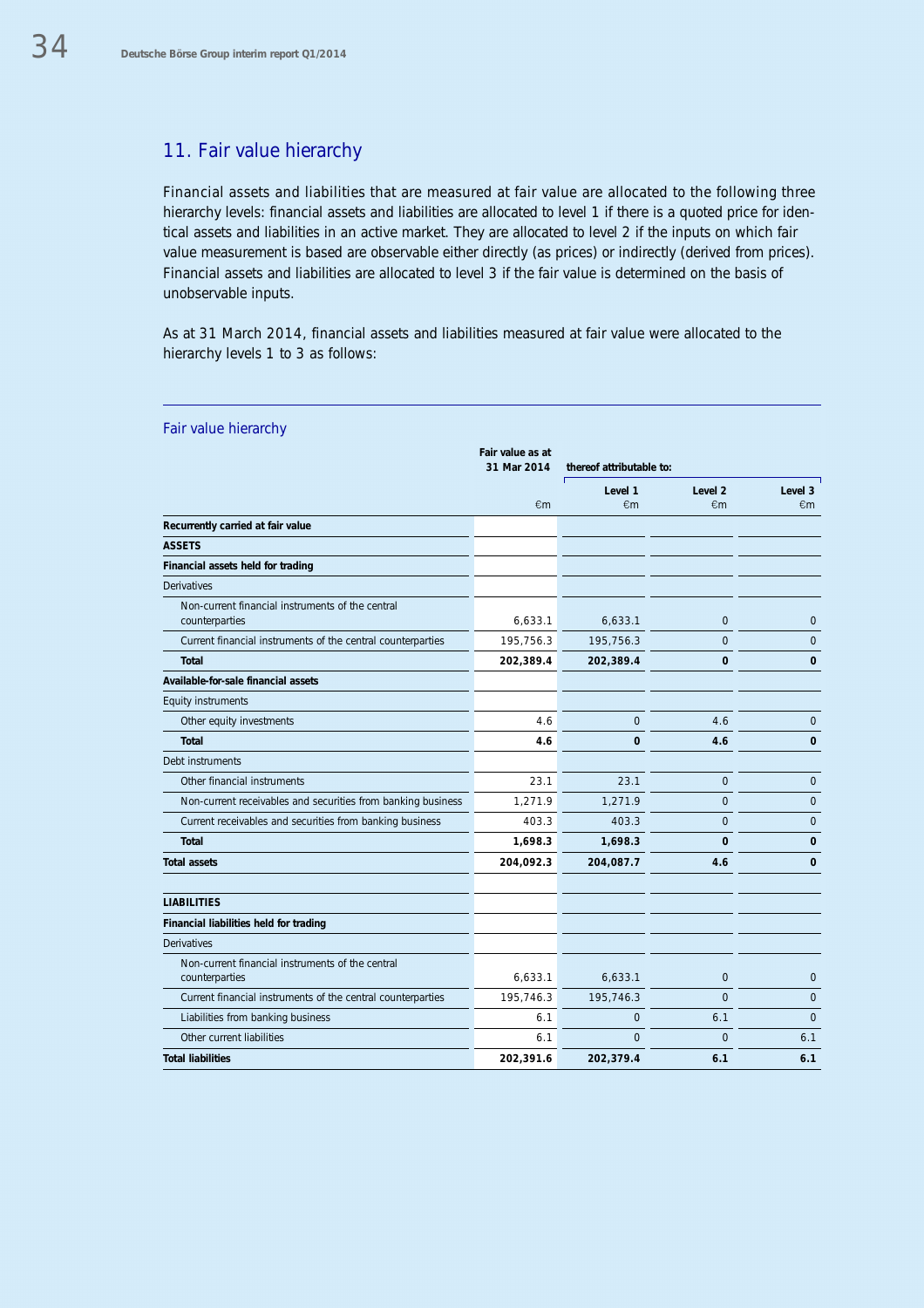## 11. Fair value hierarchy

Financial assets and liabilities that are measured at fair value are allocated to the following three hierarchy levels: financial assets and liabilities are allocated to level 1 if there is a quoted price for identical assets and liabilities in an active market. They are allocated to level 2 if the inputs on which fair value measurement is based are observable either directly (as prices) or indirectly (derived from prices). Financial assets and liabilities are allocated to level 3 if the fair value is determined on the basis of unobservable inputs.

As at 31 March 2014, financial assets and liabilities measured at fair value were allocated to the hierarchy levels 1 to 3 as follows:

### Fair value hierarchy

| | Fair value as at 31 Mar 2014 | thereof attributable to: | | |
|---|---|---|---|---|
| | €m | Level 1 €m | Level 2 €m | Level 3 €m |
| **Recurrently carried at fair value** | | | | |
| **ASSETS** | | | | |
| **Financial assets held for trading** | | | | |
| Derivatives | | | | |
| Non-current financial instruments of the central counterparties | 6,633.1 | 6,633.1 | 0 | 0 |
| Current financial instruments of the central counterparties | 195,756.3 | 195,756.3 | 0 | 0 |
| **Total** | **202,389.4** | **202,389.4** | **0** | **0** |
| **Available-for-sale financial assets** | | | | |
| Equity instruments | | | | |
| Other equity investments | 4.6 | 0 | 4.6 | 0 |
| **Total** | **4.6** | **0** | **4.6** | **0** |
| Debt instruments | | | | |
| Other financial instruments | 23.1 | 23.1 | 0 | 0 |
| Non-current receivables and securities from banking business | 1,271.9 | 1,271.9 | 0 | 0 |
| Current receivables and securities from banking business | 403.3 | 403.3 | 0 | 0 |
| **Total** | **1,698.3** | **1,698.3** | **0** | **0** |
| **Total assets** | **204,092.3** | **204,087.7** | **4.6** | **0** |
| | | | | |
| **LIABILITIES** | | | | |
| **Financial liabilities held for trading** | | | | |
| Derivatives | | | | |
| Non-current financial instruments of the central counterparties | 6,633.1 | 6,633.1 | 0 | 0 |
| Current financial instruments of the central counterparties | 195,746.3 | 195,746.3 | 0 | 0 |
| Liabilities from banking business | 6.1 | 0 | 6.1 | 0 |
| Other current liabilities | 6.1 | 0 | 0 | 6.1 |
| **Total liabilities** | **202,391.6** | **202,379.4** | **6.1** | **6.1** |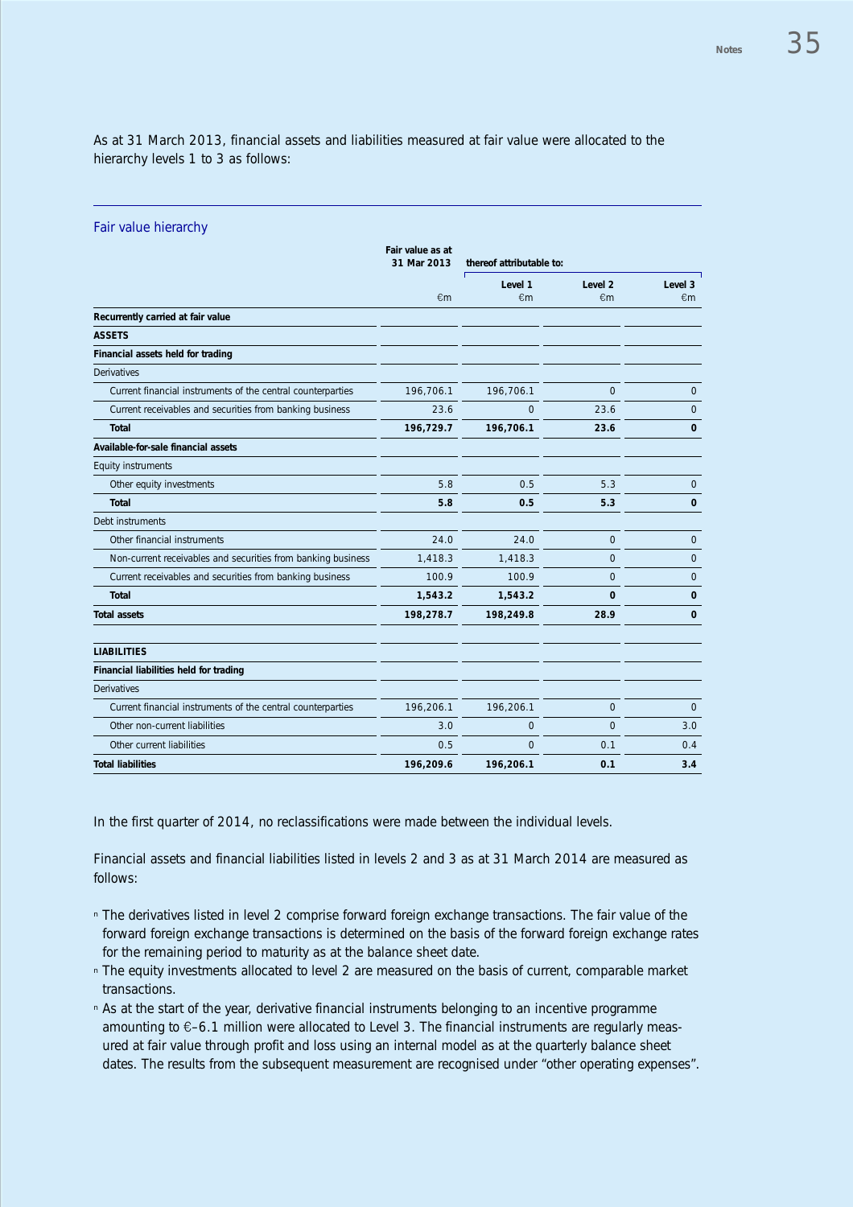As at 31 March 2013, financial assets and liabilities measured at fair value were allocated to the hierarchy levels 1 to 3 as follows:

## Fair value hierarchy

| | Fair value as at 31 Mar 2013 | thereof attributable to: | | |
|---|---|---|---|---|
| | | Level 1 | Level 2 | Level 3 |
| | €m | €m | €m | €m |
| **Recurrently carried at fair value** | | | | |
| **ASSETS** | | | | |
| **Financial assets held for trading** | | | | |
| Derivatives | | | | |
| Current financial instruments of the central counterparties | 196,706.1 | 196,706.1 | 0 | 0 |
| Current receivables and securities from banking business | 23.6 | 0 | 23.6 | 0 |
| **Total** | **196,729.7** | **196,706.1** | **23.6** | **0** |
| **Available-for-sale financial assets** | | | | |
| Equity instruments | | | | |
| Other equity investments | 5.8 | 0.5 | 5.3 | 0 |
| **Total** | **5.8** | **0.5** | **5.3** | **0** |
| Debt instruments | | | | |
| Other financial instruments | 24.0 | 24.0 | 0 | 0 |
| Non-current receivables and securities from banking business | 1,418.3 | 1,418.3 | 0 | 0 |
| Current receivables and securities from banking business | 100.9 | 100.9 | 0 | 0 |
| **Total** | **1,543.2** | **1,543.2** | **0** | **0** |
| **Total assets** | **198,278.7** | **198,249.8** | **28.9** | **0** |
| | | | | |
| **LIABILITIES** | | | | |
| **Financial liabilities held for trading** | | | | |
| Derivatives | | | | |
| Current financial instruments of the central counterparties | 196,206.1 | 196,206.1 | 0 | 0 |
| Other non-current liabilities | 3.0 | 0 | 0 | 3.0 |
| Other current liabilities | 0.5 | 0 | 0.1 | 0.4 |
| **Total liabilities** | **196,209.6** | **196,206.1** | **0.1** | **3.4** |

In the first quarter of 2014, no reclassifications were made between the individual levels.

Financial assets and financial liabilities listed in levels 2 and 3 as at 31 March 2014 are measured as follows:

- The derivatives listed in level 2 comprise forward foreign exchange transactions. The fair value of the forward foreign exchange transactions is determined on the basis of the forward foreign exchange rates for the remaining period to maturity as at the balance sheet date.
- The equity investments allocated to level 2 are measured on the basis of current, comparable market transactions.
- As at the start of the year, derivative financial instruments belonging to an incentive programme amounting to €–6.1 million were allocated to Level 3. The financial instruments are regularly measured at fair value through profit and loss using an internal model as at the quarterly balance sheet dates. The results from the subsequent measurement are recognised under "other operating expenses".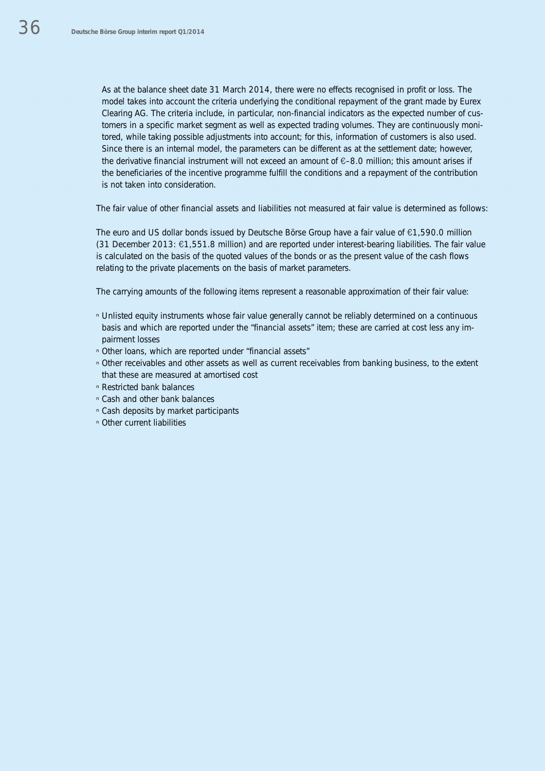As at the balance sheet date 31 March 2014, there were no effects recognised in profit or loss. The model takes into account the criteria underlying the conditional repayment of the grant made by Eurex Clearing AG. The criteria include, in particular, non-financial indicators as the expected number of customers in a specific market segment as well as expected trading volumes. They are continuously monitored, while taking possible adjustments into account; for this, information of customers is also used. Since there is an internal model, the parameters can be different as at the settlement date; however, the derivative financial instrument will not exceed an amount of €–8.0 million; this amount arises if the beneficiaries of the incentive programme fulfill the conditions and a repayment of the contribution is not taken into consideration.

The fair value of other financial assets and liabilities not measured at fair value is determined as follows:

The euro and US dollar bonds issued by Deutsche Börse Group have a fair value of €1,590.0 million (31 December 2013: €1,551.8 million) and are reported under interest-bearing liabilities. The fair value is calculated on the basis of the quoted values of the bonds or as the present value of the cash flows relating to the private placements on the basis of market parameters.

The carrying amounts of the following items represent a reasonable approximation of their fair value:

- Unlisted equity instruments whose fair value generally cannot be reliably determined on a continuous basis and which are reported under the "financial assets" item; these are carried at cost less any impairment losses
- Other loans, which are reported under "financial assets"
- Other receivables and other assets as well as current receivables from banking business, to the extent that these are measured at amortised cost
- Restricted bank balances
- Cash and other bank balances
- Cash deposits by market participants
- Other current liabilities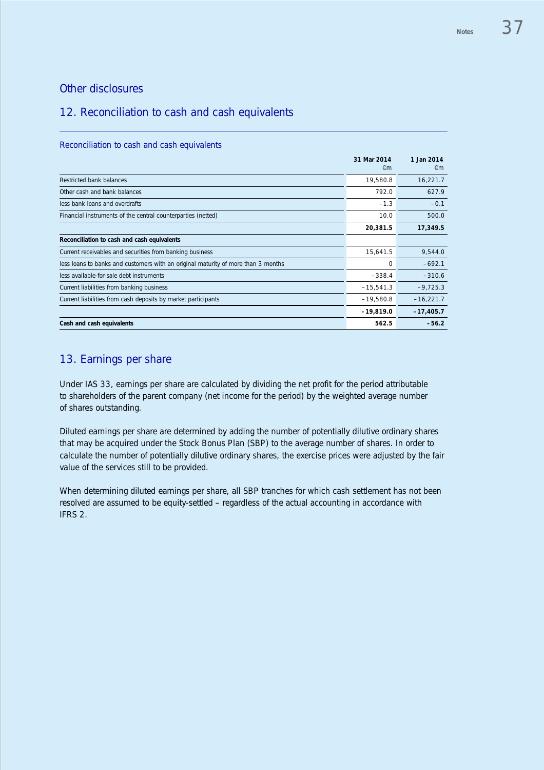## Other disclosures

## 12. Reconciliation to cash and cash equivalents

### Reconciliation to cash and cash equivalents

| | 31 Mar 2014 €m | 1 Jan 2014 €m |
|---|---|---|
| Restricted bank balances | 19,580.8 | 16,221.7 |
| Other cash and bank balances | 792.0 | 627.9 |
| less bank loans and overdrafts | –1.3 | –0.1 |
| Financial instruments of the central counterparties (netted) | 10.0 | 500.0 |
| | **20,381.5** | **17,349.5** |
| **Reconciliation to cash and cash equivalents** | | |
| Current receivables and securities from banking business | 15,641.5 | 9,544.0 |
| less loans to banks and customers with an original maturity of more than 3 months | 0 | –692.1 |
| less available-for-sale debt instruments | –338.4 | –310.6 |
| Current liabilities from banking business | –15,541.3 | –9,725.3 |
| Current liabilities from cash deposits by market participants | –19,580.8 | –16,221.7 |
| | **–19,819.0** | **–17,405.7** |
| **Cash and cash equivalents** | **562.5** | **–56.2** |

## 13. Earnings per share

Under IAS 33, earnings per share are calculated by dividing the net profit for the period attributable to shareholders of the parent company (net income for the period) by the weighted average number of shares outstanding.

Diluted earnings per share are determined by adding the number of potentially dilutive ordinary shares that may be acquired under the Stock Bonus Plan (SBP) to the average number of shares. In order to calculate the number of potentially dilutive ordinary shares, the exercise prices were adjusted by the fair value of the services still to be provided.

When determining diluted earnings per share, all SBP tranches for which cash settlement has not been resolved are assumed to be equity-settled – regardless of the actual accounting in accordance with IFRS 2.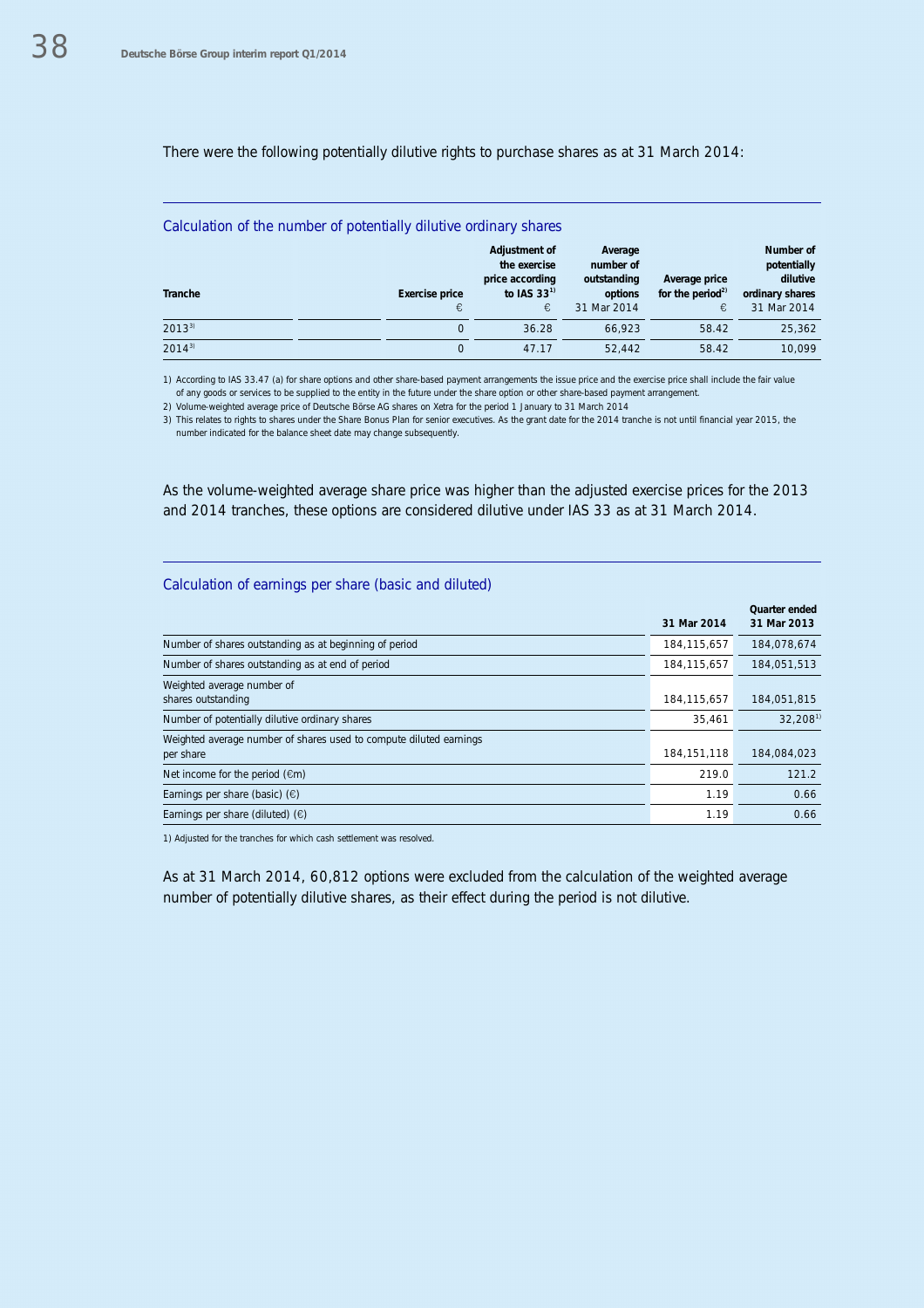There were the following potentially dilutive rights to purchase shares as at 31 March 2014:

## Calculation of the number of potentially dilutive ordinary shares

| Tranche | Exercise price € | Adjustment of the exercise price according to IAS 33[1] € | Average number of outstanding options 31 Mar 2014 | Average price for the period[2] € | Number of potentially dilutive ordinary shares 31 Mar 2014 |
|---|---|---|---|---|---|
| 2013[3] | 0 | 36.28 | 66,923 | 58.42 | 25,362 |
| 2014[3] | 0 | 47.17 | 52,442 | 58.42 | 10,099 |

1) According to IAS 33.47 (a) for share options and other share-based payment arrangements the issue price and the exercise price shall include the fair value of any goods or services to be supplied to the entity in the future under the share option or other share-based payment arrangement.

2) Volume-weighted average price of Deutsche Börse AG shares on Xetra for the period 1 January to 31 March 2014

3) This relates to rights to shares under the Share Bonus Plan for senior executives. As the grant date for the 2014 tranche is not until financial year 2015, the number indicated for the balance sheet date may change subsequently.

As the volume-weighted average share price was higher than the adjusted exercise prices for the 2013 and 2014 tranches, these options are considered dilutive under IAS 33 as at 31 March 2014.

## Calculation of earnings per share (basic and diluted)

| | 31 Mar 2014 | Quarter ended 31 Mar 2013 |
|---|---|---|
| Number of shares outstanding as at beginning of period | 184,115,657 | 184,078,674 |
| Number of shares outstanding as at end of period | 184,115,657 | 184,051,513 |
| Weighted average number of shares outstanding | 184,115,657 | 184,051,815 |
| Number of potentially dilutive ordinary shares | 35,461 | 32,208[1] |
| Weighted average number of shares used to compute diluted earnings per share | 184,151,118 | 184,084,023 |
| Net income for the period (€m) | 219.0 | 121.2 |
| Earnings per share (basic) (€) | 1.19 | 0.66 |
| Earnings per share (diluted) (€) | 1.19 | 0.66 |

1) Adjusted for the tranches for which cash settlement was resolved.

As at 31 March 2014, 60,812 options were excluded from the calculation of the weighted average number of potentially dilutive shares, as their effect during the period is not dilutive.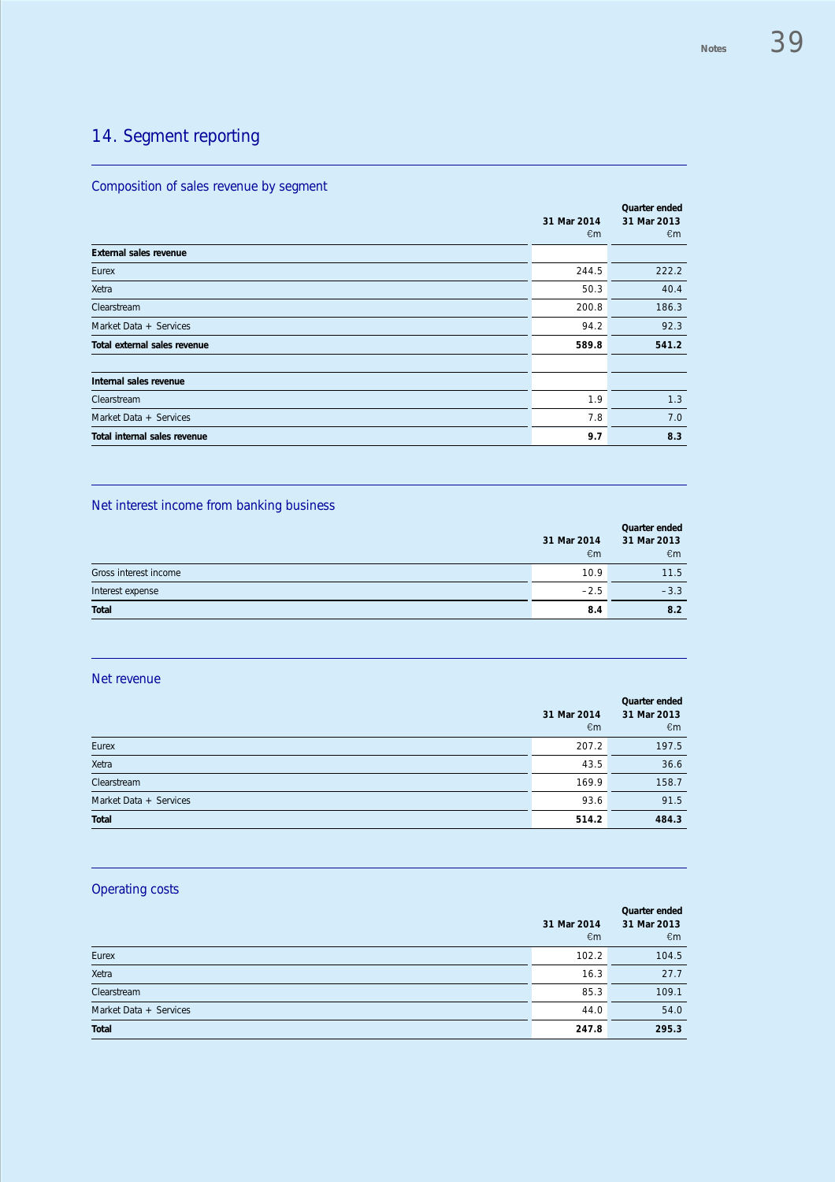## 14. Segment reporting

### Composition of sales revenue by segment

| | 31 Mar 2014 €m | Quarter ended 31 Mar 2013 €m |
|---|---|---|
| **External sales revenue** | | |
| Eurex | 244.5 | 222.2 |
| Xetra | 50.3 | 40.4 |
| Clearstream | 200.8 | 186.3 |
| Market Data + Services | 94.2 | 92.3 |
| **Total external sales revenue** | **589.8** | **541.2** |
| | | |
| **Internal sales revenue** | | |
| Clearstream | 1.9 | 1.3 |
| Market Data + Services | 7.8 | 7.0 |
| **Total internal sales revenue** | **9.7** | **8.3** |

### Net interest income from banking business

| | 31 Mar 2014 €m | Quarter ended 31 Mar 2013 €m |
|---|---|---|
| Gross interest income | 10.9 | 11.5 |
| Interest expense | –2.5 | –3.3 |
| **Total** | **8.4** | **8.2** |

### Net revenue

| | 31 Mar 2014 €m | Quarter ended 31 Mar 2013 €m |
|---|---|---|
| Eurex | 207.2 | 197.5 |
| Xetra | 43.5 | 36.6 |
| Clearstream | 169.9 | 158.7 |
| Market Data + Services | 93.6 | 91.5 |
| **Total** | **514.2** | **484.3** |

### Operating costs

| | 31 Mar 2014 €m | Quarter ended 31 Mar 2013 €m |
|---|---|---|
| Eurex | 102.2 | 104.5 |
| Xetra | 16.3 | 27.7 |
| Clearstream | 85.3 | 109.1 |
| Market Data + Services | 44.0 | 54.0 |
| **Total** | **247.8** | **295.3** |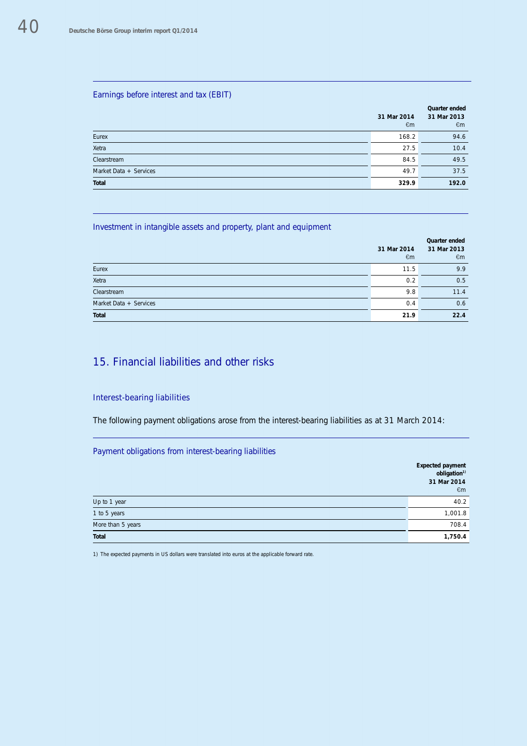### Earnings before interest and tax (EBIT)

| | Quarter ended | |
|---|---|---|
| | 31 Mar 2014<br>€m | 31 Mar 2013<br>€m |
| Eurex | 168.2 | 94.6 |
| Xetra | 27.5 | 10.4 |
| Clearstream | 84.5 | 49.5 |
| Market Data + Services | 49.7 | 37.5 |
| **Total** | **329.9** | **192.0** |

### Investment in intangible assets and property, plant and equipment

| | Quarter ended | |
|---|---|---|
| | 31 Mar 2014<br>€m | 31 Mar 2013<br>€m |
| Eurex | 11.5 | 9.9 |
| Xetra | 0.2 | 0.5 |
| Clearstream | 9.8 | 11.4 |
| Market Data + Services | 0.4 | 0.6 |
| **Total** | **21.9** | **22.4** |

## 15. Financial liabilities and other risks

### Interest-bearing liabilities

The following payment obligations arose from the interest-bearing liabilities as at 31 March 2014:

### Payment obligations from interest-bearing liabilities

| | Expected payment obligation[1)]<br>31 Mar 2014<br>€m |
|---|---|
| Up to 1 year | 40.2 |
| 1 to 5 years | 1,001.8 |
| More than 5 years | 708.4 |
| **Total** | **1,750.4** |

1) The expected payments in US dollars were translated into euros at the applicable forward rate.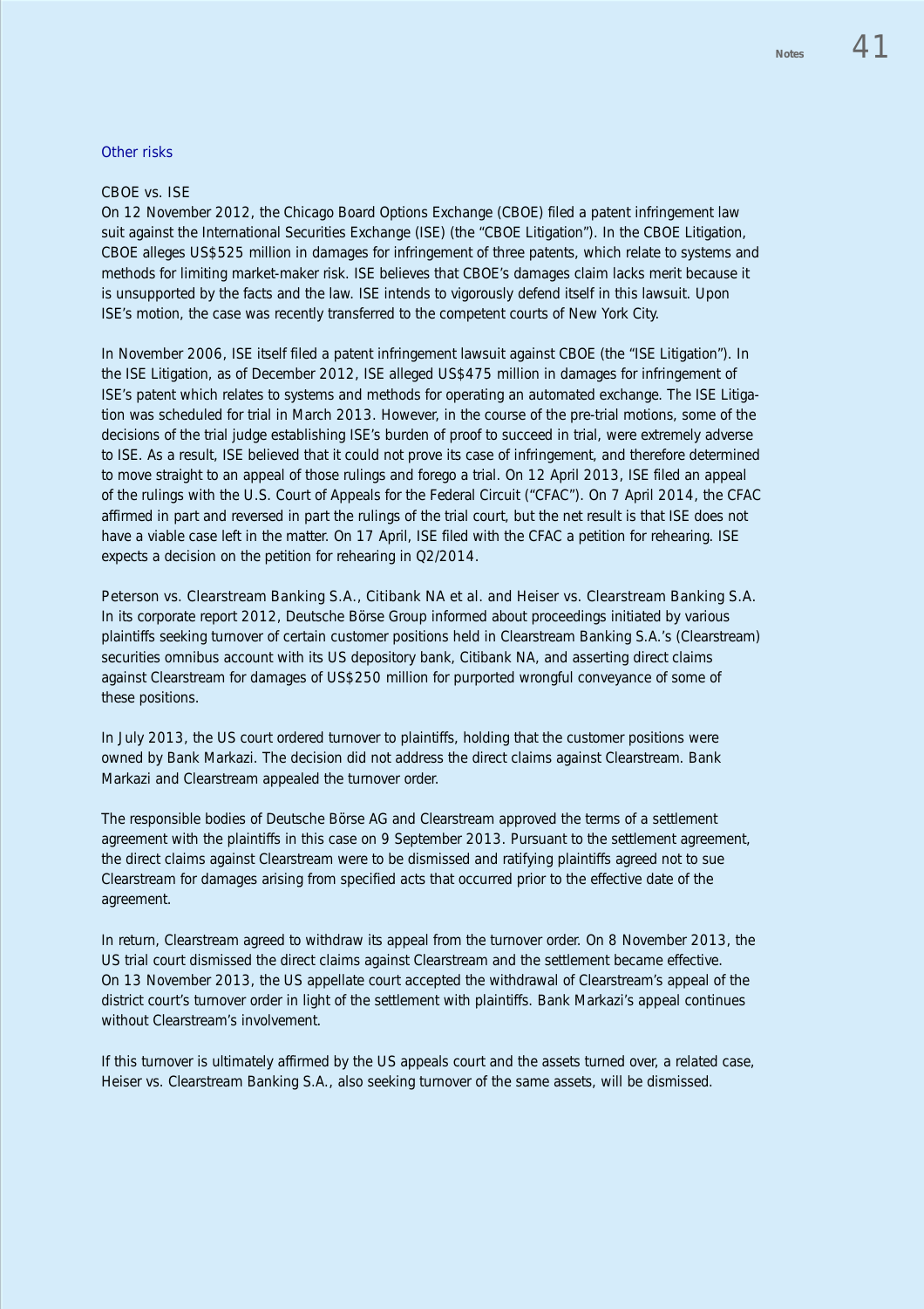## Other risks

### CBOE vs. ISE

On 12 November 2012, the Chicago Board Options Exchange (CBOE) filed a patent infringement law suit against the International Securities Exchange (ISE) (the "CBOE Litigation"). In the CBOE Litigation, CBOE alleges US$525 million in damages for infringement of three patents, which relate to systems and methods for limiting market-maker risk. ISE believes that CBOE's damages claim lacks merit because it is unsupported by the facts and the law. ISE intends to vigorously defend itself in this lawsuit. Upon ISE's motion, the case was recently transferred to the competent courts of New York City.

In November 2006, ISE itself filed a patent infringement lawsuit against CBOE (the "ISE Litigation"). In the ISE Litigation, as of December 2012, ISE alleged US$475 million in damages for infringement of ISE's patent which relates to systems and methods for operating an automated exchange. The ISE Litigation was scheduled for trial in March 2013. However, in the course of the pre-trial motions, some of the decisions of the trial judge establishing ISE's burden of proof to succeed in trial, were extremely adverse to ISE. As a result, ISE believed that it could not prove its case of infringement, and therefore determined to move straight to an appeal of those rulings and forego a trial. On 12 April 2013, ISE filed an appeal of the rulings with the U.S. Court of Appeals for the Federal Circuit ("CFAC"). On 7 April 2014, the CFAC affirmed in part and reversed in part the rulings of the trial court, but the net result is that ISE does not have a viable case left in the matter. On 17 April, ISE filed with the CFAC a petition for rehearing. ISE expects a decision on the petition for rehearing in Q2/2014.

### Peterson vs. Clearstream Banking S.A., Citibank NA et al. and Heiser vs. Clearstream Banking S.A.

In its corporate report 2012, Deutsche Börse Group informed about proceedings initiated by various plaintiffs seeking turnover of certain customer positions held in Clearstream Banking S.A.'s (Clearstream) securities omnibus account with its US depository bank, Citibank NA, and asserting direct claims against Clearstream for damages of US$250 million for purported wrongful conveyance of some of these positions.

In July 2013, the US court ordered turnover to plaintiffs, holding that the customer positions were owned by Bank Markazi. The decision did not address the direct claims against Clearstream. Bank Markazi and Clearstream appealed the turnover order.

The responsible bodies of Deutsche Börse AG and Clearstream approved the terms of a settlement agreement with the plaintiffs in this case on 9 September 2013. Pursuant to the settlement agreement, the direct claims against Clearstream were to be dismissed and ratifying plaintiffs agreed not to sue Clearstream for damages arising from specified acts that occurred prior to the effective date of the agreement.

In return, Clearstream agreed to withdraw its appeal from the turnover order. On 8 November 2013, the US trial court dismissed the direct claims against Clearstream and the settlement became effective. On 13 November 2013, the US appellate court accepted the withdrawal of Clearstream's appeal of the district court's turnover order in light of the settlement with plaintiffs. Bank Markazi's appeal continues without Clearstream's involvement.

If this turnover is ultimately affirmed by the US appeals court and the assets turned over, a related case, Heiser vs. Clearstream Banking S.A., also seeking turnover of the same assets, will be dismissed.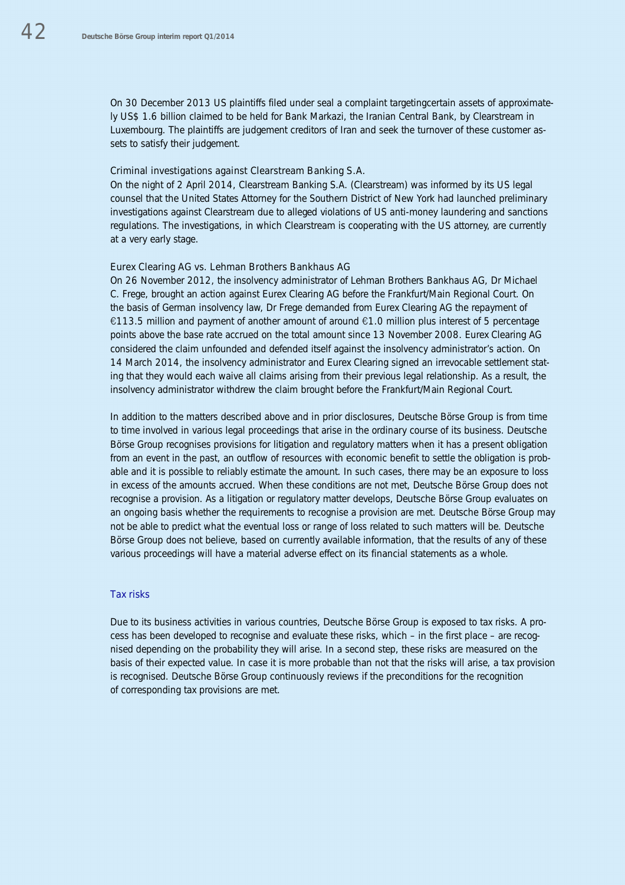On 30 December 2013 US plaintiffs filed under seal a complaint targetingcertain assets of approximately US$ 1.6 billion claimed to be held for Bank Markazi, the Iranian Central Bank, by Clearstream in Luxembourg. The plaintiffs are judgement creditors of Iran and seek the turnover of these customer assets to satisfy their judgement.

#### Criminal investigations against Clearstream Banking S.A.

On the night of 2 April 2014, Clearstream Banking S.A. (Clearstream) was informed by its US legal counsel that the United States Attorney for the Southern District of New York had launched preliminary investigations against Clearstream due to alleged violations of US anti-money laundering and sanctions regulations. The investigations, in which Clearstream is cooperating with the US attorney, are currently at a very early stage.

#### Eurex Clearing AG vs. Lehman Brothers Bankhaus AG

On 26 November 2012, the insolvency administrator of Lehman Brothers Bankhaus AG, Dr Michael C. Frege, brought an action against Eurex Clearing AG before the Frankfurt/Main Regional Court. On the basis of German insolvency law, Dr Frege demanded from Eurex Clearing AG the repayment of €113.5 million and payment of another amount of around €1.0 million plus interest of 5 percentage points above the base rate accrued on the total amount since 13 November 2008. Eurex Clearing AG considered the claim unfounded and defended itself against the insolvency administrator's action. On 14 March 2014, the insolvency administrator and Eurex Clearing signed an irrevocable settlement stating that they would each waive all claims arising from their previous legal relationship. As a result, the insolvency administrator withdrew the claim brought before the Frankfurt/Main Regional Court.

In addition to the matters described above and in prior disclosures, Deutsche Börse Group is from time to time involved in various legal proceedings that arise in the ordinary course of its business. Deutsche Börse Group recognises provisions for litigation and regulatory matters when it has a present obligation from an event in the past, an outflow of resources with economic benefit to settle the obligation is probable and it is possible to reliably estimate the amount. In such cases, there may be an exposure to loss in excess of the amounts accrued. When these conditions are not met, Deutsche Börse Group does not recognise a provision. As a litigation or regulatory matter develops, Deutsche Börse Group evaluates on an ongoing basis whether the requirements to recognise a provision are met. Deutsche Börse Group may not be able to predict what the eventual loss or range of loss related to such matters will be. Deutsche Börse Group does not believe, based on currently available information, that the results of any of these various proceedings will have a material adverse effect on its financial statements as a whole.

### Tax risks

Due to its business activities in various countries, Deutsche Börse Group is exposed to tax risks. A process has been developed to recognise and evaluate these risks, which – in the first place – are recognised depending on the probability they will arise. In a second step, these risks are measured on the basis of their expected value. In case it is more probable than not that the risks will arise, a tax provision is recognised. Deutsche Börse Group continuously reviews if the preconditions for the recognition of corresponding tax provisions are met.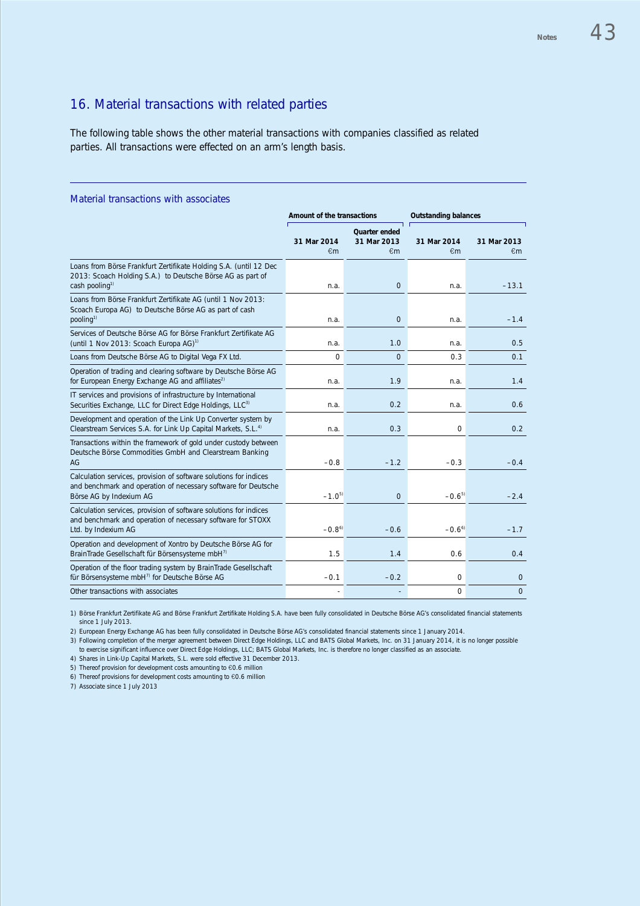## 16. Material transactions with related parties

The following table shows the other material transactions with companies classified as related parties. All transactions were effected on an arm's length basis.

### Material transactions with associates

| | Amount of the transactions | | Outstanding balances | |
|---|---|---|---|---|
| | 31 Mar 2014 €m | Quarter ended 31 Mar 2013 €m | 31 Mar 2014 €m | 31 Mar 2013 €m |
| Loans from Börse Frankfurt Zertifikate Holding S.A. (until 12 Dec 2013: Scoach Holding S.A.) to Deutsche Börse AG as part of cash pooling[1] | n.a. | 0 | n.a. | –13.1 |
| Loans from Börse Frankfurt Zertifikate AG (until 1 Nov 2013: Scoach Europa AG) to Deutsche Börse AG as part of cash pooling[1] | n.a. | 0 | n.a. | –1.4 |
| Services of Deutsche Börse AG for Börse Frankfurt Zertifikate AG (until 1 Nov 2013: Scoach Europa AG)[1] | n.a. | 1.0 | n.a. | 0.5 |
| Loans from Deutsche Börse AG to Digital Vega FX Ltd. | 0 | 0 | 0.3 | 0.1 |
| Operation of trading and clearing software by Deutsche Börse AG for European Energy Exchange AG and affiliates[2] | n.a. | 1.9 | n.a. | 1.4 |
| IT services and provisions of infrastructure by International Securities Exchange, LLC for Direct Edge Holdings, LLC[3] | n.a. | 0.2 | n.a. | 0.6 |
| Development and operation of the Link Up Converter system by Clearstream Services S.A. for Link Up Capital Markets, S.L.[4] | n.a. | 0.3 | 0 | 0.2 |
| Transactions within the framework of gold under custody between Deutsche Börse Commodities GmbH and Clearstream Banking AG | –0.8 | –1.2 | –0.3 | –0.4 |
| Calculation services, provision of software solutions for indices and benchmark and operation of necessary software for Deutsche Börse AG by Indexium AG | –1.0[5] | 0 | –0.6[5] | –2.4 |
| Calculation services, provision of software solutions for indices and benchmark and operation of necessary software for STOXX Ltd. by Indexium AG | –0.8[6] | –0.6 | –0.6[6] | –1.7 |
| Operation and development of Xontro by Deutsche Börse AG for BrainTrade Gesellschaft für Börsensysteme mbH[7] | 1.5 | 1.4 | 0.6 | 0.4 |
| Operation of the floor trading system by BrainTrade Gesellschaft für Börsensysteme mbH[7] for Deutsche Börse AG | –0.1 | –0.2 | 0 | 0 |
| Other transactions with associates | - | - | 0 | 0 |

1) Börse Frankfurt Zertifikate AG and Börse Frankfurt Zertifikate Holding S.A. have been fully consolidated in Deutsche Börse AG's consolidated financial statements since 1 July 2013.
2) European Energy Exchange AG has been fully consolidated in Deutsche Börse AG's consolidated financial statements since 1 January 2014.
3) Following completion of the merger agreement between Direct Edge Holdings, LLC and BATS Global Markets, Inc. on 31 January 2014, it is no longer possible to exercise significant influence over Direct Edge Holdings, LLC; BATS Global Markets, Inc. is therefore no longer classified as an associate.
4) Shares in Link-Up Capital Markets, S.L. were sold effective 31 December 2013.
5) Thereof provision for development costs amounting to €0.6 million
6) Thereof provisions for development costs amounting to €0.6 million
7) Associate since 1 July 2013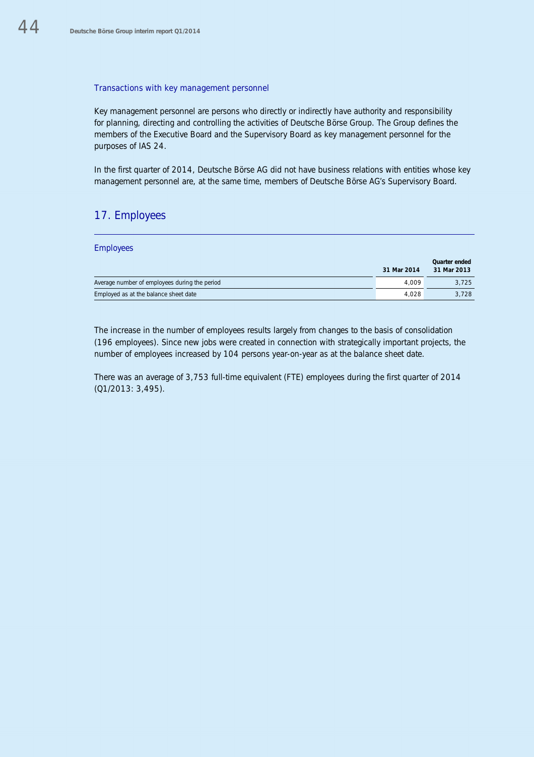### Transactions with key management personnel

Key management personnel are persons who directly or indirectly have authority and responsibility for planning, directing and controlling the activities of Deutsche Börse Group. The Group defines the members of the Executive Board and the Supervisory Board as key management personnel for the purposes of IAS 24.

In the first quarter of 2014, Deutsche Börse AG did not have business relations with entities whose key management personnel are, at the same time, members of Deutsche Börse AG's Supervisory Board.

## 17. Employees

### Employees

| | Quarter ended | |
|---|---|---|
| | 31 Mar 2014 | 31 Mar 2013 |
| Average number of employees during the period | 4,009 | 3,725 |
| Employed as at the balance sheet date | 4,028 | 3,728 |

The increase in the number of employees results largely from changes to the basis of consolidation (196 employees). Since new jobs were created in connection with strategically important projects, the number of employees increased by 104 persons year-on-year as at the balance sheet date.

There was an average of 3,753 full-time equivalent (FTE) employees during the first quarter of 2014 (Q1/2013: 3,495).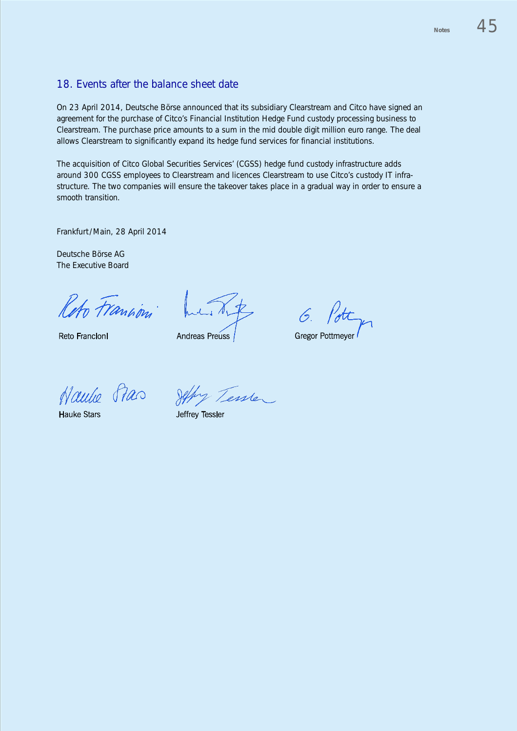## 18. Events after the balance sheet date

On 23 April 2014, Deutsche Börse announced that its subsidiary Clearstream and Citco have signed an agreement for the purchase of Citco's Financial Institution Hedge Fund custody processing business to Clearstream. The purchase price amounts to a sum in the mid double digit million euro range. The deal allows Clearstream to significantly expand its hedge fund services for financial institutions.

The acquisition of Citco Global Securities Services' (CGSS) hedge fund custody infrastructure adds around 300 CGSS employees to Clearstream and licences Clearstream to use Citco's custody IT infrastructure. The two companies will ensure the takeover takes place in a gradual way in order to ensure a smooth transition.

Frankfurt/Main, 28 April 2014

Deutsche Börse AG
The Executive Board

Reto Francioni | Andreas Preuss | Gregor Pottmeyer

Hauke Stars | Jeffrey Tessler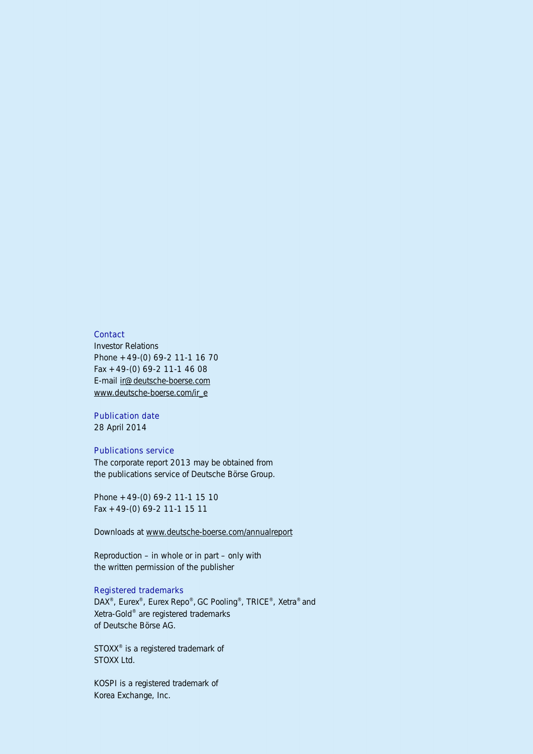## Contact

Investor Relations
Phone +49-(0) 69-2 11-1 16 70
Fax +49-(0) 69-2 11-1 46 08
E-mail ir@deutsche-boerse.com
www.deutsche-boerse.com/ir_e

## Publication date

28 April 2014

## Publications service

The corporate report 2013 may be obtained from the publications service of Deutsche Börse Group.

Phone +49-(0) 69-2 11-1 15 10
Fax +49-(0) 69-2 11-1 15 11

Downloads at www.deutsche-boerse.com/annualreport

Reproduction – in whole or in part – only with the written permission of the publisher

## Registered trademarks

DAX®, Eurex®, Eurex Repo®, GC Pooling®, TRICE®, Xetra® and Xetra-Gold® are registered trademarks of Deutsche Börse AG.

STOXX® is a registered trademark of STOXX Ltd.

KOSPI is a registered trademark of Korea Exchange, Inc.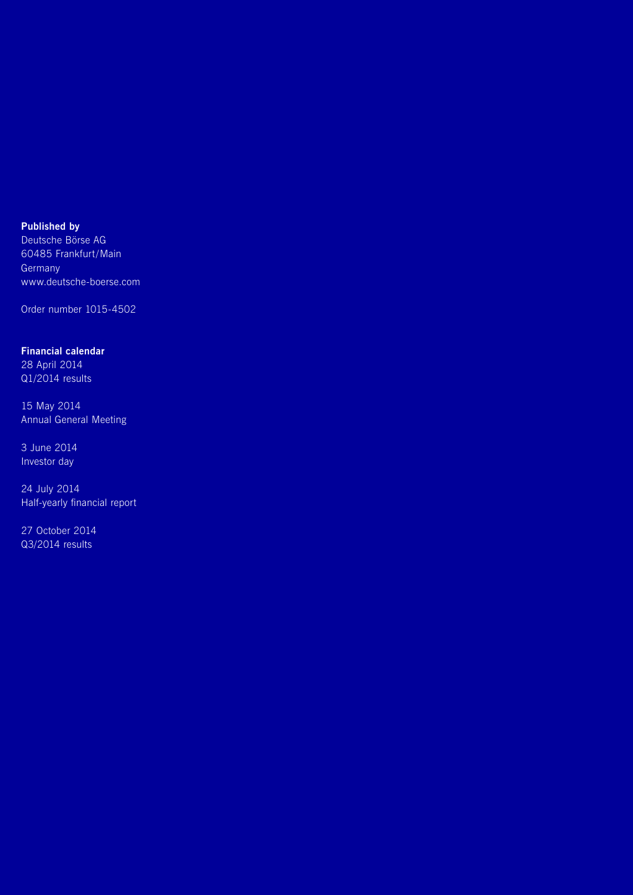**Published by**
Deutsche Börse AG
60485 Frankfurt/Main
Germany
www.deutsche-boerse.com

Order number 1015-4502

**Financial calendar**
28 April 2014
Q1/2014 results

15 May 2014
Annual General Meeting

3 June 2014
Investor day

24 July 2014
Half-yearly financial report

27 October 2014
Q3/2014 results